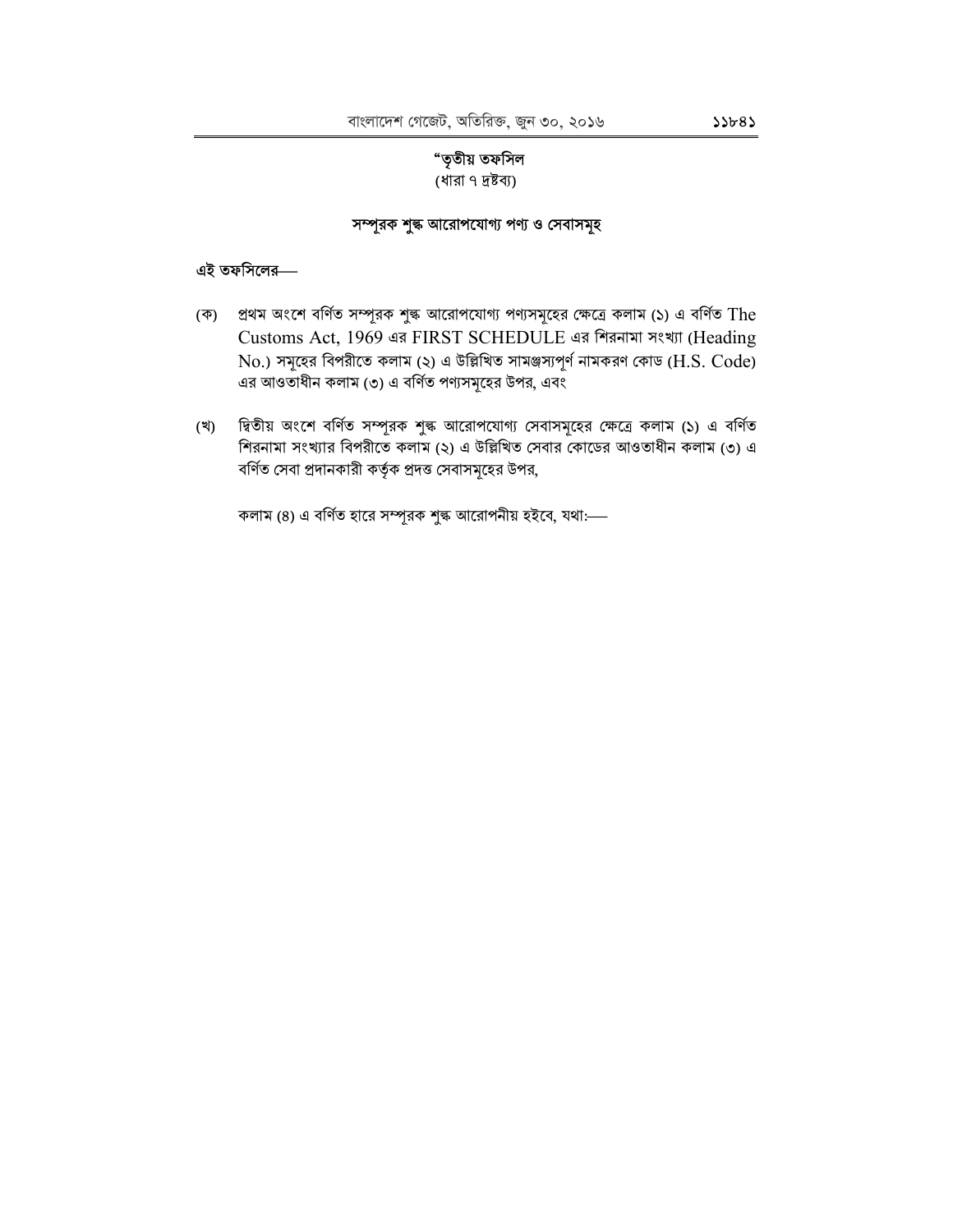# "তৃতীয় তফসিল

(ধারা ৭ দ্রষ্টব্য)

## সম্পূরক শুল্ক আরোপযোগ্য পণ্য ও সেবাসমূহ

**এই তফসিলের—**

(ক) প্রথম অংশে বর্ণিত সম্পূরক শুল্ক আরোপযোগ্য পণ্যসমূহের ক্ষেত্রে কলাম (১) এ বর্ণিত The Customs Act, 1969 এর FIRST SCHEDULE এর শিরনামা সংখ্যা (Heading No.) সমূহের বিপরীতে কলাম (২) এ উল্লিখিত সামঞ্জস্যপূর্ণ নামকরণ কোড (H.S. Code) এর আওতাধীন কলাম (৩) এ বর্ণিত পণ্যসমূহের উপর, এবং

(খ) দ্বিতীয় অংশে বর্ণিত সম্পূরক শুল্ক আরোপযোগ্য সেবাসমূহের ক্ষেত্রে কলাম (১) এ বর্ণিত শিরনামা সংখ্যার বিপরীতে কলাম (২) এ উল্লিখিত সেবার কোডের আওতাধীন কলাম (৩) এ বর্ণিত সেবা প্রদানকারী কর্তৃক প্রদত্ত সেবাসমূহের উপর,

কলাম (৪) এ বর্ণিত হারে সম্পূরক শুল্ক আরোপনীয় হইবে, যথা:—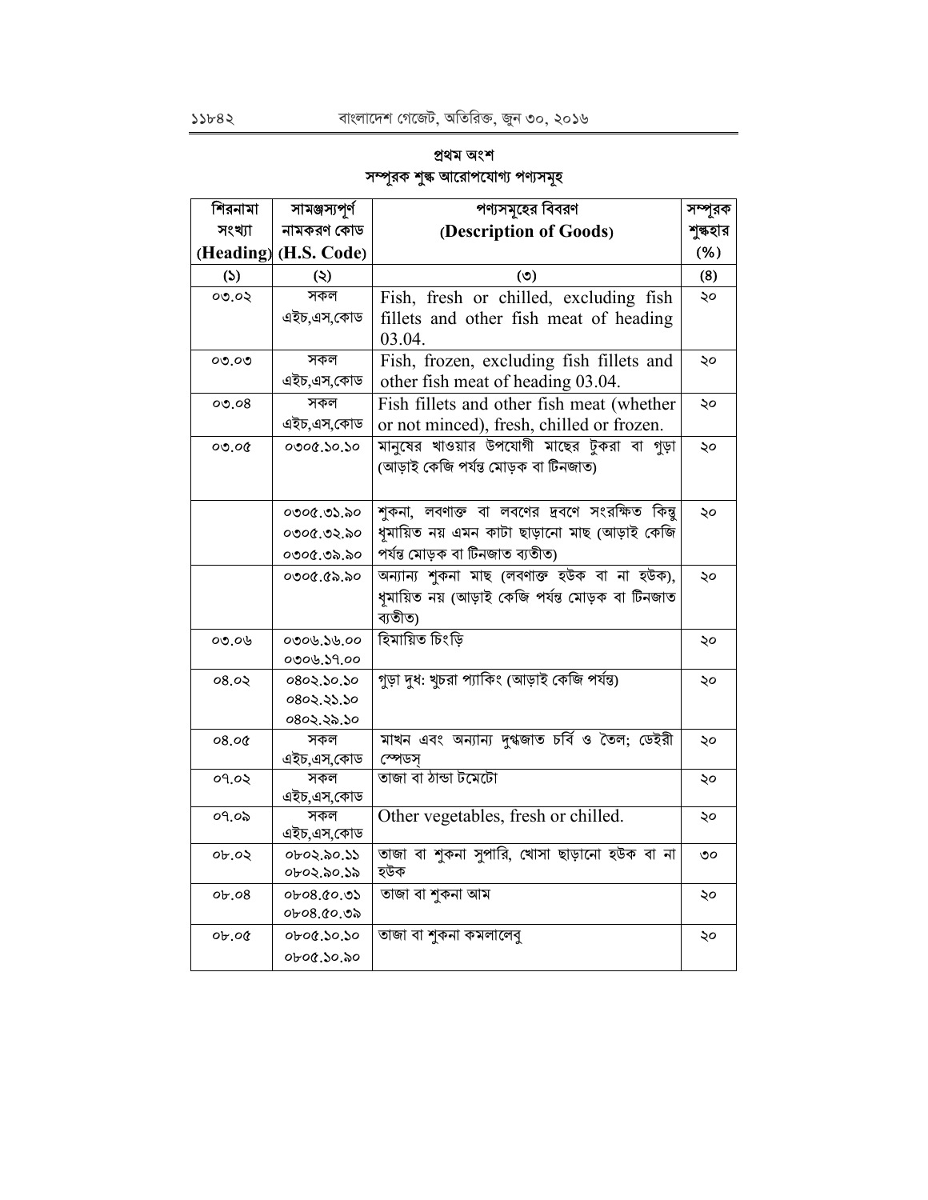## প্রথম অংশ

## সম্পূরক শুল্ক আরোপযোগ্য পণ্যসমূহ

| শিরনামা সংখ্যা (Heading) | সামঞ্জস্যপূর্ণ নামকরণ কোড (H.S. Code) | পণ্যসমূহের বিবরণ (Description of Goods) | সম্পূরক শুল্কহার (%) |
|---|---|---|---|
| (১) | (২) | (৩) | (৪) |
| ০৩.০২ | সকল এইচ,এস,কোড | Fish, fresh or chilled, excluding fish fillets and other fish meat of heading 03.04. | ২০ |
| ০৩.০৩ | সকল এইচ,এস,কোড | Fish, frozen, excluding fish fillets and other fish meat of heading 03.04. | ২০ |
| ০৩.০৪ | সকল এইচ,এস,কোড | Fish fillets and other fish meat (whether or not minced), fresh, chilled or frozen. | ২০ |
| ০৩.০৫ | ০৩০৫.১০.১০ | মানুষের খাওয়ার উপযোগী মাছের টুকরা বা গুড়া (আড়াই কেজি পর্যন্ত মোড়ক বা টিনজাত) | ২০ |
| | ০৩০৫.৩১.৯০<br>০৩০৫.৩২.৯০<br>০৩০৫.৩৯.৯০ | শুকনা, লবণাক্ত বা লবণের দ্রবণে সংরক্ষিত কিন্তু ধূমায়িত নয় এমন কাটা ছাড়ানো মাছ (আড়াই কেজি পর্যন্ত মোড়ক বা টিনজাত ব্যতীত) | ২০ |
| | ০৩০৫.৫৯.৯০ | অন্যান্য শুকনা মাছ (লবণাক্ত হউক বা না হউক), ধূমায়িত নয় (আড়াই কেজি পর্যন্ত মোড়ক বা টিনজাত ব্যতীত) | ২০ |
| ০৩.০৬ | ০৩০৬.১৬.০০<br>০৩০৬.১৭.০০ | হিমায়িত চিংড়ি | ২০ |
| ০৪.০২ | ০৪০২.১০.১০<br>০৪০২.২১.১০<br>০৪০২.২৯.১০ | গুড়া দুধ: খুচরা প্যাকিং (আড়াই কেজি পর্যন্ত) | ২০ |
| ০৪.০৫ | সকল এইচ,এস,কোড | মাখন এবং অন্যান্য দুগ্ধজাত চর্বি ও তৈল; ডেইরী স্পেডস্ | ২০ |
| ০৭.০২ | সকল এইচ,এস,কোড | তাজা বা ঠান্ডা টমেটো | ২০ |
| ০৭.০৯ | সকল এইচ,এস,কোড | Other vegetables, fresh or chilled. | ২০ |
| ০৮.০২ | ০৮০২.৯০.১১<br>০৮০২.৯০.১৯ | তাজা বা শুকনা সুপারি, খোসা ছাড়ানো হউক বা না হউক | ৩০ |
| ০৮.০৪ | ০৮০৪.৫০.৩১<br>০৮০৪.৫০.৩৯ | তাজা বা শুকনা আম | ২০ |
| ০৮.০৫ | ০৮০৫.১০.১০<br>০৮০৫.১০.৯০ | তাজা বা শুকনা কমলালেবু | ২০ |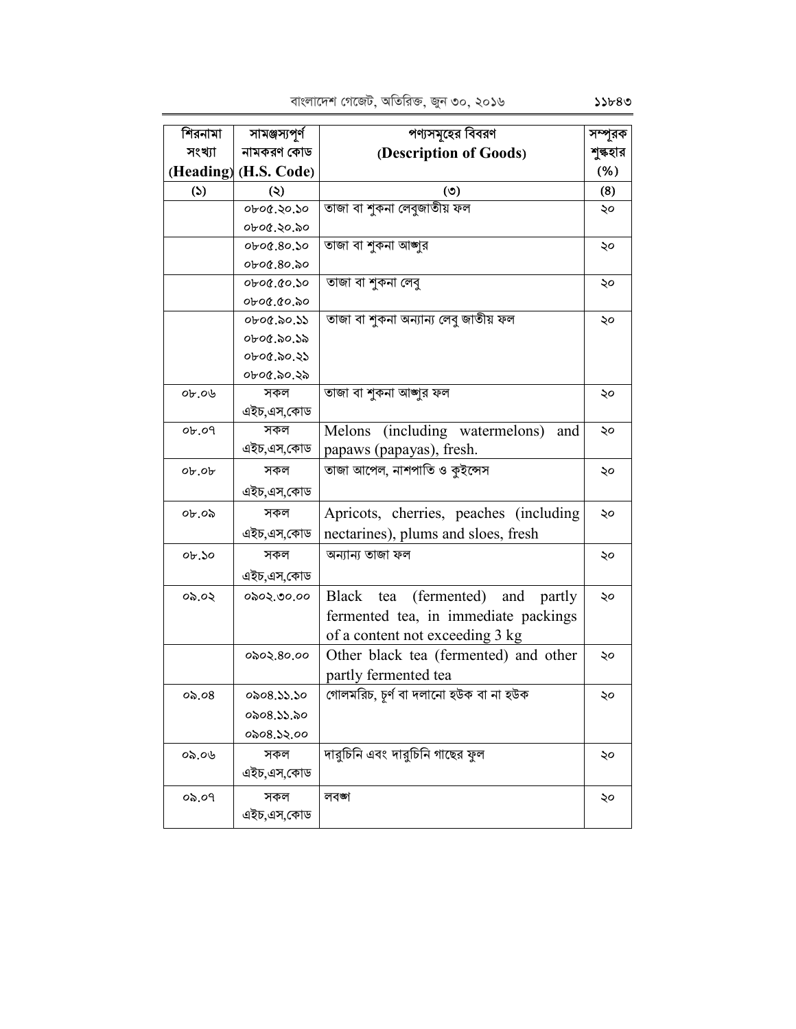| শিরনামা সংখ্যা (Heading) | সামঞ্জস্যপূর্ণ নামকরণ কোড (H.S. Code) | পণ্যসমূহের বিবরণ (Description of Goods) | সম্পূরক শুল্কহার (%) |
|---|---|---|---|
| (১) | (২) | (৩) | (৪) |
| | ০৮০৫.২০.১০<br>০৮০৫.২০.৯০ | তাজা বা শুকনা লেবুজাতীয় ফল | ২০ |
| | ০৮০৫.৪০.১০<br>০৮০৫.৪০.৯০ | তাজা বা শুকনা আঙ্গুর | ২০ |
| | ০৮০৫.৫০.১০<br>০৮০৫.৫০.৯০ | তাজা বা শুকনা লেবু | ২০ |
| | ০৮০৫.৯০.১১<br>০৮০৫.৯০.১৯<br>০৮০৫.৯০.২১<br>০৮০৫.৯০.২৯ | তাজা বা শুকনা অন্যান্য লেবু জাতীয় ফল | ২০ |
| ০৮.০৬ | সকল এইচ,এস,কোড | তাজা বা শুকনা আঙ্গুর ফল | ২০ |
| ০৮.০৭ | সকল এইচ,এস,কোড | Melons (including watermelons) and papaws (papayas), fresh. | ২০ |
| ০৮.০৮ | সকল এইচ,এস,কোড | তাজা আপেল, নাশপাতি ও কুইন্সেস | ২০ |
| ০৮.০৯ | সকল এইচ,এস,কোড | Apricots, cherries, peaches (including nectarines), plums and sloes, fresh | ২০ |
| ০৮.১০ | সকল এইচ,এস,কোড | অন্যান্য তাজা ফল | ২০ |
| ০৯.০২ | ০৯০২.৩০.০০ | Black tea (fermented) and partly fermented tea, in immediate packings of a content not exceeding 3 kg | ২০ |
| | ০৯০২.৪০.০০ | Other black tea (fermented) and other partly fermented tea | ২০ |
| ০৯.০৪ | ০৯০৪.১১.১০<br>০৯০৪.১১.৯০<br>০৯০৪.১২.০০ | গোলমরিচ, চূর্ণ বা দলানো হউক বা না হউক | ২০ |
| ০৯.০৬ | সকল এইচ,এস,কোড | দারুচিনি এবং দারুচিনি গাছের ফুল | ২০ |
| ০৯.০৭ | সকল এইচ,এস,কোড | লবঙ্গ | ২০ |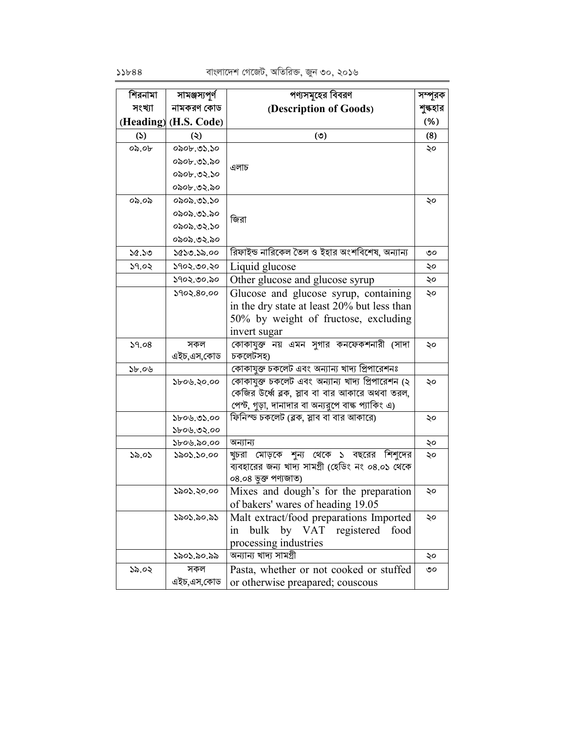| শিরনামা সংখ্যা (Heading) | সামঞ্জস্যপূর্ণ নামকরণ কোড (H.S. Code) | পণ্যসমূহের বিবরণ (Description of Goods) | সম্পূরক শুল্কহার (%) |
|---|---|---|---|
| (১) | (২) | (৩) | (8) |
| ০৯.০৮ | ০৯০৮.৩১.১০<br>০৯০৮.৩১.৯০<br>০৯০৮.৩২.১০<br>০৯০৮.৩২.৯০ | এলাচ | ২০ |
| ০৯.০৯ | ০৯০৯.৩১.১০<br>০৯০৯.৩১.৯০<br>০৯০৯.৩২.১০<br>০৯০৯.৩২.৯০ | জিরা | ২০ |
| ১৫.১৩ | ১৫১৩.১৯.০০ | রিফাইন্ড নারিকেল তৈল ও ইহার অংশবিশেষ, অন্যান্য | ৩০ |
| ১৭.০২ | ১৭০২.৩০.২০ | Liquid glucose | ২০ |
| | ১৭০২.৩০.৯০ | Other glucose and glucose syrup | ২০ |
| | ১৭০২.৪০.০০ | Glucose and glucose syrup, containing in the dry state at least 20% but less than 50% by weight of fructose, excluding invert sugar | ২০ |
| ১৭.০৪ | সকল এইচ,এস,কোড | কোকাযুক্ত নয় এমন সুগার কনফেকশনারী (সাদা চকলেটসহ) | ২০ |
| ১৮.০৬ | | কোকাযুক্ত চকলেট এবং অন্যান্য খাদ্য প্রিপারেশনঃ | |
| | ১৮০৬.২০.০০ | কোকাযুক্ত চকলেট এবং অন্যান্য খাদ্য প্রিপারেশন (২ কেজির উর্ধ্বে ব্লক, স্লাব বা বার আকারে অথবা তরল, পেস্ট, গুড়া, দানাদার বা অন্যরূপে বাল্ক প্যাকিং এ) | ২০ |
| | ১৮০৬.৩১.০০<br>১৮০৬.৩২.০০ | ফিনিস্ড চকলেট (ব্লক, স্লাব বা বার আকারে) | ২০ |
| | ১৮০৬.৯০.০০ | অন্যান্য | ২০ |
| ১৯.০১ | ১৯০১.১০.০০ | খুচরা মোড়কে শূন্য থেকে ১ বছরের শিশুদের ব্যবহারের জন্য খাদ্য সামগ্রী (হেডিং নং ০৪.০১ থেকে ০৪.০৪ ভুক্ত পণ্যজাত) | ২০ |
| | ১৯০১.২০.০০ | Mixes and dough's for the preparation of bakers' wares of heading 19.05 | ২০ |
| | ১৯০১.৯০.৯১ | Malt extract/food preparations Imported in bulk by VAT registered food processing industries | ২০ |
| | ১৯০১.৯০.৯৯ | অন্যান্য খাদ্য সামগ্রী | ২০ |
| ১৯.০২ | সকল এইচ,এস,কোড | Pasta, whether or not cooked or stuffed or otherwise preapared; couscous | ৩০ |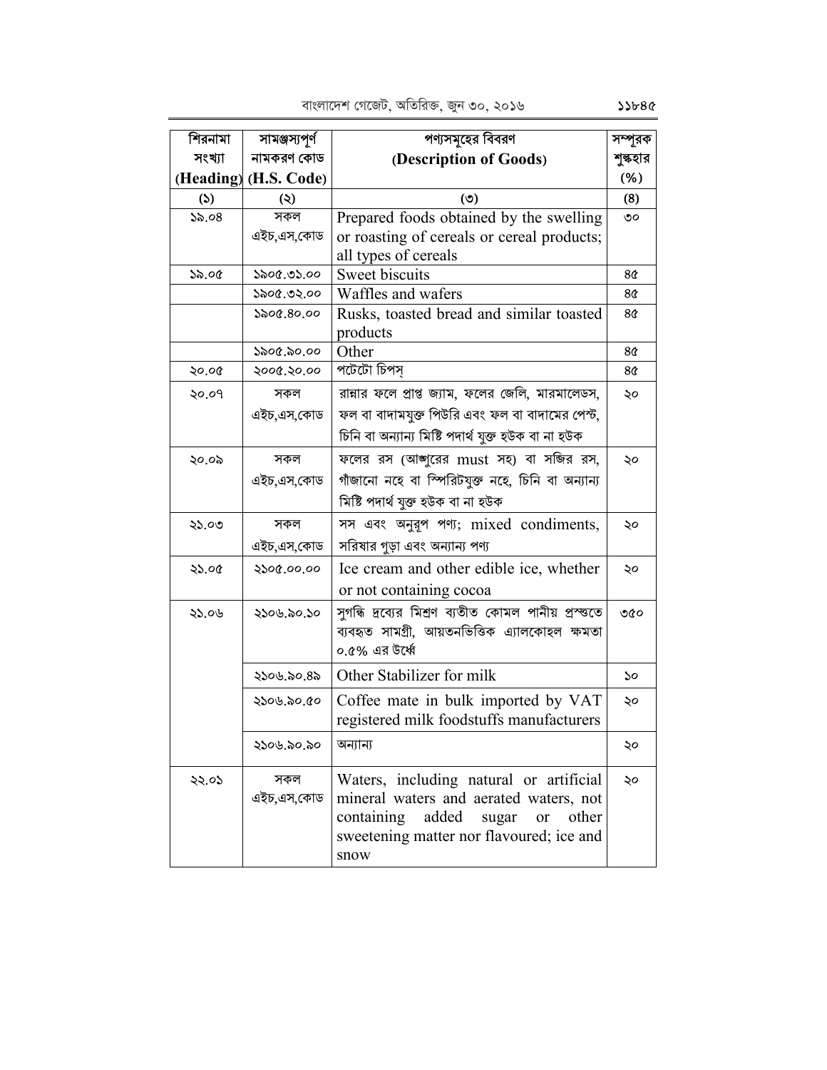| শিরনামা সংখ্যা (Heading) | সামঞ্জস্যপূর্ণ নামকরণ কোড (H.S. Code) | পণ্যসমূহের বিবরণ (Description of Goods) | সম্পূরক শুল্কহার (%) |
|---|---|---|---|
| (১) | (২) | (৩) | (৪) |
| ১৯.০৪ | সকল এইচ,এস,কোড | Prepared foods obtained by the swelling or roasting of cereals or cereal products; all types of cereals | ৩০ |
| ১৯.০৫ | ১৯০৫.৩১.০০ | Sweet biscuits | ৪৫ |
| | ১৯০৫.৩২.০০ | Waffles and wafers | ৪৫ |
| | ১৯০৫.৪০.০০ | Rusks, toasted bread and similar toasted products | ৪৫ |
| | ১৯০৫.৯০.০০ | Other | ৪৫ |
| ২০.০৫ | ২০০৫.২০.০০ | পটেটো চিপস্ | ৪৫ |
| ২০.০৭ | সকল এইচ,এস,কোড | রান্নার ফলে প্রাপ্ত জ্যাম, ফলের জেলি, মারমালেডস, ফল বা বাদামযুক্ত পিউরি এবং ফল বা বাদামের পেস্ট, চিনি বা অন্যান্য মিষ্টি পদার্থ যুক্ত হউক বা না হউক | ২০ |
| ২০.০৯ | সকল এইচ,এস,কোড | ফলের রস (আঙ্গুরের must সহ) বা সব্জির রস, গাঁজানো নহে বা স্পিরিটযুক্ত নহে, চিনি বা অন্যান্য মিষ্টি পদার্থ যুক্ত হউক বা না হউক | ২০ |
| ২১.০৩ | সকল এইচ,এস,কোড | সস এবং অনুরূপ পণ্য; mixed condiments, সরিষার গুড়া এবং অন্যান্য পণ্য | ২০ |
| ২১.০৫ | ২১০৫.০০.০০ | Ice cream and other edible ice, whether or not containing cocoa | ২০ |
| ২১.০৬ | ২১০৬.৯০.১০ | সুগন্ধি দ্রব্যের মিশ্রণ ব্যতীত কোমল পানীয় প্রস্তুতে ব্যবহৃত সামগ্রী, আয়তনভিত্তিক এ্যালকোহল ক্ষমতা ০.৫% এর উর্ধ্বে | ৩৫০ |
| | ২১০৬.৯০.৪৯ | Other Stabilizer for milk | ১০ |
| | ২১০৬.৯০.৫০ | Coffee mate in bulk imported by VAT registered milk foodstuffs manufacturers | ২০ |
| | ২১০৬.৯০.৯০ | অন্যান্য | ২০ |
| ২২.০১ | সকল এইচ,এস,কোড | Waters, including natural or artificial mineral waters and aerated waters, not containing added sugar or other sweetening matter nor flavoured; ice and snow | ২০ |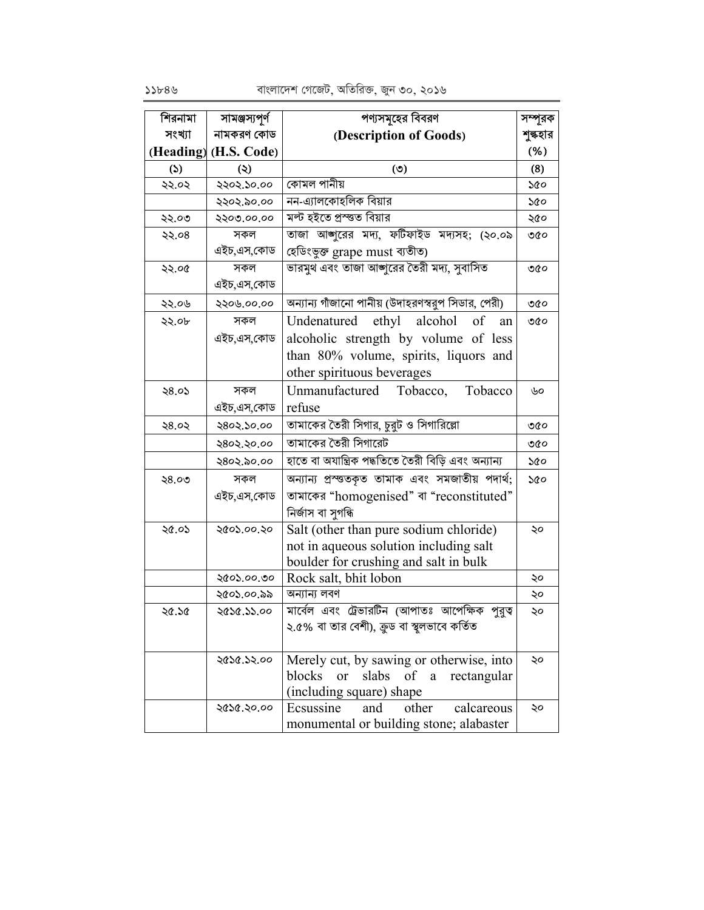| শিরনামা সংখ্যা (Heading) | সামঞ্জস্যপূর্ণ নামকরণ কোড (H.S. Code) | পণ্যসমূহের বিবরণ (Description of Goods) | সম্পূরক শুল্কহার (%) |
|---|---|---|---|
| (১) | (২) | (৩) | (৪) |
| ২২.০২ | ২২০২.১০.০০ | কোমল পানীয় | ১৫০ |
| | ২২০২.৯০.০০ | নন-এ্যালকোহলিক বিয়ার | ১৫০ |
| ২২.০৩ | ২২০৩.০০.০০ | মল্ট হইতে প্রস্তুত বিয়ার | ২৫০ |
| ২২.০৪ | সকল এইচ,এস,কোড | তাজা আঙ্গুরের মদ্য, ফর্টিফাইড মদ্যসহ; (২০.০৯ হেডিংভুক্ত grape must ব্যতীত) | ৩৫০ |
| ২২.০৫ | সকল এইচ,এস,কোড | ভারমুথ এবং তাজা আঙ্গুরের তৈরী মদ্য, সুবাসিত | ৩৫০ |
| ২২.০৬ | ২২০৬.০০.০০ | অন্যান্য গাঁজানো পানীয় (উদাহরণস্বরূপ সিডার, পেরী) | ৩৫০ |
| ২২.০৮ | সকল এইচ,এস,কোড | Undenatured ethyl alcohol of an alcoholic strength by volume of less than 80% volume, spirits, liquors and other spirituous beverages | ৩৫০ |
| ২৪.০১ | সকল এইচ,এস,কোড | Unmanufactured Tobacco, Tobacco refuse | ৬০ |
| ২৪.০২ | ২৪০২.১০.০০ | তামাকের তৈরী সিগার, চুরুট ও সিগারিল্লো | ৩৫০ |
| | ২৪০২.২০.০০ | তামাকের তৈরী সিগারেট | ৩৫০ |
| | ২৪০২.৯০.০০ | হাতে বা অযান্ত্রিক পদ্ধতিতে তৈরী বিড়ি এবং অন্যান্য | ১৫০ |
| ২৪.০৩ | সকল এইচ,এস,কোড | অন্যান্য প্রস্তুতকৃত তামাক এবং সমজাতীয় পদার্থ; তামাকের "homogenised" বা "reconstituted" নির্জাস বা সুগন্ধি | ১৫০ |
| ২৫.০১ | ২৫০১.০০.২০ | Salt (other than pure sodium chloride) not in aqueous solution including salt boulder for crushing and salt in bulk | ২০ |
| | ২৫০১.০০.৩০ | Rock salt, bhit lobon | ২০ |
| | ২৫০১.০০.৯৯ | অন্যান্য লবণ | ২০ |
| ২৫.১৫ | ২৫১৫.১১.০০ | মার্বেল এবং ট্রেভারটিন (আপাতঃ আপেক্ষিক পুরুত্ব ২.৫% বা তার বেশী), ক্রুড বা স্থূলভাবে কর্তিত | ২০ |
| | ২৫১৫.১২.০০ | Merely cut, by sawing or otherwise, into blocks or slabs of a rectangular (including square) shape | ২০ |
| | ২৫১৫.২০.০০ | Ecsussine and other calcareous monumental or building stone; alabaster | ২০ |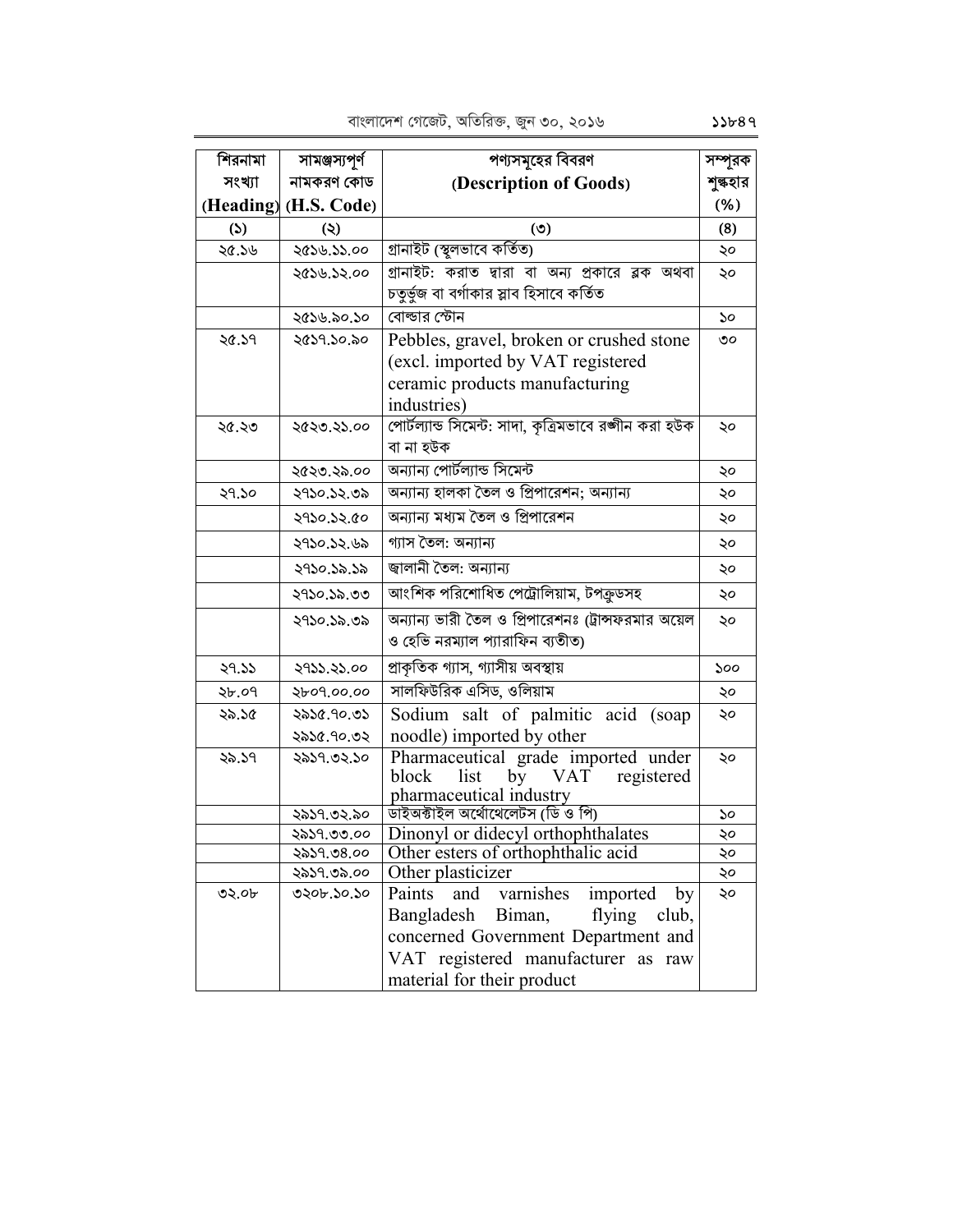| শিরনামা সংখ্যা (Heading) | সামঞ্জস্যপূর্ণ নামকরণ কোড (H.S. Code) | পণ্যসমূহের বিবরণ (Description of Goods) | সম্পূরক শুল্কহার (%) |
|---|---|---|---|
| (১) | (২) | (৩) | (8) |
| ২৫.১৬ | ২৫১৬.১১.০০ | গ্রানাইট (স্থূলভাবে কর্তিত) | ২০ |
| | ২৫১৬.১২.০০ | গ্রানাইট: করাত দ্বারা বা অন্য প্রকারে ব্লক অথবা চতুর্ভুজ বা বর্গাকার স্লাব হিসাবে কর্তিত | ২০ |
| | ২৫১৬.৯০.১০ | বোল্ডার স্টোন | ১০ |
| ২৫.১৭ | ২৫১৭.১০.৯০ | Pebbles, gravel, broken or crushed stone (excl. imported by VAT registered ceramic products manufacturing industries) | ৩০ |
| ২৫.২৩ | ২৫২৩.২১.০০ | পোর্টল্যান্ড সিমেন্ট: সাদা, কৃত্রিমভাবে রঞ্জীন করা হউক বা না হউক | ২০ |
| | ২৫২৩.২৯.০০ | অন্যান্য পোর্টল্যান্ড সিমেন্ট | ২০ |
| ২৭.১০ | ২৭১০.১২.৩৯ | অন্যান্য হালকা তৈল ও প্রিপারেশন; অন্যান্য | ২০ |
| | ২৭১০.১২.৫০ | অন্যান্য মধ্যম তৈল ও প্রিপারেশন | ২০ |
| | ২৭১০.১২.৬৯ | গ্যাস তৈল: অন্যান্য | ২০ |
| | ২৭১০.১৯.১৯ | জ্বালানী তৈল: অন্যান্য | ২০ |
| | ২৭১০.১৯.৩৩ | আংশিক পরিশোধিত পেট্রোলিয়াম, টপক্রুডসহ | ২০ |
| | ২৭১০.১৯.৩৯ | অন্যান্য ভারী তৈল ও প্রিপারেশনঃ (ট্রান্সফরমার অয়েল ও হেভি নরম্যাল প্যারাফিন ব্যতীত) | ২০ |
| ২৭.১১ | ২৭১১.২১.০০ | প্রাকৃতিক গ্যাস, গ্যাসীয় অবস্থায় | ১০০ |
| ২৮.০৭ | ২৮০৭.০০.০০ | সালফিউরিক এসিড, ওলিয়াম | ২০ |
| ২৯.১৫ | ২৯১৫.৭০.৩১ ২৯১৫.৭০.৩২ | Sodium salt of palmitic acid (soap noodle) imported by other | ২০ |
| ২৯.১৭ | ২৯১৭.৩২.১০ | Pharmaceutical grade imported under block list by VAT registered pharmaceutical industry | ২০ |
| | ২৯১৭.৩২.৯০ | ডাইঅক্টাইল অর্থোথেলেটস (ডি ও পি) | ১০ |
| | ২৯১৭.৩৩.০০ | Dinonyl or didecyl orthophthalates | ২০ |
| | ২৯১৭.৩৪.০০ | Other esters of orthophthalic acid | ২০ |
| | ২৯১৭.৩৯.০০ | Other plasticizer | ২০ |
| ৩২.০৮ | ৩২০৮.১০.১০ | Paints and varnishes imported by Bangladesh Biman, flying club, concerned Government Department and VAT registered manufacturer as raw material for their product | ২০ |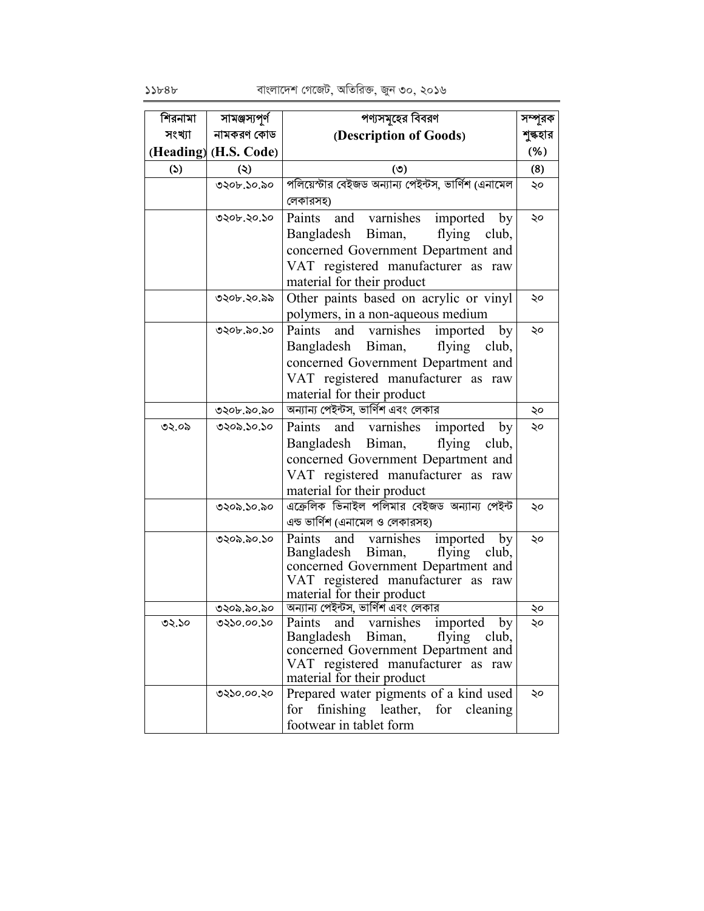| শিরনামা সংখ্যা (Heading) | সামঞ্জস্যপূর্ণ নামকরণ কোড (H.S. Code) | পণ্যসমূহের বিবরণ (Description of Goods) | সম্পূরক শুল্কহার (%) |
|---|---|---|---|
| (১) | (২) | (৩) | (৪) |
| | ৩২০৮.১০.৯০ | পলিয়েস্টার বেইজড অন্যান্য পেইন্টস, ভার্নিশ (এনামেল লেকারসহ) | ২০ |
| | ৩২০৮.২০.১০ | Paints and varnishes imported by Bangladesh Biman, flying club, concerned Government Department and VAT registered manufacturer as raw material for their product | ২০ |
| | ৩২০৮.২০.৯৯ | Other paints based on acrylic or vinyl polymers, in a non-aqueous medium | ২০ |
| | ৩২০৮.৯০.১০ | Paints and varnishes imported by Bangladesh Biman, flying club, concerned Government Department and VAT registered manufacturer as raw material for their product | ২০ |
| | ৩২০৮.৯০.৯০ | অন্যান্য পেইন্টস, ভার্নিশ এবং লেকার | ২০ |
| ৩২.০৯ | ৩২০৯.১০.১০ | Paints and varnishes imported by Bangladesh Biman, flying club, concerned Government Department and VAT registered manufacturer as raw material for their product | ২০ |
| | ৩২০৯.১০.৯০ | এক্রেলিক ভিনাইল পলিমার বেইজড অন্যান্য পেইন্ট এন্ড ভার্নিশ (এনামেল ও লেকারসহ) | ২০ |
| | ৩২০৯.৯০.১০ | Paints and varnishes imported by Bangladesh Biman, flying club, concerned Government Department and VAT registered manufacturer as raw material for their product | ২০ |
| | ৩২০৯.৯০.৯০ | অন্যান্য পেইন্টস, ভার্নিশ এবং লেকার | ২০ |
| ৩২.১০ | ৩২১০.০০.১০ | Paints and varnishes imported by Bangladesh Biman, flying club, concerned Government Department and VAT registered manufacturer as raw material for their product | ২০ |
| | ৩২১০.০০.২০ | Prepared water pigments of a kind used for finishing leather, for cleaning footwear in tablet form | ২০ |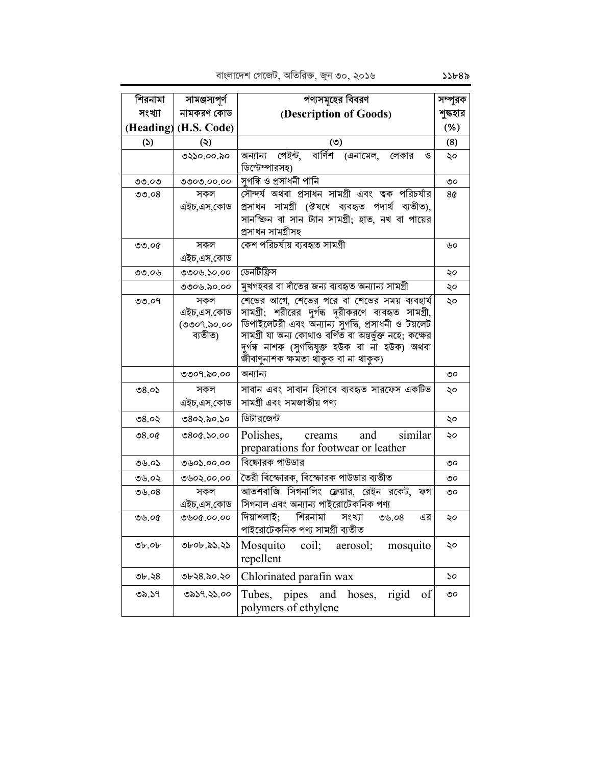| শিরনামা সংখ্যা (Heading) | সামঞ্জস্যপূর্ণ নামকরণ কোড (H.S. Code) | পণ্যসমূহের বিবরণ (Description of Goods) | সম্পূরক শুল্কহার (%) |
|---|---|---|---|
| (১) | (২) | (৩) | (৪) |
| | ৩২১০.০০.৯০ | অন্যান্য পেইন্ট, বার্নিশ (এনামেল, লেকার ও ডিস্টেম্পারসহ) | ২০ |
| ৩৩.০৩ | ৩৩০৩.০০.০০ | সুগন্ধি ও প্রসাধনী পানি | ৩০ |
| ৩৩.০৪ | সকল এইচ,এস,কোড | সৌন্দর্য অথবা প্রসাধন সামগ্রী এবং ত্বক পরিচর্যার প্রসাধন সামগ্রী (ঔষধে ব্যবহৃত পদার্থ ব্যতীত), সানস্ক্রিন বা সান ট্যান সামগ্রী; হাত, নখ বা পায়ের প্রসাধন সামগ্রীসহ | ৪৫ |
| ৩৩.০৫ | সকল এইচ,এস,কোড | কেশ পরিচর্যায় ব্যবহৃত সামগ্রী | ৬০ |
| ৩৩.০৬ | ৩৩০৬.১০.০০ | ডেনটিফ্রিস | ২০ |
| | ৩৩০৬.৯০.০০ | মুখগহবর বা দাঁতের জন্য ব্যবহৃত অন্যান্য সামগ্রী | ২০ |
| ৩৩.০৭ | সকল এইচ,এস,কোড (৩৩০৭.৯০.০০ ব্যতীত) | শেভের আগে, শেভের পরে বা শেভের সময় ব্যবহার্য সামগ্রী; শরীরের দুর্গন্ধ দূরীকরণে ব্যবহৃত সামগ্রী, ডিপাইলেটরী এবং অন্যান্য সুগন্ধি, প্রসাধনী ও টয়লেট সামগ্রী যা অন্য কোথাও বর্ণিত বা অন্তর্ভুক্ত নহে; কক্ষের দুর্গন্ধ নাশক (সুগন্ধিযুক্ত হউক বা না হউক) অথবা জীবাণুনাশক ক্ষমতা থাকুক বা না থাকুক) | ২০ |
| | ৩৩০৭.৯০.০০ | অন্যান্য | ৩০ |
| ৩৪.০১ | সকল এইচ,এস,কোড | সাবান এবং সাবান হিসাবে ব্যবহৃত সারফেস একটিভ সামগ্রী এবং সমজাতীয় পণ্য | ২০ |
| ৩৪.০২ | ৩৪০২.৯০.১০ | ডিটারজেন্ট | ২০ |
| ৩৪.০৫ | ৩৪০৫.১০.০০ | Polishes, creams and similar preparations for footwear or leather | ২০ |
| ৩৬.০১ | ৩৬০১.০০.০০ | বিস্ফোরক পাউডার | ৩০ |
| ৩৬.০২ | ৩৬০২.০০.০০ | তৈরী বিস্ফোরক, বিস্ফোরক পাউডার ব্যতীত | ৩০ |
| ৩৬.০৪ | সকল এইচ,এস,কোড | আতশবাজি সিগনালিং ফ্লেয়ার, রেইন রকেট, ফগ সিগনাল এবং অন্যান্য পাইরোটেকনিক পণ্য | ৩০ |
| ৩৬.০৫ | ৩৬০৫.০০.০০ | দিয়াশলাই; শিরনামা সংখ্যা ৩৬.০৪ এর পাইরোটেকনিক পণ্য সামগ্রী ব্যতীত | ২০ |
| ৩৮.০৮ | ৩৮০৮.৯১.২১ | Mosquito coil; aerosol; mosquito repellent | ২০ |
| ৩৮.২৪ | ৩৮২৪.৯০.২০ | Chlorinated parafin wax | ১০ |
| ৩৯.১৭ | ৩৯১৭.২১.০০ | Tubes, pipes and hoses, rigid of polymers of ethylene | ৩০ |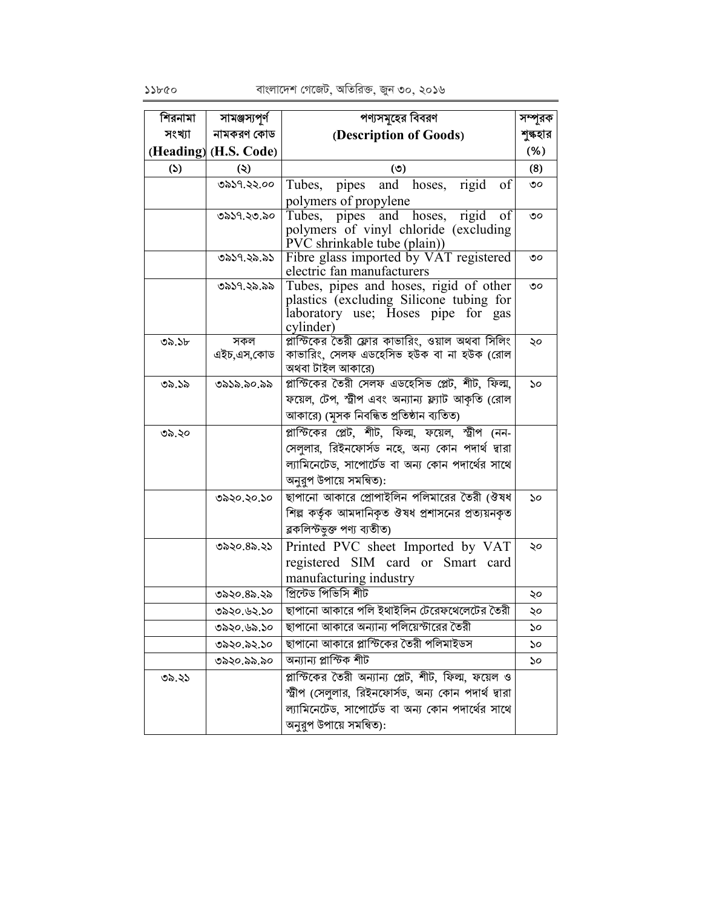| শিরনামা সংখ্যা (Heading) | সামঞ্জস্যপূর্ণ নামকরণ কোড (H.S. Code) | পণ্যসমূহের বিবরণ (Description of Goods) | সম্পূরক শুল্কহার (%) |
|---|---|---|---|
| (১) | (২) | (৩) | (8) |
| | ৩৯১৭.২২.০০ | Tubes, pipes and hoses, rigid of polymers of propylene | ৩০ |
| | ৩৯১৭.২৩.৯০ | Tubes, pipes and hoses, rigid of polymers of vinyl chloride (excluding PVC shrinkable tube (plain)) | ৩০ |
| | ৩৯১৭.২৯.৯১ | Fibre glass imported by VAT registered electric fan manufacturers | ৩০ |
| | ৩৯১৭.২৯.৯৯ | Tubes, pipes and hoses, rigid of other plastics (excluding Silicone tubing for laboratory use; Hoses pipe for gas cylinder) | ৩০ |
| ৩৯.১৮ | সকল এইচ,এস,কোড | প্লাস্টিকের তৈরী ফ্লোর কাভারিং, ওয়াল অথবা সিলিং কাভারিং, সেলফ এডহেসিভ হউক বা না হউক (রোল অথবা টাইল আকারে) | ২০ |
| ৩৯.১৯ | ৩৯১৯.৯০.৯৯ | প্লাস্টিকের তৈরী সেলফ এডহেসিভ প্লেট, শীট, ফিল্ম, ফয়েল, টেপ, স্ট্রীপ এবং অন্যান্য ফ্ল্যাট আকৃতি (রোল আকারে) (মূসক নিবন্ধিত প্রতিষ্ঠান ব্যতিত) | ১০ |
| ৩৯.২০ | | প্লাস্টিকের প্লেট, শীট, ফিল্ম, ফয়েল, স্ট্রীপ (নন-সেলুলার, রিইনফোর্সড নহে, অন্য কোন পদার্থ দ্বারা ল্যামিনেটেড, সাপোর্টেড বা অন্য কোন পদার্থের সাথে অনুরূপ উপায়ে সমন্বিত): | |
| | ৩৯২০.২০.১০ | ছাপানো আকারে প্রোপাইলিন পলিমারের তৈরী (ঔষধ শিল্প কর্তৃক আমদানিকৃত ঔষধ প্রশাসনের প্রত্যয়নকৃত ব্লকলিস্টভুক্ত পণ্য ব্যতীত) | ১০ |
| | ৩৯২০.৪৯.২১ | Printed PVC sheet Imported by VAT registered SIM card or Smart card manufacturing industry | ২০ |
| | ৩৯২০.৪৯.২৯ | প্রিন্টেড পিভিসি শীট | ২০ |
| | ৩৯২০.৬২.১০ | ছাপানো আকারে পলি ইথাইলিন টেরেফথেলেটের তৈরী | ২০ |
| | ৩৯২০.৬৯.১০ | ছাপানো আকারে অন্যান্য পলিয়েস্টারের তৈরী | ১০ |
| | ৩৯২০.৯২.১০ | ছাপানো আকারে প্লাস্টিকের তৈরী পলিমাইডস | ১০ |
| | ৩৯২০.৯৯.৯০ | অন্যান্য প্লাস্টিক শীট | ১০ |
| ৩৯.২১ | | প্লাস্টিকের তৈরী অন্যান্য প্লেট, শীট, ফিল্ম, ফয়েল ও স্ট্রীপ (সেলুলার, রিইনফোর্সড, অন্য কোন পদার্থ দ্বারা ল্যামিনেটেড, সাপোর্টেড বা অন্য কোন পদার্থের সাথে অনুরূপ উপায়ে সমন্বিত): | |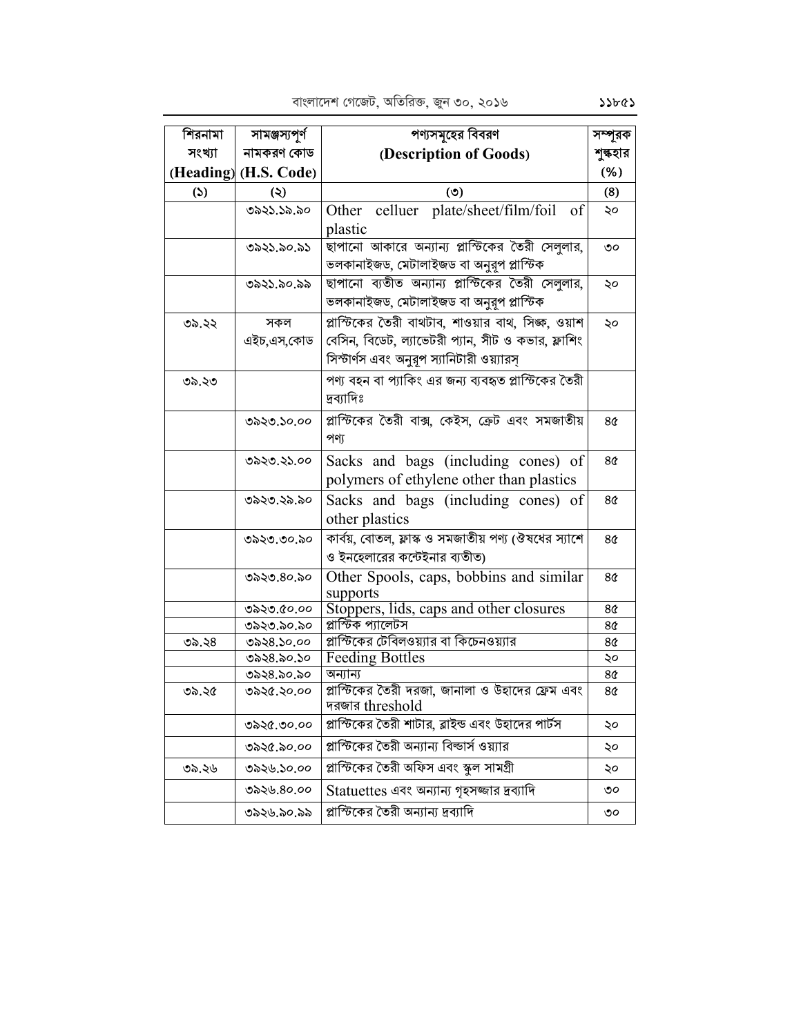| শিরনামা সংখ্যা (Heading) | সামঞ্জস্যপূর্ণ নামকরণ কোড (H.S. Code) | পণ্যসমূহের বিবরণ (Description of Goods) | সম্পূরক শুল্কহার (%) |
|---|---|---|---|
| (১) | (২) | (৩) | (৪) |
| | ৩৯২১.১৯.৯০ | Other celluer plate/sheet/film/foil of plastic | ২০ |
| | ৩৯২১.৯০.৯১ | ছাপানো আকারে অন্যান্য প্লাস্টিকের তৈরী সেলুলার, ভলকানাইজড, মেটালাইজড বা অনুরূপ প্লাস্টিক | ৩০ |
| | ৩৯২১.৯০.৯৯ | ছাপানো ব্যতীত অন্যান্য প্লাস্টিকের তৈরী সেলুলার, ভলকানাইজড, মেটালাইজড বা অনুরূপ প্লাস্টিক | ২০ |
| ৩৯.২২ | সকল এইচ,এস,কোড | প্লাস্টিকের তৈরী বাথটাব, শাওয়ার বাথ, সিঙ্ক, ওয়াশ বেসিন, বিডেট, ল্যাভেটরী প্যান, সীট ও কভার, ফ্লাশিং সিস্টার্ণস এবং অনুরূপ স্যানিটারী ওয়্যারস্ | ২০ |
| ৩৯.২৩ | | পণ্য বহন বা প্যাকিং এর জন্য ব্যবহৃত প্লাস্টিকের তৈরী দ্রব্যাদিঃ | |
| | ৩৯২৩.১০.০০ | প্লাস্টিকের তৈরী বাক্স, কেইস, ক্রেট এবং সমজাতীয় পণ্য | ৪৫ |
| | ৩৯২৩.২১.০০ | Sacks and bags (including cones) of polymers of ethylene other than plastics | ৪৫ |
| | ৩৯২৩.২৯.৯০ | Sacks and bags (including cones) of other plastics | ৪৫ |
| | ৩৯২৩.৩০.৯০ | কার্বয়, বোতল, ফ্লাস্ক ও সমজাতীয় পণ্য (ঔষধের স্যাশে ও ইনহেলারের কন্টেইনার ব্যতীত) | ৪৫ |
| | ৩৯২৩.৪০.৯০ | Other Spools, caps, bobbins and similar supports | ৪৫ |
| | ৩৯২৩.৫০.০০ | Stoppers, lids, caps and other closures | ৪৫ |
| | ৩৯২৩.৯০.৯০ | প্লাস্টিক প্যালেটস | ৪৫ |
| ৩৯.২৪ | ৩৯২৪.১০.০০ | প্লাস্টিকের টেবিলওয়্যার বা কিচেনওয়্যার | ৪৫ |
| | ৩৯২৪.৯০.১০ | Feeding Bottles | ২০ |
| | ৩৯২৪.৯০.৯০ | অন্যান্য | ৪৫ |
| ৩৯.২৫ | ৩৯২৫.২০.০০ | প্লাস্টিকের তৈরী দরজা, জানালা ও উহাদের ফ্রেম এবং দরজার threshold | ৪৫ |
| | ৩৯২৫.৩০.০০ | প্লাস্টিকের তৈরী শাটার, ব্লাইন্ড এবং উহাদের পার্টস | ২০ |
| | ৩৯২৫.৯০.০০ | প্লাস্টিকের তৈরী অন্যান্য বিল্ডার্স ওয়্যার | ২০ |
| ৩৯.২৬ | ৩৯২৬.১০.০০ | প্লাস্টিকের তৈরী অফিস এবং স্কুল সামগ্রী | ২০ |
| | ৩৯২৬.৪০.০০ | Statuettes এবং অন্যান্য গৃহসজ্জার দ্রব্যাদি | ৩০ |
| | ৩৯২৬.৯০.৯৯ | প্লাস্টিকের তৈরী অন্যান্য দ্রব্যাদি | ৩০ |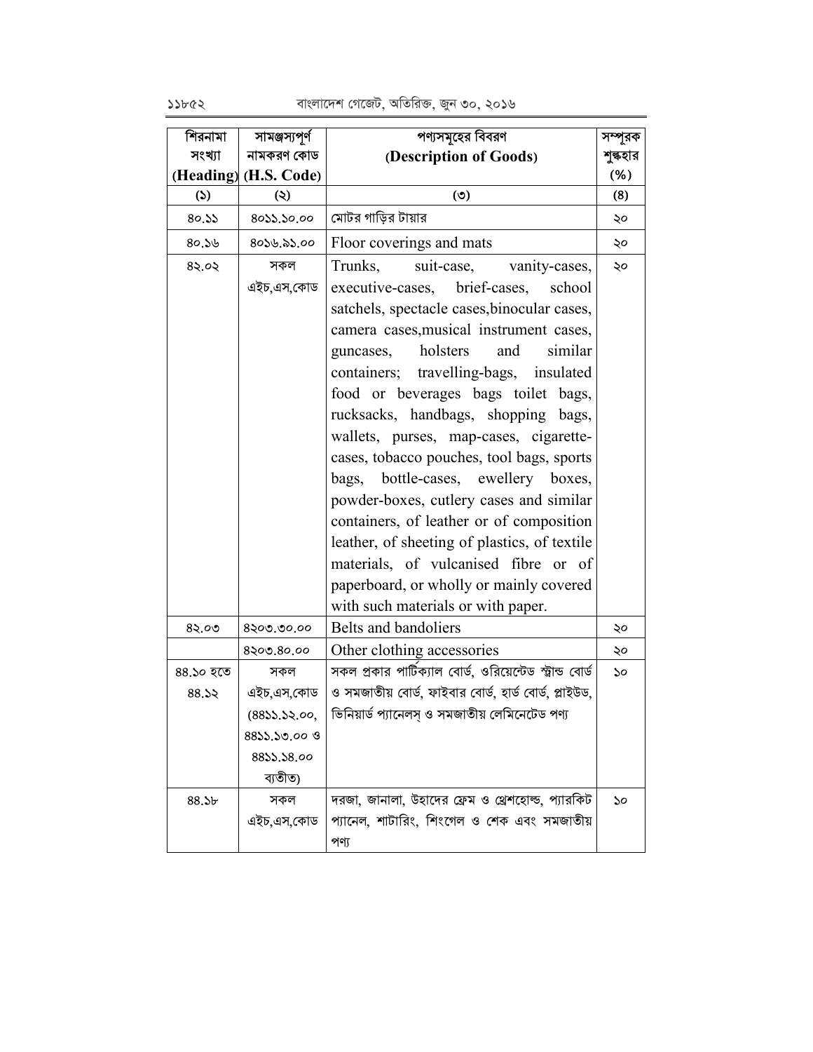| শিরনামা সংখ্যা (Heading) | সামঞ্জস্যপূর্ণ নামকরণ কোড (H.S. Code) | পণ্যসমূহের বিবরণ (Description of Goods) | সম্পূরক শুল্কহার (%) |
|---|---|---|---|
| (১) | (২) | (৩) | (৪) |
| ৪০.১১ | ৪০১১.১০.০০ | মোটর গাড়ির টায়ার | ২০ |
| ৪০.১৬ | ৪০১৬.৯১.০০ | Floor coverings and mats | ২০ |
| ৪২.০২ | সকল এইচ,এস,কোড | Trunks, suit-case, vanity-cases, executive-cases, brief-cases, school satchels, spectacle cases,binocular cases, camera cases,musical instrument cases, guncases, holsters and similar containers; travelling-bags, insulated food or beverages bags toilet bags, rucksacks, handbags, shopping bags, wallets, purses, map-cases, cigarette-cases, tobacco pouches, tool bags, sports bags, bottle-cases, ewellery boxes, powder-boxes, cutlery cases and similar containers, of leather or of composition leather, of sheeting of plastics, of textile materials, of vulcanised fibre or of paperboard, or wholly or mainly covered with such materials or with paper. | ২০ |
| ৪২.০৩ | ৪২০৩.৩০.০০ | Belts and bandoliers | ২০ |
| | ৪২০৩.৪০.০০ | Other clothing accessories | ২০ |
| ৪৪.১০ হতে ৪৪.১২ | সকল এইচ,এস,কোড (৪৪১১.১২.০০, ৪৪১১.১৩.০০ ও ৪৪১১.১৪.০০ ব্যতীত) | সকল প্রকার পার্টিক্যাল বোর্ড, ওরিয়েন্টেড স্ট্রান্ড বোর্ড ও সমজাতীয় বোর্ড, ফাইবার বোর্ড, হার্ড বোর্ড, প্লাইউড, ভিনিয়ার্ড প্যানেলস্ ও সমজাতীয় লেমিনেটেড পণ্য | ১০ |
| ৪৪.১৮ | সকল এইচ,এস,কোড | দরজা, জানালা, উহাদের ফ্রেম ও থ্রেশহোল্ড, প্যারকিট প্যানেল, শাটারিং, শিংগেল ও শেক এবং সমজাতীয় পণ্য | ১০ |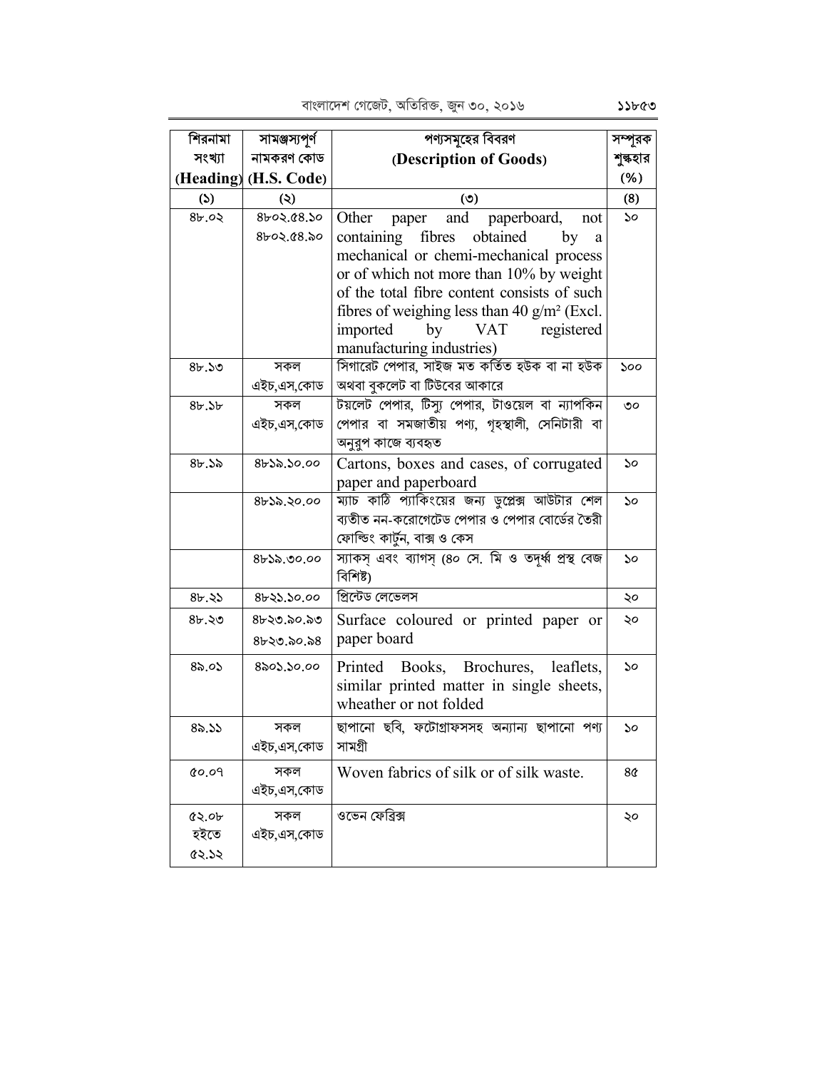| শিরনামা সংখ্যা (Heading) | সামঞ্জস্যপূর্ণ নামকরণ কোড (H.S. Code) | পণ্যসমূহের বিবরণ (Description of Goods) | সম্পূরক শুল্কহার (%) |
|---|---|---|---|
| (১) | (২) | (৩) | (8) |
| ৪৮.০২ | ৪৮০২.৫৪.১০<br>৪৮০২.৫৪.৯০ | Other paper and paperboard, not containing fibres obtained by a mechanical or chemi-mechanical process or of which not more than 10% by weight of the total fibre content consists of such fibres of weighing less than 40 g/m² (Excl. imported by VAT registered manufacturing industries) | ১০ |
| ৪৮.১৩ | সকল এইচ,এস,কোড | সিগারেট পেপার, সাইজ মত কর্তিত হউক বা না হউক অথবা বুকলেট বা টিউবের আকারে | ১০০ |
| ৪৮.১৮ | সকল এইচ,এস,কোড | টয়লেট পেপার, টিস্যু পেপার, টাওয়েল বা ন্যাপকিন পেপার বা সমজাতীয় পণ্য, গৃহস্থালী, সেনিটারী বা অনুরূপ কাজে ব্যবহৃত | ৩০ |
| ৪৮.১৯ | ৪৮১৯.১০.০০ | Cartons, boxes and cases, of corrugated paper and paperboard | ১০ |
| | ৪৮১৯.২০.০০ | ম্যাচ কাঠি প্যাকিংয়ের জন্য ডুপ্লেক্স আউটার শেল ব্যতীত নন-করোগেটেড পেপার ও পেপার বোর্ডের তৈরী ফোল্ডিং কার্টুন, বাক্স ও কেস | ১০ |
| | ৪৮১৯.৩০.০০ | স্যাকস্ এবং ব্যাগস্ (৪০ সে. মি ও তদূর্ধ্ব প্রস্থ বেজ বিশিষ্ট) | ১০ |
| ৪৮.২১ | ৪৮২১.১০.০০ | প্রিন্টেড লেভেলস | ২০ |
| ৪৮.২৩ | ৪৮২৩.৯০.৯৩<br>৪৮২৩.৯০.৯৪ | Surface coloured or printed paper or paper board | ২০ |
| ৪৯.০১ | ৪৯০১.১০.০০ | Printed Books, Brochures, leaflets, similar printed matter in single sheets, wheather or not folded | ১০ |
| ৪৯.১১ | সকল এইচ,এস,কোড | ছাপানো ছবি, ফটোগ্রাফসসহ অন্যান্য ছাপানো পণ্য সামগ্রী | ১০ |
| ৫০.০৭ | সকল এইচ,এস,কোড | Woven fabrics of silk or of silk waste. | ৪৫ |
| ৫২.০৮ হইতে ৫২.১২ | সকল এইচ,এস,কোড | ওভেন ফেব্রিক্স | ২০ |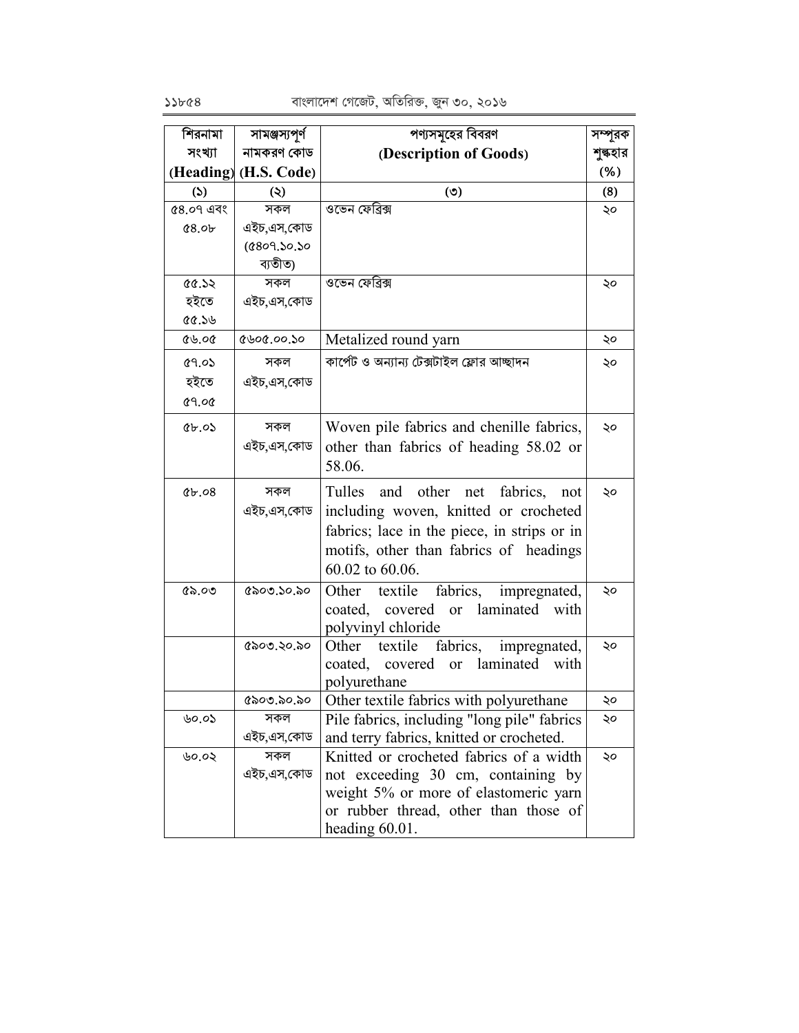| শিরনামা সংখ্যা (Heading) | সামঞ্জস্যপূর্ণ নামকরণ কোড (H.S. Code) | পণ্যসমূহের বিবরণ (Description of Goods) | সম্পূরক শুল্কহার (%) |
|---|---|---|---|
| (১) | (২) | (৩) | (8) |
| ৫৪.০৭ এবং ৫৪.০৮ | সকল এইচ,এস,কোড (৫৪০৭.১০.১০ ব্যতীত) | ওভেন ফেব্রিক্স | ২০ |
| ৫৫.১২ হইতে ৫৫.১৬ | সকল এইচ,এস,কোড | ওভেন ফেব্রিক্স | ২০ |
| ৫৬.০৫ | ৫৬০৫.০০.১০ | Metalized round yarn | ২০ |
| ৫৭.০১ হইতে ৫৭.০৫ | সকল এইচ,এস,কোড | কার্পেট ও অন্যান্য টেক্সটাইল ফ্লোর আচ্ছাদন | ২০ |
| ৫৮.০১ | সকল এইচ,এস,কোড | Woven pile fabrics and chenille fabrics, other than fabrics of heading 58.02 or 58.06. | ২০ |
| ৫৮.০৪ | সকল এইচ,এস,কোড | Tulles and other net fabrics, not including woven, knitted or crocheted fabrics; lace in the piece, in strips or in motifs, other than fabrics of headings 60.02 to 60.06. | ২০ |
| ৫৯.০৩ | ৫৯০৩.১০.৯০ | Other textile fabrics, impregnated, coated, covered or laminated with polyvinyl chloride | ২০ |
| | ৫৯০৩.২০.৯০ | Other textile fabrics, impregnated, coated, covered or laminated with polyurethane | ২০ |
| | ৫৯০৩.৯০.৯০ | Other textile fabrics with polyurethane | ২০ |
| ৬০.০১ | সকল এইচ,এস,কোড | Pile fabrics, including "long pile" fabrics and terry fabrics, knitted or crocheted. | ২০ |
| ৬০.০২ | সকল এইচ,এস,কোড | Knitted or crocheted fabrics of a width not exceeding 30 cm, containing by weight 5% or more of elastomeric yarn or rubber thread, other than those of heading 60.01. | ২০ |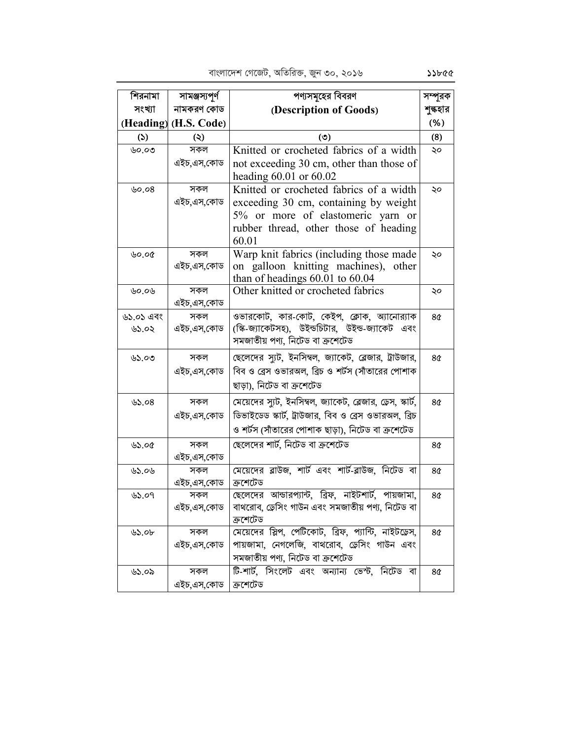| শিরনামা সংখ্যা (Heading) | সামঞ্জস্যপূর্ণ নামকরণ কোড (H.S. Code) | পণ্যসমূহের বিবরণ (Description of Goods) | সম্পূরক শুল্কহার (%) |
|---|---|---|---|
| (১) | (২) | (৩) | (8) |
| ৬০.০৩ | সকল এইচ,এস,কোড | Knitted or crocheted fabrics of a width not exceeding 30 cm, other than those of heading 60.01 or 60.02 | ২০ |
| ৬০.০৪ | সকল এইচ,এস,কোড | Knitted or crocheted fabrics of a width exceeding 30 cm, containing by weight 5% or more of elastomeric yarn or rubber thread, other those of heading 60.01 | ২০ |
| ৬০.০৫ | সকল এইচ,এস,কোড | Warp knit fabrics (including those made on galloon knitting machines), other than of headings 60.01 to 60.04 | ২০ |
| ৬০.০৬ | সকল এইচ,এস,কোড | Other knitted or crocheted fabrics | ২০ |
| ৬১.০১ এবং ৬১.০২ | সকল এইচ,এস,কোড | ওভারকোট, কার-কোট, কেইপ, ক্লোক, অ্যানোর‍্যাক (স্কি-জ্যাকেটসহ), উইন্ডচিটার, উইন্ড-জ্যাকেট এবং সমজাতীয় পণ্য, নিটেড বা ক্রুশেটেড | ৪৫ |
| ৬১.০৩ | সকল এইচ,এস,কোড | ছেলেদের স্যুট, ইনসিম্বল, জ্যাকেট, ব্লেজার, ট্রাউজার, বিব ও ব্রেস ওভারঅল, ব্রিচ ও শর্টস (সাঁতারের পোশাক ছাড়া), নিটেড বা ক্রুশেটেড | ৪৫ |
| ৬১.০৪ | সকল এইচ,এস,কোড | মেয়েদের স্যুট, ইনসিম্বল, জ্যাকেট, ব্লেজার, ড্রেস, স্কার্ট, ডিভাইডেড স্কার্ট, ট্রাউজার, বিব ও ব্রেস ওভারঅল, ব্রিচ ও শর্টস (সাঁতারের পোশাক ছাড়া), নিটেড বা ক্রুশেটেড | ৪৫ |
| ৬১.০৫ | সকল এইচ,এস,কোড | ছেলেদের শার্ট, নিটেড বা ক্রুশেটেড | ৪৫ |
| ৬১.০৬ | সকল এইচ,এস,কোড | মেয়েদের ব্লাউজ, শার্ট এবং শার্ট-ব্লাউজ, নিটেড বা ক্রুশেটেড | ৪৫ |
| ৬১.০৭ | সকল এইচ,এস,কোড | ছেলেদের আন্ডারপ্যান্ট, ব্রিফ, নাইটশার্ট, পায়জামা, বাথরোব, ড্রেসিং গাউন এবং সমজাতীয় পণ্য, নিটেড বা ক্রুশেটেড | ৪৫ |
| ৬১.০৮ | সকল এইচ,এস,কোড | মেয়েদের স্লিপ, পেটিকোট, ব্রিফ, প্যান্টি, নাইটড্রেস, পায়জামা, নেগলেজি, বাথরোব, ড্রেসিং গাউন এবং সমজাতীয় পণ্য, নিটেড বা ক্রুশেটেড | ৪৫ |
| ৬১.০৯ | সকল এইচ,এস,কোড | টি-শার্ট, সিংলেট এবং অন্যান্য ভেস্ট, নিটেড বা ক্রুশেটেড | ৪৫ |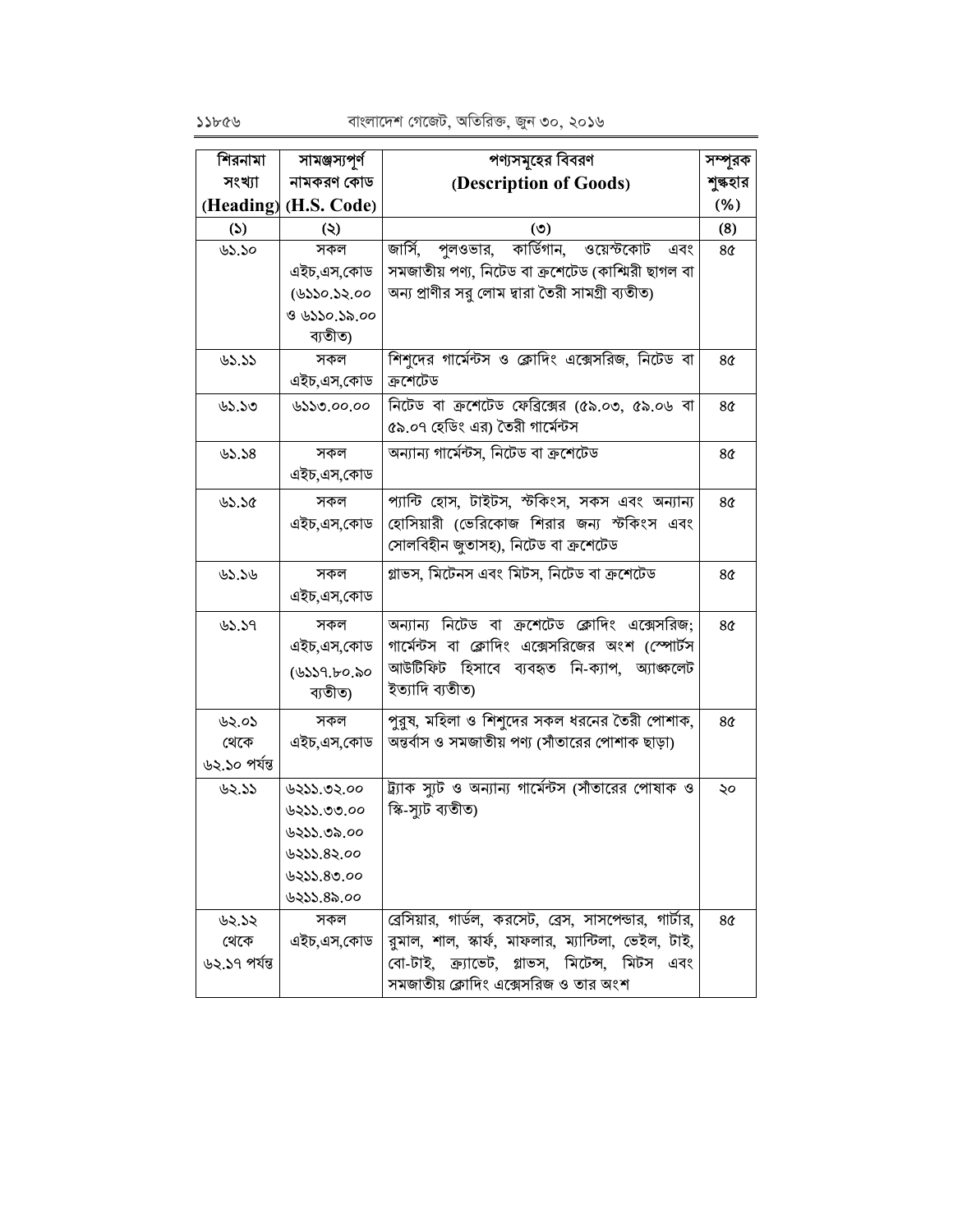| শিরনামা সংখ্যা (Heading) | সামঞ্জস্যপূর্ণ নামকরণ কোড (H.S. Code) | পণ্যসমূহের বিবরণ (Description of Goods) | সম্পূরক শুল্কহার (%) |
|---|---|---|---|
| (১) | (২) | (৩) | (৪) |
| ৬১.১০ | সকল এইচ,এস,কোড (৬১১০.১২.০০ ও ৬১১০.১৯.০০ ব্যতীত) | জার্সি, পুলওভার, কার্ডিগান, ওয়েস্টকোট এবং সমজাতীয় পণ্য, নিটেড বা ক্রুশেটেড (কাশ্মিরী ছাগল বা অন্য প্রাণীর সরু লোম দ্বারা তৈরী সামগ্রী ব্যতীত) | ৪৫ |
| ৬১.১১ | সকল এইচ,এস,কোড | শিশুদের গার্মেন্টস ও ক্লোদিং এক্সেসরিজ, নিটেড বা ক্রুশেটেড | ৪৫ |
| ৬১.১৩ | ৬১১৩.০০.০০ | নিটেড বা ক্রুশেটেড ফেব্রিক্সের (৫৯.০৩, ৫৯.০৬ বা ৫৯.০৭ হেডিং এর) তৈরী গার্মেন্টস | ৪৫ |
| ৬১.১৪ | সকল এইচ,এস,কোড | অন্যান্য গার্মেন্টস, নিটেড বা ক্রুশেটেড | ৪৫ |
| ৬১.১৫ | সকল এইচ,এস,কোড | প্যান্টি হোস, টাইটস, স্টকিংস, সকস এবং অন্যান্য হোসিয়ারী (ভেরিকোজ শিরার জন্য স্টকিংস এবং সোলবিহীন জুতাসহ), নিটেড বা ক্রুশেটেড | ৪৫ |
| ৬১.১৬ | সকল এইচ,এস,কোড | গ্লাভস, মিটেনস এবং মিটস, নিটেড বা ক্রুশেটেড | ৪৫ |
| ৬১.১৭ | সকল এইচ,এস,কোড (৬১১৭.৮০.৯০ ব্যতীত) | অন্যান্য নিটেড বা ক্রুশেটেড ক্লোদিং এক্সেসরিজ; গার্মেন্টস বা ক্লোদিং এক্সেসরিজের অংশ (স্পোর্টস আউটফিট হিসাবে ব্যবহৃত নি-ক্যাপ, অ্যাঙ্কলেট ইত্যাদি ব্যতীত) | ৪৫ |
| ৬২.০১ থেকে ৬২.১০ পর্যন্ত | সকল এইচ,এস,কোড | পুরুষ, মহিলা ও শিশুদের সকল ধরনের তৈরী পোশাক, অন্তর্বাস ও সমজাতীয় পণ্য (সাঁতারের পোশাক ছাড়া) | ৪৫ |
| ৬২.১১ | ৬২১১.৩২.০০<br>৬২১১.৩৩.০০<br>৬২১১.৩৯.০০<br>৬২১১.৪২.০০<br>৬২১১.৪৩.০০<br>৬২১১.৪৯.০০ | ট্র্যাক স্যুট ও অন্যান্য গার্মেন্টস (সাঁতারের পোষাক ও স্কি-স্যুট ব্যতীত) | ২০ |
| ৬২.১২ থেকে ৬২.১৭ পর্যন্ত | সকল এইচ,এস,কোড | ব্রেসিয়ার, গার্ডল, করসেট, ব্রেস, সাসপেন্ডার, গার্টার, রুমাল, শাল, স্কার্ফ, মাফলার, ম্যান্টিলা, ভেইল, টাই, বো-টাই, ক্র্যাভেট, গ্লাভস, মিটেন্স, মিটস এবং সমজাতীয় ক্লোদিং এক্সেসরিজ ও তার অংশ | ৪৫ |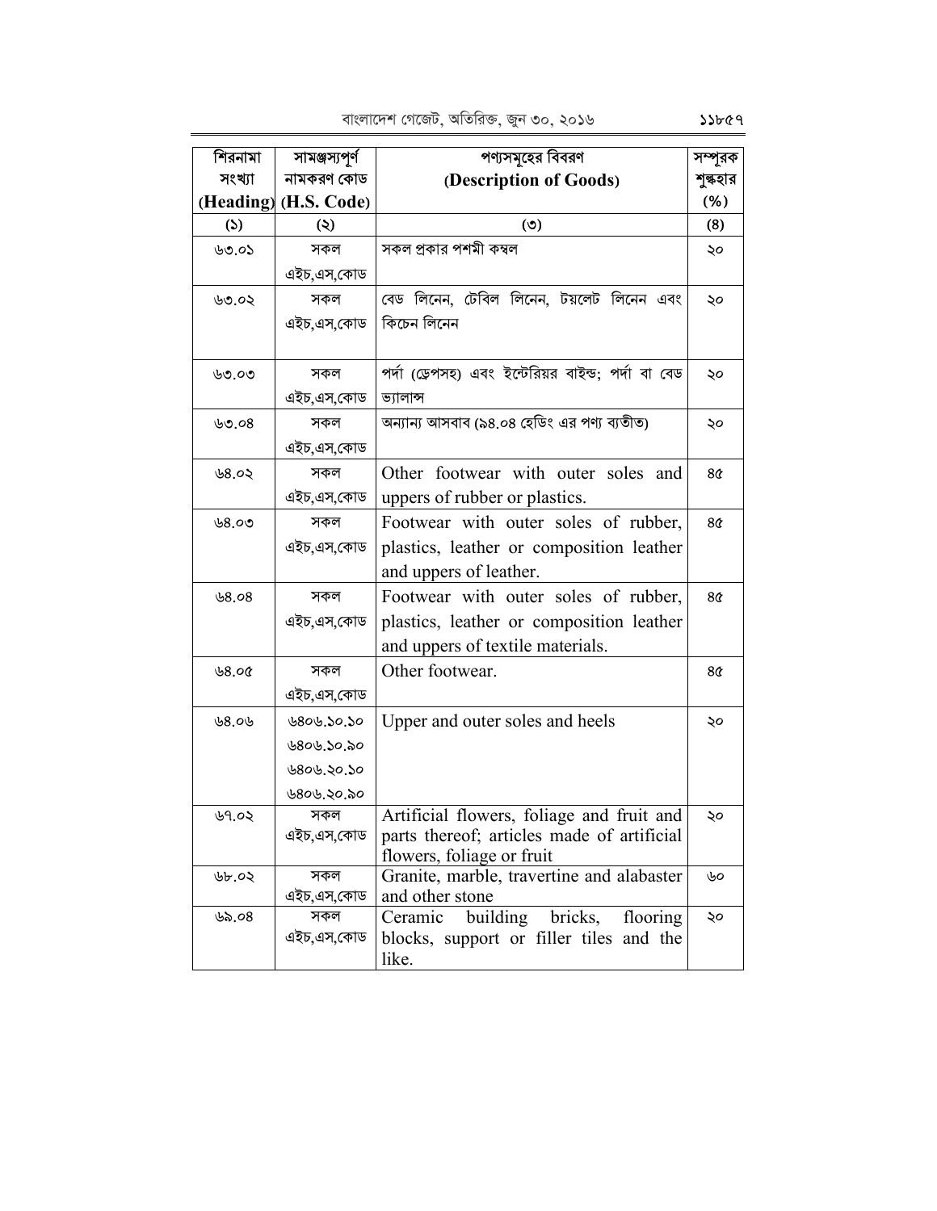| শিরনামা সংখ্যা (Heading) | সামঞ্জস্যপূর্ণ নামকরণ কোড (H.S. Code) | পণ্যসমূহের বিবরণ (Description of Goods) | সম্পূরক শুল্কহার (%) |
|---|---|---|---|
| (১) | (২) | (৩) | (8) |
| ৬৩.০১ | সকল এইচ,এস,কোড | সকল প্রকার পশমী কম্বল | ২০ |
| ৬৩.০২ | সকল এইচ,এস,কোড | বেড লিনেন, টেবিল লিনেন, টয়লেট লিনেন এবং কিচেন লিনেন | ২০ |
| ৬৩.০৩ | সকল এইচ,এস,কোড | পর্দা (ড্রেপসহ) এবং ইন্টেরিয়র বাইন্ড; পর্দা বা বেড ভ্যালান্স | ২০ |
| ৬৩.০৪ | সকল এইচ,এস,কোড | অন্যান্য আসবাব (৯৪.০৪ হেডিং এর পণ্য ব্যতীত) | ২০ |
| ৬৪.০২ | সকল এইচ,এস,কোড | Other footwear with outer soles and uppers of rubber or plastics. | ৪৫ |
| ৬৪.০৩ | সকল এইচ,এস,কোড | Footwear with outer soles of rubber, plastics, leather or composition leather and uppers of leather. | ৪৫ |
| ৬৪.০৪ | সকল এইচ,এস,কোড | Footwear with outer soles of rubber, plastics, leather or composition leather and uppers of textile materials. | ৪৫ |
| ৬৪.০৫ | সকল এইচ,এস,কোড | Other footwear. | ৪৫ |
| ৬৪.০৬ | ৬৪০৬.১০.১০<br>৬৪০৬.১০.৯০<br>৬৪০৬.২০.১০<br>৬৪০৬.২০.৯০ | Upper and outer soles and heels | ২০ |
| ৬৭.০২ | সকল এইচ,এস,কোড | Artificial flowers, foliage and fruit and parts thereof; articles made of artificial flowers, foliage or fruit | ২০ |
| ৬৮.০২ | সকল এইচ,এস,কোড | Granite, marble, travertine and alabaster and other stone | ৬০ |
| ৬৯.০৪ | সকল এইচ,এস,কোড | Ceramic building bricks, flooring blocks, support or filler tiles and the like. | ২০ |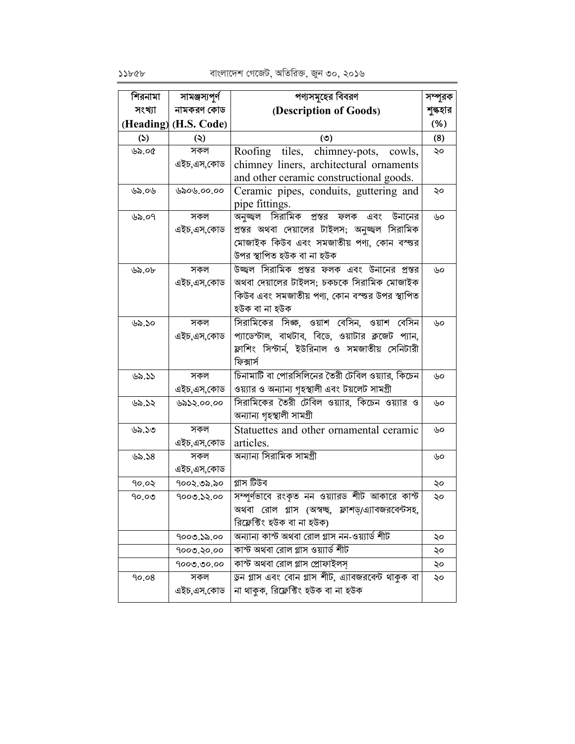| শিরনামা সংখ্যা (Heading) | সামঞ্জস্যপূর্ণ নামকরণ কোড (H.S. Code) | পণ্যসমূহের বিবরণ (Description of Goods) | সম্পূরক শুল্কহার (%) |
|---|---|---|---|
| (১) | (২) | (৩) | (৪) |
| ৬৯.০৫ | সকল এইচ,এস,কোড | Roofing tiles, chimney-pots, cowls, chimney liners, architectural ornaments and other ceramic constructional goods. | ২০ |
| ৬৯.০৬ | ৬৯০৬.০০.০০ | Ceramic pipes, conduits, guttering and pipe fittings. | ২০ |
| ৬৯.০৭ | সকল এইচ,এস,কোড | অনুজ্জ্বল সিরামিক প্রস্তর ফলক এবং উনানের প্রস্তর অথবা দেয়ালের টাইলস; অনুজ্জ্বল সিরামিক মোজাইক কিউব এবং সমজাতীয় পণ্য, কোন বস্তুর উপর স্থাপিত হউক বা না হউক | ৬০ |
| ৬৯.০৮ | সকল এইচ,এস,কোড | উজ্জ্বল সিরামিক প্রস্তর ফলক এবং উনানের প্রস্তর অথবা দেয়ালের টাইলস; চকচকে সিরামিক মোজাইক কিউব এবং সমজাতীয় পণ্য, কোন বস্তুর উপর স্থাপিত হউক বা না হউক | ৬০ |
| ৬৯.১০ | সকল এইচ,এস,কোড | সিরামিকের সিঙ্ক, ওয়াশ বেসিন, ওয়াশ বেসিন প্যাডেস্টাল, বাথটাব, বিডে, ওয়াটার ক্লজেট প্যান, ফ্লাশিং সিস্টার্ন, ইউরিনাল ও সমজাতীয় সেনিটারী ফিক্সার্স | ৬০ |
| ৬৯.১১ | সকল এইচ,এস,কোড | চিনামাটি বা পোরসিলিনের তৈরী টেবিল ওয়্যার, কিচেন ওয়্যার ও অন্যান্য গৃহস্থালী এবং টয়লেট সামগ্রী | ৬০ |
| ৬৯.১২ | ৬৯১২.০০.০০ | সিরামিকের তৈরী টেবিল ওয়্যার, কিচেন ওয়্যার ও অন্যান্য গৃহস্থালী সামগ্রী | ৬০ |
| ৬৯.১৩ | সকল এইচ,এস,কোড | Statuettes and other ornamental ceramic articles. | ৬০ |
| ৬৯.১৪ | সকল এইচ,এস,কোড | অন্যান্য সিরামিক সামগ্রী | ৬০ |
| ৭০.০২ | ৭০০২.৩৯.৯০ | গ্লাস টিউব | ২০ |
| ৭০.০৩ | ৭০০৩.১২.০০ | সম্পূর্ণভাবে রংকৃত নন ওয়্যারড শীট আকারে কাস্ট অথবা রোল গ্লাস (অস্বচ্ছ, ফ্লাশড্/এ্যাবজরবেন্টসহ, রিফ্লেক্টিং হউক বা না হউক) | ২০ |
| | ৭০০৩.১৯.০০ | অন্যান্য কাস্ট অথবা রোল গ্লাস নন-ওয়্যার্ড শীট | ২০ |
| | ৭০০৩.২০.০০ | কাস্ট অথবা রোল গ্লাস ওয়্যার্ড শীট | ২০ |
| | ৭০০৩.৩০.০০ | কাস্ট অথবা রোল গ্লাস প্রোফাইলস্ | ২০ |
| ৭০.০৪ | সকল এইচ,এস,কোড | ড্রন গ্লাস এবং বোন গ্লাস শীট, এ্যাবজরবেন্ট থাকুক বা না থাকুক, রিফ্লেক্টিং হউক বা না হউক | ২০ |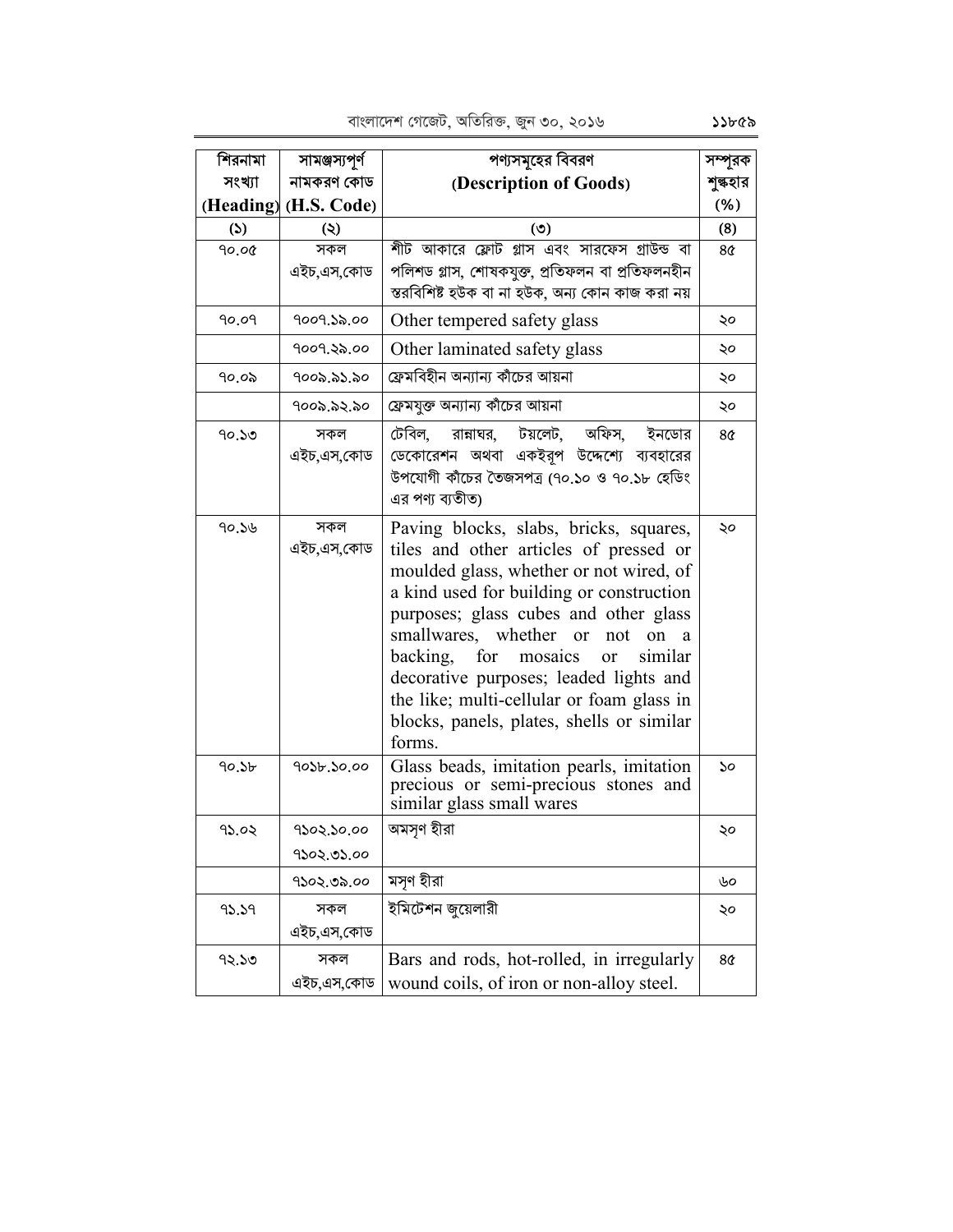| শিরনামা সংখ্যা (Heading) | সামঞ্জস্যপূর্ণ নামকরণ কোড (H.S. Code) | পণ্যসমূহের বিবরণ (Description of Goods) | সম্পূরক শুল্কহার (%) |
|---|---|---|---|
| (১) | (২) | (৩) | (৪) |
| ৭০.০৫ | সকল এইচ,এস,কোড | শীট আকারে ফ্লোট গ্লাস এবং সারফেস গ্রাউন্ড বা পলিশড গ্লাস, শোষকযুক্ত, প্রতিফলন বা প্রতিফলনহীন স্তরবিশিষ্ট হউক বা না হউক, অন্য কোন কাজ করা নয় | ৪৫ |
| ৭০.০৭ | ৭০০৭.১৯.০০ | Other tempered safety glass | ২০ |
| | ৭০০৭.২৯.০০ | Other laminated safety glass | ২০ |
| ৭০.০৯ | ৭০০৯.৯১.৯০ | ফ্রেমবিহীন অন্যান্য কাঁচের আয়না | ২০ |
| | ৭০০৯.৯২.৯০ | ফ্রেমযুক্ত অন্যান্য কাঁচের আয়না | ২০ |
| ৭০.১৩ | সকল এইচ,এস,কোড | টেবিল, রান্নাঘর, টয়লেট, অফিস, ইনডোর ডেকোরেশন অথবা একইরূপ উদ্দেশ্যে ব্যবহারের উপযোগী কাঁচের তৈজসপত্র (৭০.১০ ও ৭০.১৮ হেডিং এর পণ্য ব্যতীত) | ৪৫ |
| ৭০.১৬ | সকল এইচ,এস,কোড | Paving blocks, slabs, bricks, squares, tiles and other articles of pressed or moulded glass, whether or not wired, of a kind used for building or construction purposes; glass cubes and other glass smallwares, whether or not on a backing, for mosaics or similar decorative purposes; leaded lights and the like; multi-cellular or foam glass in blocks, panels, plates, shells or similar forms. | ২০ |
| ৭০.১৮ | ৭০১৮.১০.০০ | Glass beads, imitation pearls, imitation precious or semi-precious stones and similar glass small wares | ১০ |
| ৭১.০২ | ৭১০২.১০.০০<br>৭১০২.৩১.০০ | অমসৃণ হীরা | ২০ |
| | ৭১০২.৩৯.০০ | মসৃণ হীরা | ৬০ |
| ৭১.১৭ | সকল এইচ,এস,কোড | ইমিটেশন জুয়েলারী | ২০ |
| ৭২.১৩ | সকল এইচ,এস,কোড | Bars and rods, hot-rolled, in irregularly wound coils, of iron or non-alloy steel. | ৪৫ |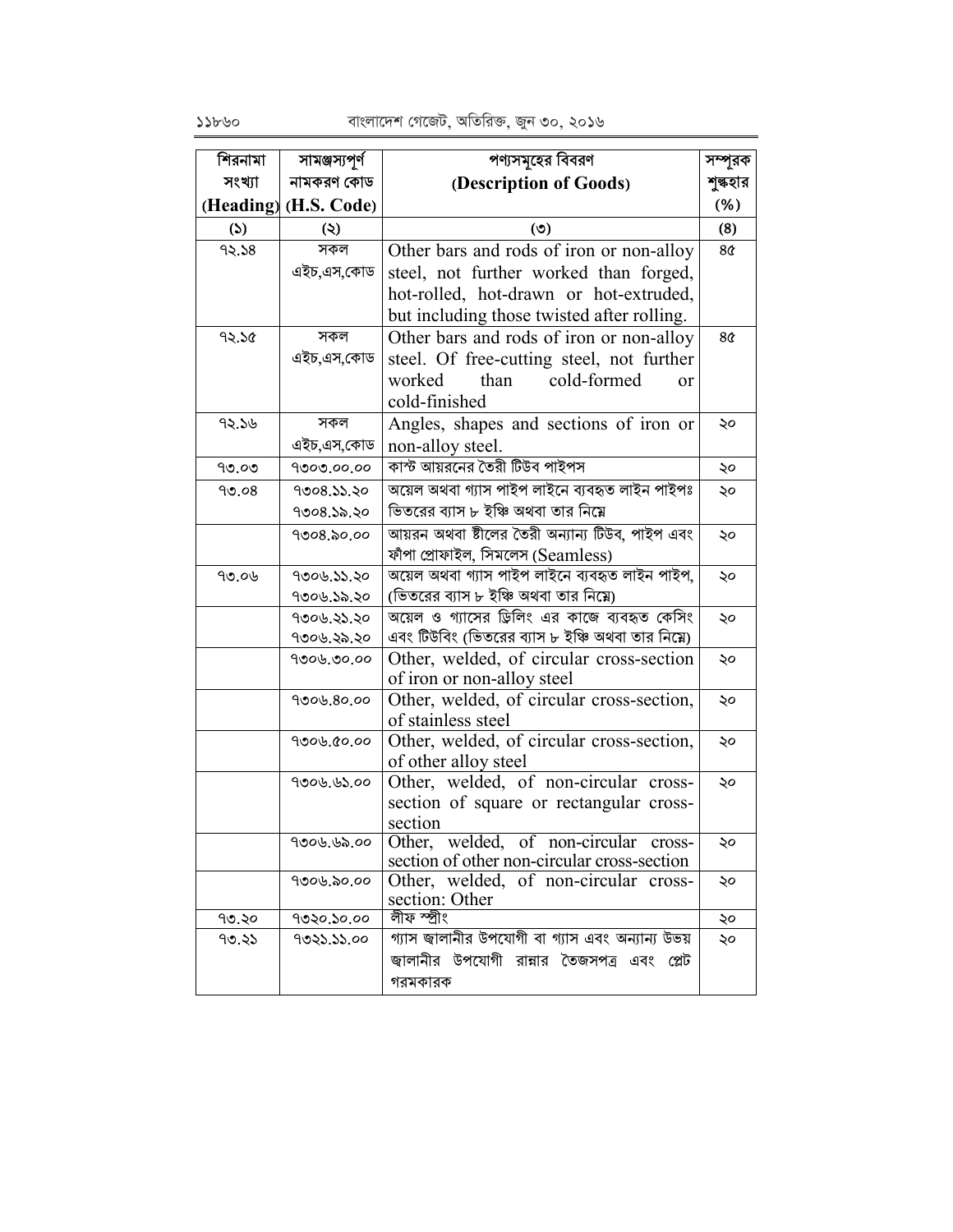| শিরনামা সংখ্যা (Heading) | সামঞ্জস্যপূর্ণ নামকরণ কোড (H.S. Code) | পণ্যসমূহের বিবরণ (Description of Goods) | সম্পূরক শুল্কহার (%) |
|---|---|---|---|
| (১) | (২) | (৩) | (৪) |
| ৭২.১৪ | সকল এইচ,এস,কোড | Other bars and rods of iron or non-alloy steel, not further worked than forged, hot-rolled, hot-drawn or hot-extruded, but including those twisted after rolling. | ৪৫ |
| ৭২.১৫ | সকল এইচ,এস,কোড | Other bars and rods of iron or non-alloy steel. Of free-cutting steel, not further worked than cold-formed or cold-finished | ৪৫ |
| ৭২.১৬ | সকল এইচ,এস,কোড | Angles, shapes and sections of iron or non-alloy steel. | ২০ |
| ৭৩.০৩ | ৭৩০৩.০০.০০ | কাস্ট আয়রনের তৈরী টিউব পাইপস | ২০ |
| ৭৩.০৪ | ৭৩০৪.১১.২০<br>৭৩০৪.১৯.২০ | অয়েল অথবা গ্যাস পাইপ লাইনে ব্যবহৃত লাইন পাইপঃ ভিতরের ব্যাস ৮ ইঞ্চি অথবা তার নিম্নে | ২০ |
| | ৭৩০৪.৯০.০০ | আয়রন অথবা ষ্টীলের তৈরী অন্যান্য টিউব, পাইপ এবং ফাঁপা প্রোফাইল, সিমলেস (Seamless) | ২০ |
| ৭৩.০৬ | ৭৩০৬.১১.২০<br>৭৩০৬.১৯.২০ | অয়েল অথবা গ্যাস পাইপ লাইনে ব্যবহৃত লাইন পাইপ, (ভিতরের ব্যাস ৮ ইঞ্চি অথবা তার নিম্নে) | ২০ |
| | ৭৩০৬.২১.২০<br>৭৩০৬.২৯.২০ | অয়েল ও গ্যাসের ড্রিলিং এর কাজে ব্যবহৃত কেসিং এবং টিউবিং (ভিতরের ব্যাস ৮ ইঞ্চি অথবা তার নিম্নে) | ২০ |
| | ৭৩০৬.৩০.০০ | Other, welded, of circular cross-section of iron or non-alloy steel | ২০ |
| | ৭৩০৬.৪০.০০ | Other, welded, of circular cross-section, of stainless steel | ২০ |
| | ৭৩০৬.৫০.০০ | Other, welded, of circular cross-section, of other alloy steel | ২০ |
| | ৭৩০৬.৬১.০০ | Other, welded, of non-circular cross-section of square or rectangular cross-section | ২০ |
| | ৭৩০৬.৬৯.০০ | Other, welded, of non-circular cross-section of other non-circular cross-section | ২০ |
| | ৭৩০৬.৯০.০০ | Other, welded, of non-circular cross-section: Other | ২০ |
| ৭৩.২০ | ৭৩২০.১০.০০ | লীফ স্প্রীং | ২০ |
| ৭৩.২১ | ৭৩২১.১১.০০ | গ্যাস জ্বালানীর উপযোগী বা গ্যাস এবং অন্যান্য উভয় জ্বালানীর উপযোগী রান্নার তৈজসপত্র এবং প্লেট গরমকারক | ২০ |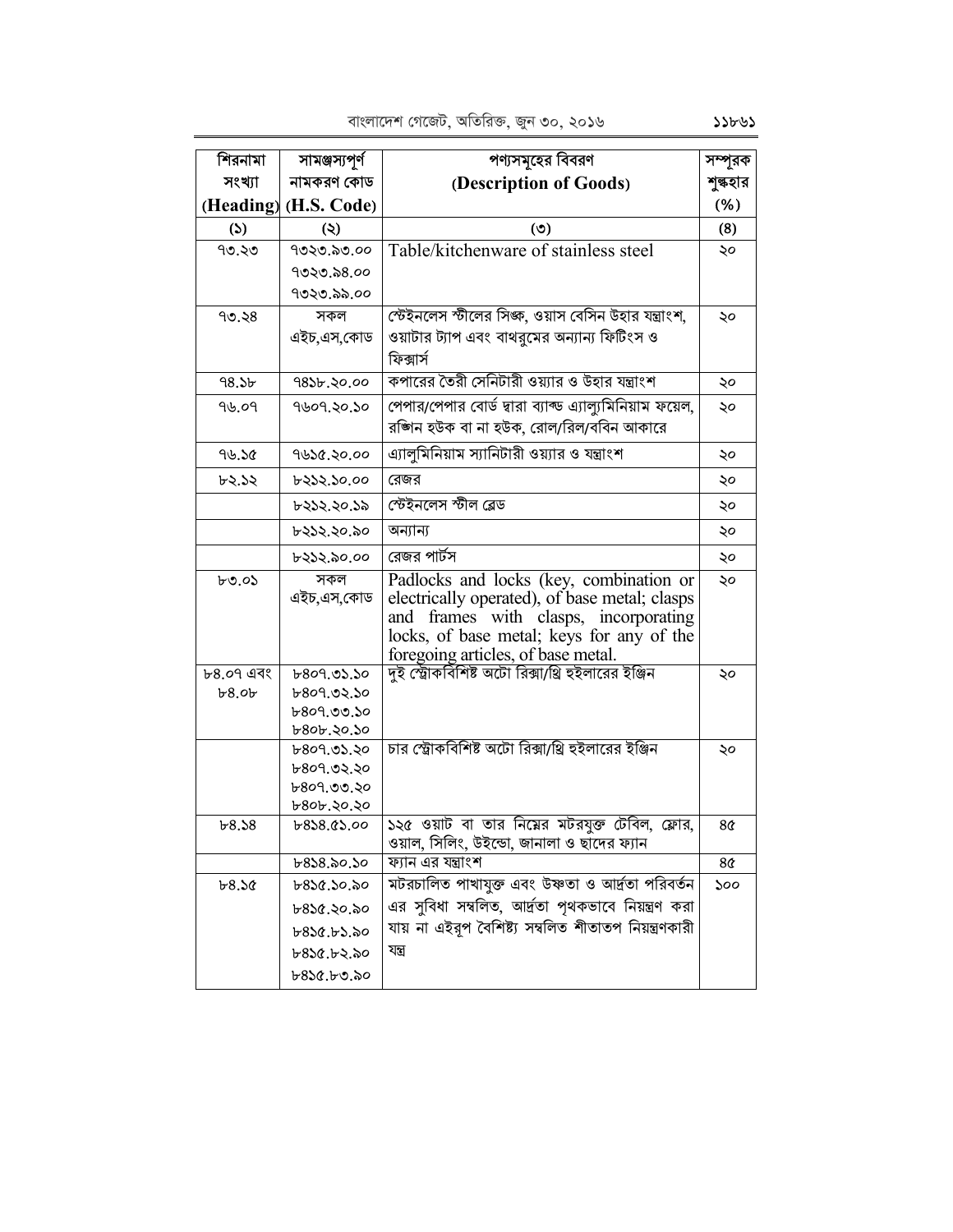| শিরনামা সংখ্যা (Heading) | সামঞ্জস্যপূর্ণ নামকরণ কোড (H.S. Code) | পণ্যসমূহের বিবরণ (Description of Goods) | সম্পূরক শুল্কহার (%) |
|---|---|---|---|
| (১) | (২) | (৩) | (৪) |
| ৭৩.২৩ | ৭৩২৩.৯৩.০০ ৭৩২৩.৯৪.০০ ৭৩২৩.৯৯.০০ | Table/kitchenware of stainless steel | ২০ |
| ৭৩.২৪ | সকল এইচ,এস,কোড | স্টেইনলেস স্টীলের সিঙ্ক, ওয়াস বেসিন উহার যন্ত্রাংশ, ওয়াটার ট্যাপ এবং বাথরুমের অন্যান্য ফিটিংস ও ফিক্সার্স | ২০ |
| ৭৪.১৮ | ৭৪১৮.২০.০০ | কপারের তৈরী সেনিটারী ওয়্যার ও উহার যন্ত্রাংশ | ২০ |
| ৭৬.০৭ | ৭৬০৭.২০.১০ | পেপার/পেপার বোর্ড দ্বারা ব্যাক্ড এ্যালুমিনিয়াম ফয়েল, রঙ্গিন হউক বা না হউক, রোল/রিল/ববিন আকারে | ২০ |
| ৭৬.১৫ | ৭৬১৫.২০.০০ | এ্যালুমিনিয়াম স্যানিটারী ওয়্যার ও যন্ত্রাংশ | ২০ |
| ৮২.১২ | ৮২১২.১০.০০ | রেজর | ২০ |
| | ৮২১২.২০.১৯ | স্টেইনলেস স্টীল ব্লেড | ২০ |
| | ৮২১২.২০.৯০ | অন্যান্য | ২০ |
| | ৮২১২.৯০.০০ | রেজর পার্টস | ২০ |
| ৮৩.০১ | সকল এইচ,এস,কোড | Padlocks and locks (key, combination or electrically operated), of base metal; clasps and frames with clasps, incorporating locks, of base metal; keys for any of the foregoing articles, of base metal. | ২০ |
| ৮৪.০৭ এবং ৮৪.০৮ | ৮৪০৭.৩১.১০ ৮৪০৭.৩২.১০ ৮৪০৭.৩৩.১০ ৮৪০৮.২০.১০ | দুই স্ট্রোকবিশিষ্ট অটো রিক্সা/থ্রি হুইলারের ইঞ্জিন | ২০ |
| | ৮৪০৭.৩১.২০ ৮৪০৭.৩২.২০ ৮৪০৭.৩৩.২০ ৮৪০৮.২০.২০ | চার স্ট্রোকবিশিষ্ট অটো রিক্সা/থ্রি হুইলারের ইঞ্জিন | ২০ |
| ৮৪.১৪ | ৮৪১৪.৫১.০০ | ১২৫ ওয়াট বা তার নিম্নের মটরযুক্ত টেবিল, ফ্লোর, ওয়াল, সিলিং, উইন্ডো, জানালা ও ছাদের ফ্যান | ৪৫ |
| | ৮৪১৪.৯০.১০ | ফ্যান এর যন্ত্রাংশ | ৪৫ |
| ৮৪.১৫ | ৮৪১৫.১০.৯০ ৮৪১৫.২০.৯০ ৮৪১৫.৮১.৯০ ৮৪১৫.৮২.৯০ ৮৪১৫.৮৩.৯০ | মটরচালিত পাখাযুক্ত এবং উষ্ণতা ও আর্দ্রতা পরিবর্তন এর সুবিধা সম্বলিত, আর্দ্রতা পৃথকভাবে নিয়ন্ত্রণ করা যায় না এইরূপ বৈশিষ্ট্য সম্বলিত শীতাতপ নিয়ন্ত্রণকারী যন্ত্র | ১০০ |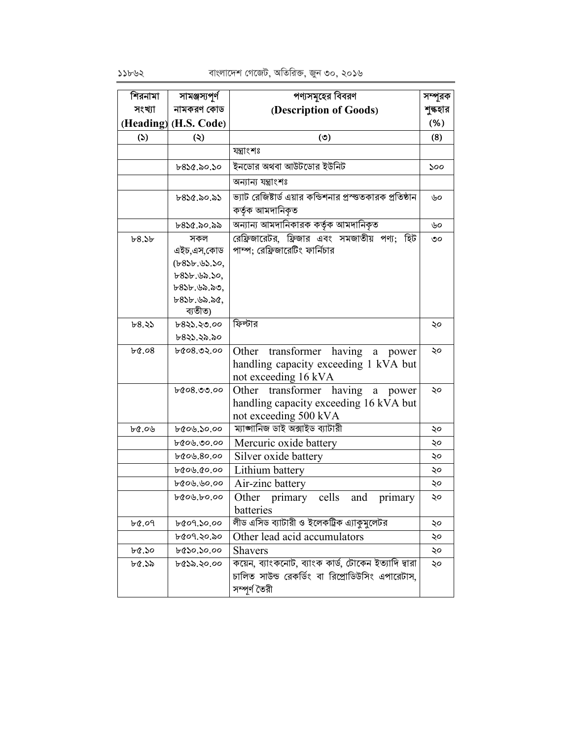| শিরনামা সংখ্যা (Heading) | সামঞ্জস্যপূর্ণ নামকরণ কোড (H.S. Code) | পণ্যসমূহের বিবরণ (Description of Goods) | সম্পূরক শুল্কহার (%) |
|---|---|---|---|
| (১) | (২) | (৩) | (৪) |
| | | যন্ত্রাংশঃ | |
| | ৮৪১৫.৯০.১০ | ইনডোর অথবা আউটডোর ইউনিট | ১০০ |
| | | অন্যান্য যন্ত্রাংশঃ | |
| | ৮৪১৫.৯০.৯১ | ভ্যাট রেজিষ্টার্ড এয়ার কন্ডিশনার প্রস্তুতকারক প্রতিষ্ঠান কর্তৃক আমদানিকৃত | ৬০ |
| | ৮৪১৫.৯০.৯৯ | অন্যান্য আমদানিকারক কর্তৃক আমদানিকৃত | ৬০ |
| ৮৪.১৮ | সকল এইচ,এস,কোড (৮৪১৮.৬১.১০, ৮৪১৮.৬৯.১০, ৮৪১৮.৬৯.৯৩, ৮৪১৮.৬৯.৯৫, ব্যতীত) | রেফ্রিজারেটর, ফ্রিজার এবং সমজাতীয় পণ্য; হিট পাম্প; রেফ্রিজারেটিং ফার্নিচার | ৩০ |
| ৮৪.২১ | ৮৪২১.২৩.০০ ৮৪২১.২৯.৯০ | ফিল্টার | ২০ |
| ৮৫.০৪ | ৮৫০৪.৩২.০০ | Other transformer having a power handling capacity exceeding 1 kVA but not exceeding 16 kVA | ২০ |
| | ৮৫০৪.৩৩.০০ | Other transformer having a power handling capacity exceeding 16 kVA but not exceeding 500 kVA | ২০ |
| ৮৫.০৬ | ৮৫০৬.১০.০০ | ম্যাঙ্গানিজ ডাই অক্সাইড ব্যাটারী | ২০ |
| | ৮৫০৬.৩০.০০ | Mercuric oxide battery | ২০ |
| | ৮৫০৬.৪০.০০ | Silver oxide battery | ২০ |
| | ৮৫০৬.৫০.০০ | Lithium battery | ২০ |
| | ৮৫০৬.৬০.০০ | Air-zinc battery | ২০ |
| | ৮৫০৬.৮০.০০ | Other primary cells and primary batteries | ২০ |
| ৮৫.০৭ | ৮৫০৭.১০.০০ | লীড এসিড ব্যাটারী ও ইলেকট্রিক এ্যাকুমুলেটর | ২০ |
| | ৮৫০৭.২০.৯০ | Other lead acid accumulators | ২০ |
| ৮৫.১০ | ৮৫১০.১০.০০ | Shavers | ২০ |
| ৮৫.১৯ | ৮৫১৯.২০.০০ | কয়েন, ব্যাংকনোট, ব্যাংক কার্ড, টোকেন ইত্যাদি দ্বারা চালিত সাউন্ড রেকর্ডিং বা রিপ্রোডিউসিং এপারেটাস, সম্পূর্ণ তৈরী | ২০ |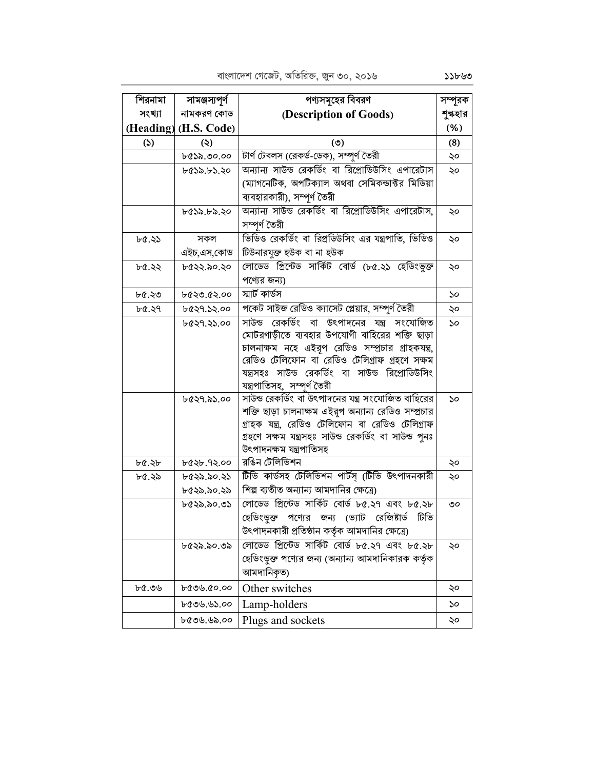| শিরনামা সংখ্যা (Heading) | সামঞ্জস্যপূর্ণ নামকরণ কোড (H.S. Code) | পণ্যসমূহের বিবরণ (Description of Goods) | সম্পূরক শুল্কহার (%) |
|---|---|---|---|
| (১) | (২) | (৩) | (৪) |
| | ৮৫১৯.৩০.০০ | টার্ণ টেবলস (রেকর্ড-ডেক), সম্পূর্ণ তৈরী | ২০ |
| | ৮৫১৯.৮১.২০ | অন্যান্য সাউন্ড রেকর্ডিং বা রিপ্রোডিউসিং এপারেটাস (ম্যাগনেটিক, অপটিক্যাল অথবা সেমিকন্ডাক্টর মিডিয়া ব্যবহারকারী), সম্পূর্ণ তৈরী | ২০ |
| | ৮৫১৯.৮৯.২০ | অন্যান্য সাউন্ড রেকর্ডিং বা রিপ্রোডিউসিং এপারেটাস, সম্পূর্ণ তৈরী | ২০ |
| ৮৫.২১ | সকল এইচ,এস,কোড | ভিডিও রেকর্ডিং বা রিপ্রডিউসিং এর যন্ত্রপাতি, ভিডিও টিউনারযুক্ত হউক বা না হউক | ২০ |
| ৮৫.২২ | ৮৫২২.৯০.২০ | লোডেড প্রিন্টেড সার্কিট বোর্ড (৮৫.২১ হেডিংভুক্ত পণ্যের জন্য) | ২০ |
| ৮৫.২৩ | ৮৫২৩.৫২.০০ | স্মার্ট কার্ডস | ১০ |
| ৮৫.২৭ | ৮৫২৭.১২.০০ | পকেট সাইজ রেডিও ক্যাসেট প্লেয়ার, সম্পূর্ণ তৈরী | ২০ |
| | ৮৫২৭.২১.০০ | সাউন্ড রেকর্ডিং বা উৎপাদনের যন্ত্র সংযোজিত মোটরগাড়ীতে ব্যবহার উপযোগী বাহিরের শক্তি ছাড়া চালনাক্ষম নহে এইরূপ রেডিও সম্প্রচার গ্রাহকযন্ত্র, রেডিও টেলিফোন বা রেডিও টেলিগ্রাফ গ্রহণে সক্ষম যন্ত্রসহঃ সাউন্ড রেকর্ডিং বা সাউন্ড রিপ্রোডিউসিং যন্ত্রপাতিসহ, সম্পূর্ণ তৈরী | ১০ |
| | ৮৫২৭.৯১.০০ | সাউন্ড রেকর্ডিং বা উৎপাদনের যন্ত্র সংযোজিত বাহিরের শক্তি ছাড়া চালনাক্ষম এইরূপ অন্যান্য রেডিও সম্প্রচার গ্রাহক যন্ত্র, রেডিও টেলিফোন বা রেডিও টেলিগ্রাফ গ্রহণে সক্ষম যন্ত্রসহঃ সাউন্ড রেকর্ডিং বা সাউন্ড পুনঃ উৎপাদনক্ষম যন্ত্রপাতিসহ | ১০ |
| ৮৫.২৮ | ৮৫২৮.৭২.০০ | রঙিন টেলিভিশন | ২০ |
| ৮৫.২৯ | ৮৫২৯.৯০.২১<br>৮৫২৯.৯০.২৯ | টিভি কার্ডসহ টেলিভিশন পার্টস্‌ (টিভি উৎপাদনকারী শিল্প ব্যতীত অন্যান্য আমদানির ক্ষেত্রে) | ২০ |
| | ৮৫২৯.৯০.৩১ | লোডেড প্রিন্টেড সার্কিট বোর্ড ৮৫.২৭ এবং ৮৫.২৮ হেডিংভুক্ত পণ্যের জন্য (ভ্যাট রেজিষ্টার্ড টিভি উৎপাদনকারী প্রতিষ্ঠান কর্তৃক আমদানির ক্ষেত্রে) | ৩০ |
| | ৮৫২৯.৯০.৩৯ | লোডেড প্রিন্টেড সার্কিট বোর্ড ৮৫.২৭ এবং ৮৫.২৮ হেডিংভুক্ত পণ্যের জন্য (অন্যান্য আমদানিকারক কর্তৃক আমদানিকৃত) | ২০ |
| ৮৫.৩৬ | ৮৫৩৬.৫০.০০ | Other switches | ২০ |
| | ৮৫৩৬.৬১.০০ | Lamp-holders | ১০ |
| | ৮৫৩৬.৬৯.০০ | Plugs and sockets | ২০ |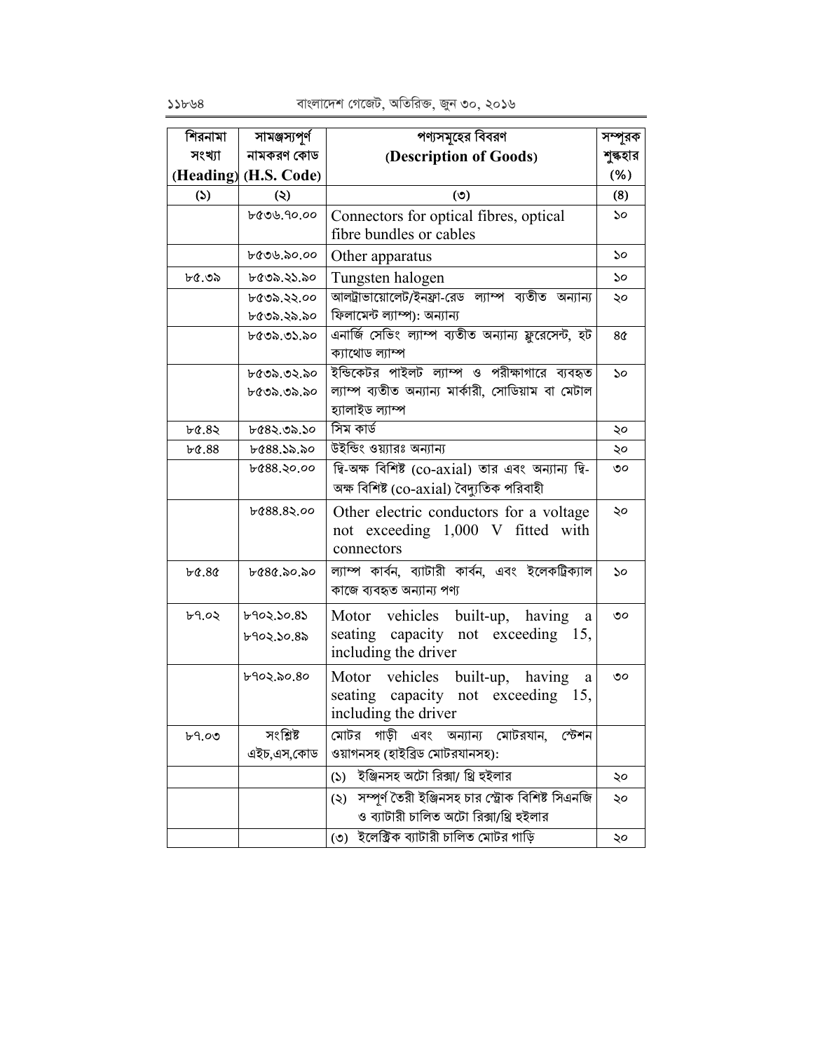| শিরনামা সংখ্যা (Heading) | সামঞ্জস্যপূর্ণ নামকরণ কোড (H.S. Code) | পণ্যসমূহের বিবরণ (Description of Goods) | সম্পূরক শুল্কহার (%) |
|---|---|---|---|
| (১) | (২) | (৩) | (8) |
| | ৮৫৩৬.৭০.০০ | Connectors for optical fibres, optical fibre bundles or cables | ১০ |
| | ৮৫৩৬.৯০.০০ | Other apparatus | ১০ |
| ৮৫.৩৯ | ৮৫৩৯.২১.৯০ | Tungsten halogen | ১০ |
| | ৮৫৩৯.২২.০০ ৮৫৩৯.২৯.৯০ | আলট্রাভায়োলেট/ইনফ্রা-রেড ল্যাম্প ব্যতীত অন্যান্য ফিলামেন্ট ল্যাম্প): অন্যান্য | ২০ |
| | ৮৫৩৯.৩১.৯০ | এনার্জি সেভিং ল্যাম্প ব্যতীত অন্যান্য ফ্লুরেসেন্ট, হট ক্যাথোড ল্যাম্প | ৪৫ |
| | ৮৫৩৯.৩২.৯০ ৮৫৩৯.৩৯.৯০ | ইন্ডিকেটর পাইলট ল্যাম্প ও পরীক্ষাগারে ব্যবহৃত ল্যাম্প ব্যতীত অন্যান্য মার্কারী, সোডিয়াম বা মেটাল হ্যালাইড ল্যাম্প | ১০ |
| ৮৫.৪২ | ৮৫৪২.৩৯.১০ | সিম কার্ড | ২০ |
| ৮৫.৪৪ | ৮৫৪৪.১৯.৯০ | উইন্ডিং ওয়্যারঃ অন্যান্য | ২০ |
| | ৮৫৪৪.২০.০০ | দ্বি-অক্ষ বিশিষ্ট (co-axial) তার এবং অন্যান্য দ্বি-অক্ষ বিশিষ্ট (co-axial) বৈদ্যুতিক পরিবাহী | ৩০ |
| | ৮৫৪৪.৪২.০০ | Other electric conductors for a voltage not exceeding 1,000 V fitted with connectors | ২০ |
| ৮৫.৪৫ | ৮৫৪৫.৯০.৯০ | ল্যাম্প কার্বন, ব্যাটারী কার্বন, এবং ইলেকট্রিক্যাল কাজে ব্যবহৃত অন্যান্য পণ্য | ১০ |
| ৮৭.০২ | ৮৭০২.১০.৪১ ৮৭০২.১০.৪৯ | Motor vehicles built-up, having a seating capacity not exceeding 15, including the driver | ৩০ |
| | ৮৭০২.৯০.৪০ | Motor vehicles built-up, having a seating capacity not exceeding 15, including the driver | ৩০ |
| ৮৭.০৩ | সংশ্লিষ্ট এইচ,এস,কোড | মোটর গাড়ী এবং অন্যান্য মোটরযান, স্টেশন ওয়াগনসহ (হাইব্রিড মোটরযানসহ): | |
| | | (১) ইঞ্জিনসহ অটো রিক্সা/ থ্রি হুইলার | ২০ |
| | | (২) সম্পূর্ণ তৈরী ইঞ্জিনসহ চার স্ট্রোক বিশিষ্ট সিএনজি ও ব্যাটারী চালিত অটো রিক্সা/থ্রি হুইলার | ২০ |
| | | (৩) ইলেক্ট্রিক ব্যাটারী চালিত মোটর গাড়ি | ২০ |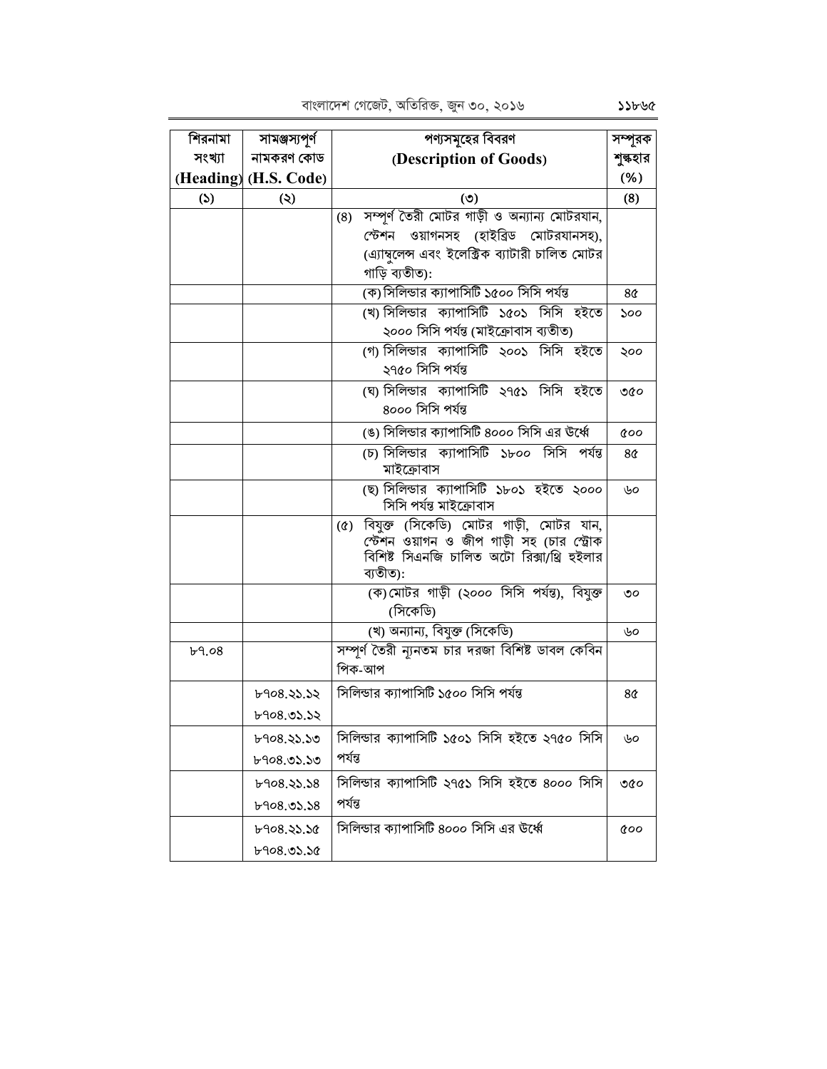| শিরনামা সংখ্যা (Heading) | সামঞ্জস্যপূর্ণ নামকরণ কোড (H.S. Code) | পণ্যসমূহের বিবরণ (Description of Goods) | সম্পূরক শুল্কহার (%) |
|---|---|---|---|
| (১) | (২) | (৩) | (৪) |
| | | (৪) সম্পূর্ণ তৈরী মোটর গাড়ী ও অন্যান্য মোটরযান, স্টেশন ওয়াগনসহ (হাইব্রিড মোটরযানসহ), (এ্যাম্বুলেন্স এবং ইলেক্ট্রিক ব্যাটারী চালিত মোটর গাড়ি ব্যতীত): | |
| | | (ক) সিলিন্ডার ক্যাপাসিটি ১৫০০ সিসি পর্যন্ত | ৪৫ |
| | | (খ) সিলিন্ডার ক্যাপাসিটি ১৫০১ সিসি হইতে ২০০০ সিসি পর্যন্ত (মাইক্রোবাস ব্যতীত) | ১০০ |
| | | (গ) সিলিন্ডার ক্যাপাসিটি ২০০১ সিসি হইতে ২৭৫০ সিসি পর্যন্ত | ২০০ |
| | | (ঘ) সিলিন্ডার ক্যাপাসিটি ২৭৫১ সিসি হইতে ৪০০০ সিসি পর্যন্ত | ৩৫০ |
| | | (ঙ) সিলিন্ডার ক্যাপাসিটি ৪০০০ সিসি এর উর্ধ্বে | ৫০০ |
| | | (চ) সিলিন্ডার ক্যাপাসিটি ১৮০০ সিসি পর্যন্ত মাইক্রোবাস | ৪৫ |
| | | (ছ) সিলিন্ডার ক্যাপাসিটি ১৮০১ হইতে ২০০০ সিসি পর্যন্ত মাইক্রোবাস | ৬০ |
| | | (৫) বিযুক্ত (সিকেডি) মোটর গাড়ী, মোটর যান, স্টেশন ওয়াগন ও জীপ গাড়ী সহ (চার স্ট্রোক বিশিষ্ট সিএনজি চালিত অটো রিক্সা/থ্রি হুইলার ব্যতীত): | |
| | | (ক) মোটর গাড়ী (২০০০ সিসি পর্যন্ত), বিযুক্ত (সিকেডি) | ৩০ |
| | | (খ) অন্যান্য, বিযুক্ত (সিকেডি) | ৬০ |
| ৮৭.০৪ | | সম্পূর্ণ তৈরী ন্যূনতম চার দরজা বিশিষ্ট ডাবল কেবিন পিক-আপ | |
| | ৮৭০৪.২১.১২<br>৮৭০৪.৩১.১২ | সিলিন্ডার ক্যাপাসিটি ১৫০০ সিসি পর্যন্ত | ৪৫ |
| | ৮৭০৪.২১.১৩<br>৮৭০৪.৩১.১৩ | সিলিন্ডার ক্যাপাসিটি ১৫০১ সিসি হইতে ২৭৫০ সিসি পর্যন্ত | ৬০ |
| | ৮৭০৪.২১.১৪<br>৮৭০৪.৩১.১৪ | সিলিন্ডার ক্যাপাসিটি ২৭৫১ সিসি হইতে ৪০০০ সিসি পর্যন্ত | ৩৫০ |
| | ৮৭০৪.২১.১৫<br>৮৭০৪.৩১.১৫ | সিলিন্ডার ক্যাপাসিটি ৪০০০ সিসি এর উর্ধ্বে | ৫০০ |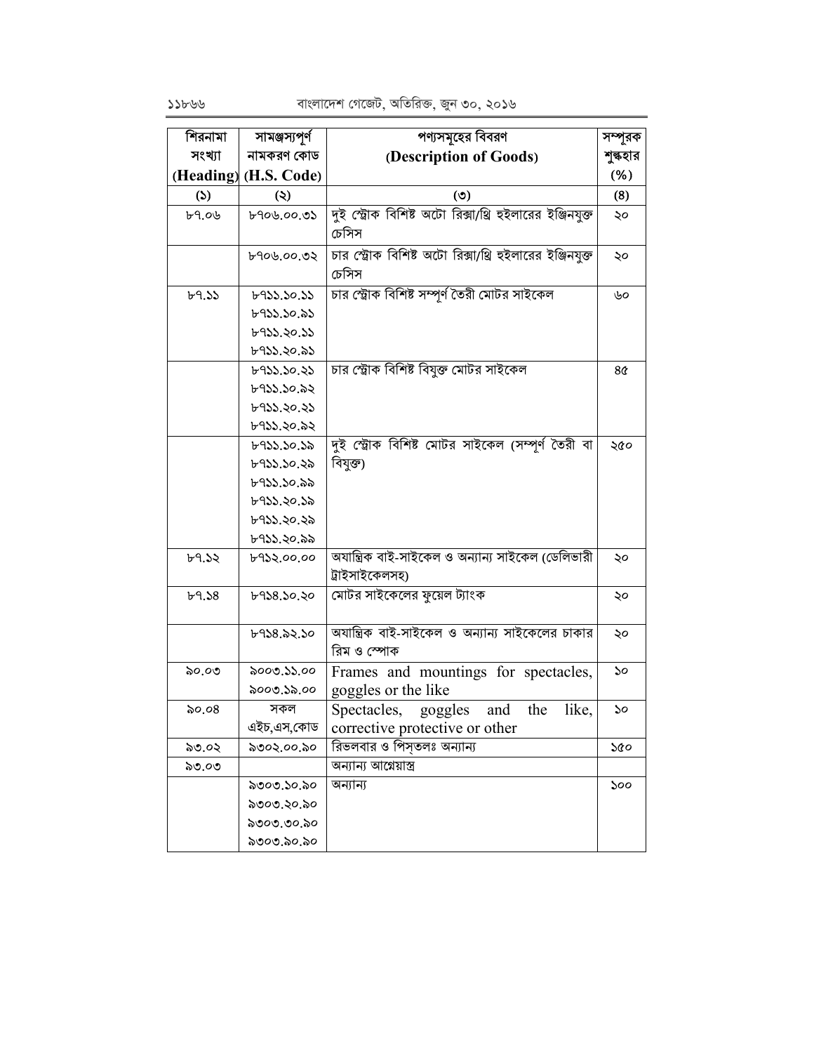| শিরনামা সংখ্যা (Heading) | সামঞ্জস্যপূর্ণ নামকরণ কোড (H.S. Code) | পণ্যসমূহের বিবরণ (Description of Goods) | সম্পূরক শুল্কহার (%) |
|---|---|---|---|
| (১) | (২) | (৩) | (৪) |
| ৮৭.০৬ | ৮৭০৬.০০.৩১ | দুই স্ট্রোক বিশিষ্ট অটো রিক্সা/থ্রি হুইলারের ইঞ্জিনযুক্ত চেসিস | ২০ |
| | ৮৭০৬.০০.৩২ | চার স্ট্রোক বিশিষ্ট অটো রিক্সা/থ্রি হুইলারের ইঞ্জিনযুক্ত চেসিস | ২০ |
| ৮৭.১১ | ৮৭১১.১০.১১<br>৮৭১১.১০.৯১<br>৮৭১১.২০.১১<br>৮৭১১.২০.৯১ | চার স্ট্রোক বিশিষ্ট সম্পূর্ণ তৈরী মোটর সাইকেল | ৬০ |
| | ৮৭১১.১০.২১<br>৮৭১১.১০.৯২<br>৮৭১১.২০.২১<br>৮৭১১.২০.৯২ | চার স্ট্রোক বিশিষ্ট বিযুক্ত মোটর সাইকেল | ৪৫ |
| | ৮৭১১.১০.১৯<br>৮৭১১.১০.২৯<br>৮৭১১.১০.৯৯<br>৮৭১১.২০.১৯<br>৮৭১১.২০.২৯<br>৮৭১১.২০.৯৯ | দুই স্ট্রোক বিশিষ্ট মোটর সাইকেল (সম্পূর্ণ তৈরী বা বিযুক্ত) | ২৫০ |
| ৮৭.১২ | ৮৭১২.০০.০০ | অযান্ত্রিক বাই-সাইকেল ও অন্যান্য সাইকেল (ডেলিভারী ট্রাইসাইকেলসহ) | ২০ |
| ৮৭.১৪ | ৮৭১৪.১০.২০ | মোটর সাইকেলের ফুয়েল ট্যাংক | ২০ |
| | ৮৭১৪.৯২.১০ | অযান্ত্রিক বাই-সাইকেল ও অন্যান্য সাইকেলের চাকার রিম ও স্পোক | ২০ |
| ৯০.০৩ | ৯০০৩.১১.০০<br>৯০০৩.১৯.০০ | Frames and mountings for spectacles, goggles or the like | ১০ |
| ৯০.০৪ | সকল এইচ,এস,কোড | Spectacles, goggles and the like, corrective protective or other | ১০ |
| ৯৩.০২ | ৯৩০২.০০.৯০ | রিভলবার ও পিস্তলঃ অন্যান্য | ১৫০ |
| ৯৩.০৩ | | অন্যান্য আগ্নেয়াস্ত্র | |
| | ৯৩০৩.১০.৯০<br>৯৩০৩.২০.৯০<br>৯৩০৩.৩০.৯০<br>৯৩০৩.৯০.৯০ | অন্যান্য | ১০০ |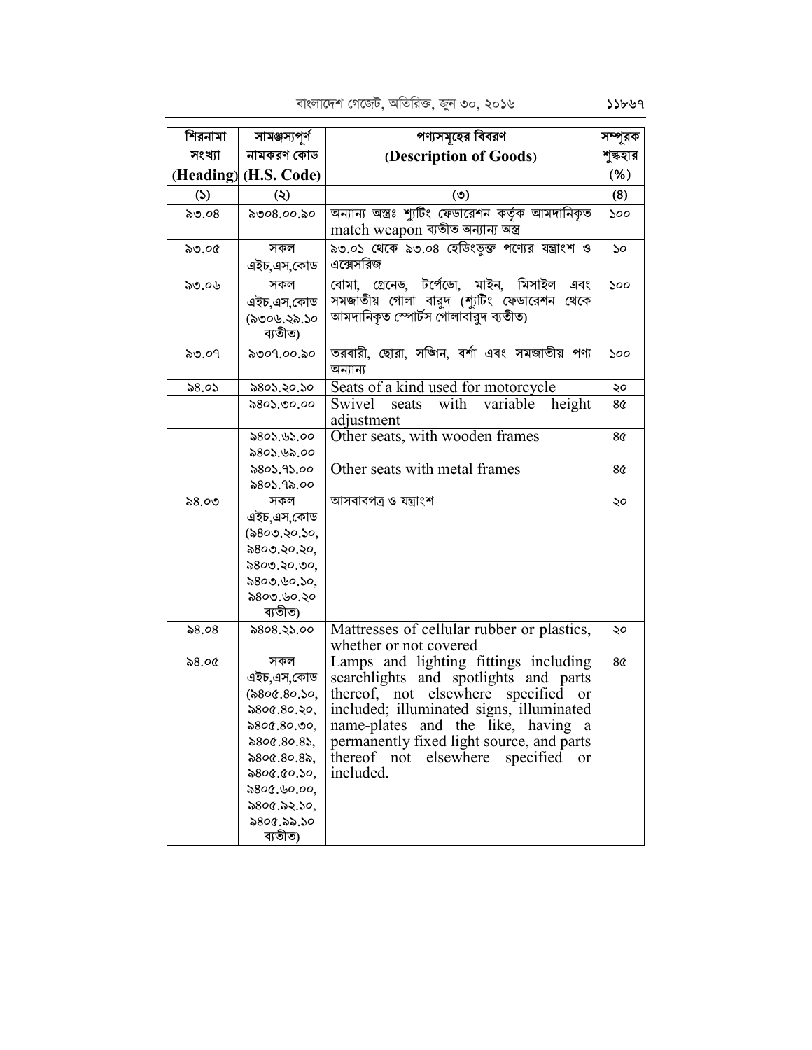| শিরনামা সংখ্যা (Heading) | সামঞ্জস্যপূর্ণ নামকরণ কোড (H.S. Code) | পণ্যসমূহের বিবরণ (Description of Goods) | সম্পূরক শুল্কহার (%) |
|---|---|---|---|
| (১) | (২) | (৩) | (৪) |
| ৯৩.০৪ | ৯৩০৪.০০.৯০ | অন্যান্য অস্ত্রঃ শ্যুটিং ফেডারেশন কর্তৃক আমদানিকৃত match weapon ব্যতীত অন্যান্য অস্ত্র | ১০০ |
| ৯৩.০৫ | সকল এইচ,এস,কোড | ৯৩.০১ থেকে ৯৩.০৪ হেডিংভুক্ত পণ্যের যন্ত্রাংশ ও এক্সেসরিজ | ১০ |
| ৯৩.০৬ | সকল এইচ,এস,কোড (৯৩০৬.২৯.১০ ব্যতীত) | বোমা, গ্রেনেড, টর্পেডো, মাইন, মিসাইল এবং সমজাতীয় গোলা বারুদ (শ্যুটিং ফেডারেশন থেকে আমদানিকৃত স্পোর্টস গোলাবারুদ ব্যতীত) | ১০০ |
| ৯৩.০৭ | ৯৩০৭.০০.৯০ | তরবারী, ছোরা, সঙ্গিন, বর্শা এবং সমজাতীয় পণ্য অন্যান্য | ১০০ |
| ৯৪.০১ | ৯৪০১.২০.১০ | Seats of a kind used for motorcycle | ২০ |
| | ৯৪০১.৩০.০০ | Swivel seats with variable height adjustment | ৪৫ |
| | ৯৪০১.৬১.০০ ৯৪০১.৬৯.০০ | Other seats, with wooden frames | ৪৫ |
| | ৯৪০১.৭১.০০ ৯৪০১.৭৯.০০ | Other seats with metal frames | ৪৫ |
| ৯৪.০৩ | সকল এইচ,এস,কোড (৯৪০৩.২০.১০, ৯৪০৩.২০.২০, ৯৪০৩.২০.৩০, ৯৪০৩.৬০.১০, ৯৪০৩.৬০.২০ ব্যতীত) | আসবাবপত্র ও যন্ত্রাংশ | ২০ |
| ৯৪.০৪ | ৯৪০৪.২১.০০ | Mattresses of cellular rubber or plastics, whether or not covered | ২০ |
| ৯৪.০৫ | সকল এইচ,এস,কোড (৯৪০৫.৪০.১০, ৯৪০৫.৪০.২০, ৯৪০৫.৪০.৩০, ৯৪০৫.৪০.৪১, ৯৪০৫.৪০.৪৯, ৯৪০৫.৫০.১০, ৯৪০৫.৬০.০০, ৯৪০৫.৯২.১০, ৯৪০৫.৯৯.১০ ব্যতীত) | Lamps and lighting fittings including searchlights and spotlights and parts thereof, not elsewhere specified or included; illuminated signs, illuminated name-plates and the like, having a permanently fixed light source, and parts thereof not elsewhere specified or included. | ৪৫ |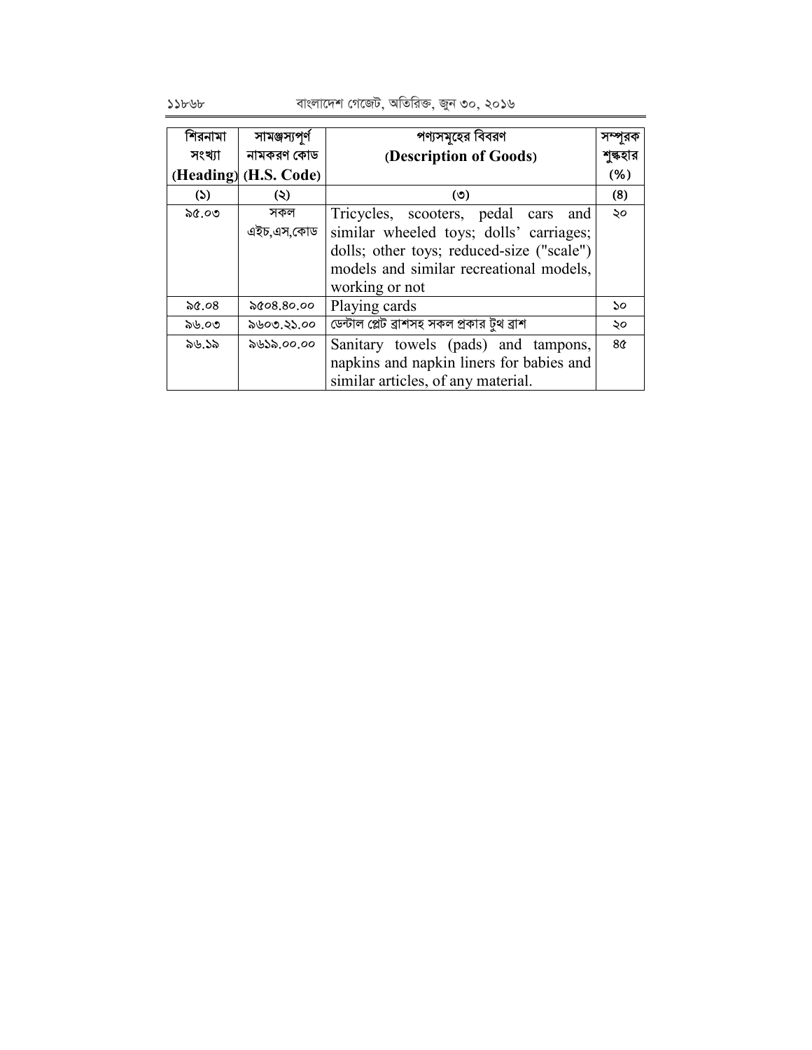| শিরনামা সংখ্যা (Heading) | সামঞ্জস্যপূর্ণ নামকরণ কোড (H.S. Code) | পণ্যসমূহের বিবরণ (Description of Goods) | সম্পূরক শুল্কহার (%) |
|---|---|---|---|
| (১) | (২) | (৩) | (৪) |
| ৯৫.০৩ | সকল এইচ,এস,কোড | Tricycles, scooters, pedal cars and similar wheeled toys; dolls' carriages; dolls; other toys; reduced-size ("scale") models and similar recreational models, working or not | ২০ |
| ৯৫.০৪ | ৯৫০৪.৪০.০০ | Playing cards | ১০ |
| ৯৬.০৩ | ৯৬০৩.২১.০০ | ডেন্টাল প্লেট ব্রাশসহ সকল প্রকার টুথ ব্রাশ | ২০ |
| ৯৬.১৯ | ৯৬১৯.০০.০০ | Sanitary towels (pads) and tampons, napkins and napkin liners for babies and similar articles, of any material. | ৪৫ |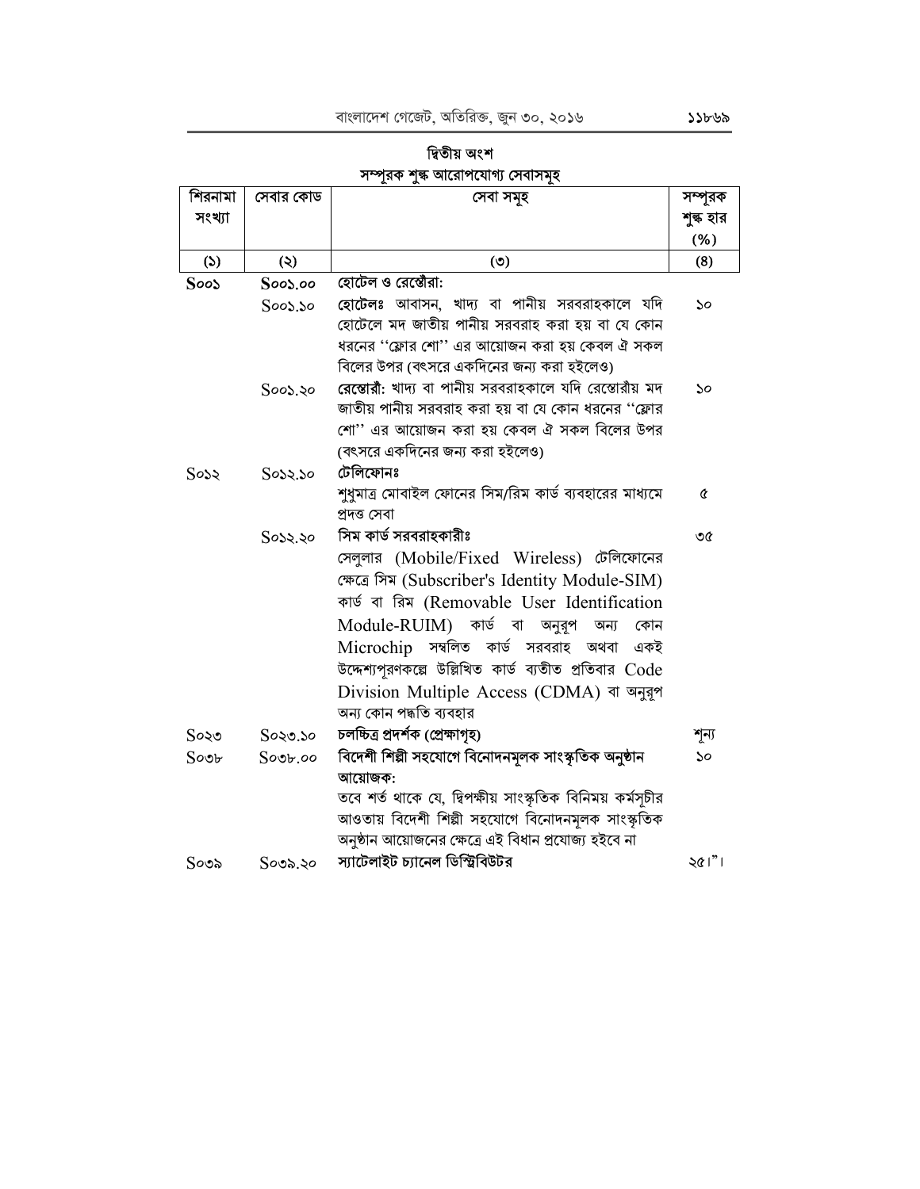## দ্বিতীয় অংশ

### সম্পূরক শুল্ক আরোপযোগ্য সেবাসমূহ

| শিরনামা সংখ্যা | সেবার কোড | সেবা সমূহ | সম্পূরক শুল্ক হার (%) |
|---|---|---|---|
| (১) | (২) | (৩) | (৪) |
| **S০০১** | **S০০১.০০** | **হোটেল ও রেস্তোঁরা:** | |
| | S০০১.১০ | **হোটেলঃ** আবাসন, খাদ্য বা পানীয় সরবরাহকালে যদি হোটেলে মদ জাতীয় পানীয় সরবরাহ করা হয় বা যে কোন ধরনের ''ফ্লোর শো'' এর আয়োজন করা হয় কেবল ঐ সকল বিলের উপর (বৎসরে একদিনের জন্য করা হইলেও) | ১০ |
| | S০০১.২০ | **রেস্তোরাঁ:** খাদ্য বা পানীয় সরবরাহকালে যদি রেস্তোরাঁয় মদ জাতীয় পানীয় সরবরাহ করা হয় বা যে কোন ধরনের ''ফ্লোর শো'' এর আয়োজন করা হয় কেবল ঐ সকল বিলের উপর (বৎসরে একদিনের জন্য করা হইলেও) | ১০ |
| S০১২ | S০১২.১০ | **টেলিফোনঃ** শুধুমাত্র মোবাইল ফোনের সিম/রিম কার্ড ব্যবহারের মাধ্যমে প্রদত্ত সেবা | ৫ |
| | S০১২.২০ | **সিম কার্ড সরবরাহকারীঃ** সেলুলার (Mobile/Fixed Wireless) টেলিফোনের ক্ষেত্রে সিম (Subscriber's Identity Module-SIM) কার্ড বা রিম (Removable User Identification Module-RUIM) কার্ড বা অনুরূপ অন্য কোন Microchip সম্বলিত কার্ড সরবরাহ অথবা একই উদ্দেশ্যপূরণকল্পে উল্লিখিত কার্ড ব্যতীত প্রতিবার Code Division Multiple Access (CDMA) বা অনুরূপ অন্য কোন পদ্ধতি ব্যবহার | ৩৫ |
| S০২৩ | S০২৩.১০ | **চলচ্চিত্র প্রদর্শক (প্রেক্ষাগৃহ)** | শূন্য |
| S০৩৮ | S০৩৮.০০ | **বিদেশী শিল্পী সহযোগে বিনোদনমূলক সাংস্কৃতিক অনুষ্ঠান আয়োজক:** তবে শর্ত থাকে যে, দ্বিপক্ষীয় সাংস্কৃতিক বিনিময় কর্মসূচীর আওতায় বিদেশী শিল্পী সহযোগে বিনোদনমূলক সাংস্কৃতিক অনুষ্ঠান আয়োজনের ক্ষেত্রে এই বিধান প্রযোজ্য হইবে না | ১০ |
| S০৩৯ | S০৩৯.২০ | **স্যাটেলাইট চ্যানেল ডিস্ট্রিবিউটর** | ২৫।"। |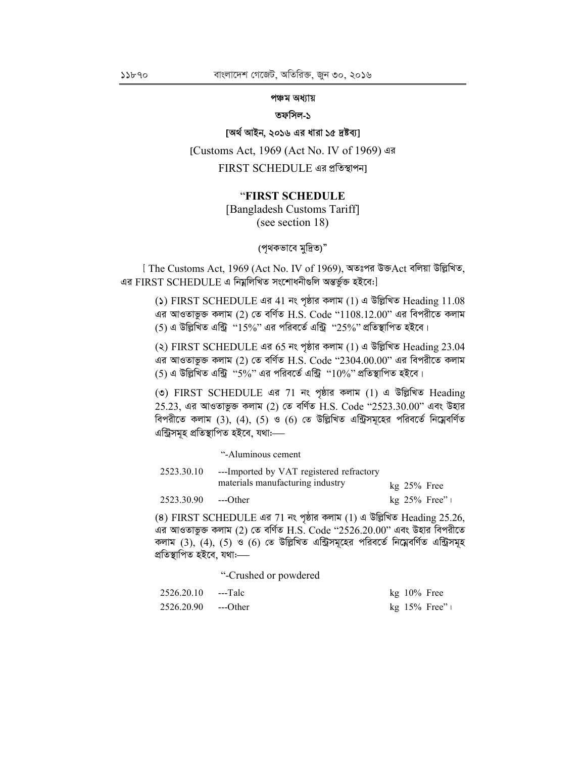**পঞ্চম অধ্যায়**

**তফসিল-১**

**[অর্থ আইন, ২০১৬ এর ধারা ১৫ দ্রষ্টব্য]**

[Customs Act, 1969 (Act No. IV of 1969) এর

FIRST SCHEDULE এর প্রতিস্থাপন]

"**FIRST SCHEDULE**

[Bangladesh Customs Tariff]

(see section 18)

(পৃথকভাবে মুদ্রিত)"

[ The Customs Act, 1969 (Act No. IV of 1969), অতঃপর উক্তAct বলিয়া উল্লিখিত, এর FIRST SCHEDULE এ নিম্নলিখিত সংশোধনীগুলি অন্তর্ভুক্ত হইবে:]

(১) FIRST SCHEDULE এর 41 নং পৃষ্ঠার কলাম (1) এ উল্লিখিত Heading 11.08 এর আওতাভুক্ত কলাম (2) তে বর্ণিত H.S. Code "1108.12.00" এর বিপরীতে কলাম (5) এ উল্লিখিত এন্ট্রি "15%" এর পরিবর্তে এন্ট্রি "25%" প্রতিস্থাপিত হইবে।

(২) FIRST SCHEDULE এর 65 নং পৃষ্ঠার কলাম (1) এ উল্লিখিত Heading 23.04 এর আওতাভুক্ত কলাম (2) তে বর্ণিত H.S. Code "2304.00.00" এর বিপরীতে কলাম (5) এ উল্লিখিত এন্ট্রি "5%" এর পরিবর্তে এন্ট্রি "10%" প্রতিস্থাপিত হইবে।

(৩) FIRST SCHEDULE এর 71 নং পৃষ্ঠার কলাম (1) এ উল্লিখিত Heading 25.23, এর আওতাভুক্ত কলাম (2) তে বর্ণিত H.S. Code "2523.30.00" এবং উহার বিপরীতে কলাম (3), (4), (5) ও (6) তে উল্লিখিত এন্ট্রিসমূহের পরিবর্তে নিম্নেবর্ণিত এন্ট্রিসমূহ প্রতিস্থাপিত হইবে, যথা:—

| | "-Aluminous cement | | | |
|---|---|---|---|---|
| 2523.30.10 | ---Imported by VAT registered refractory materials manufacturing industry | kg | 25% | Free |
| 2523.30.90 | ---Other | kg | 25% | Free"। |

(৪) FIRST SCHEDULE এর 71 নং পৃষ্ঠার কলাম (1) এ উল্লিখিত Heading 25.26, এর আওতাভুক্ত কলাম (2) তে বর্ণিত H.S. Code "2526.20.00" এবং উহার বিপরীতে কলাম (3), (4), (5) ও (6) তে উল্লিখিত এন্ট্রিসমূহের পরিবর্তে নিম্নেবর্ণিত এন্ট্রিসমূহ প্রতিস্থাপিত হইবে, যথা:—

| | "-Crushed or powdered | | | |
|---|---|---|---|---|
| 2526.20.10 | ---Talc | kg | 10% | Free |
| 2526.20.90 | ---Other | kg | 15% | Free"। |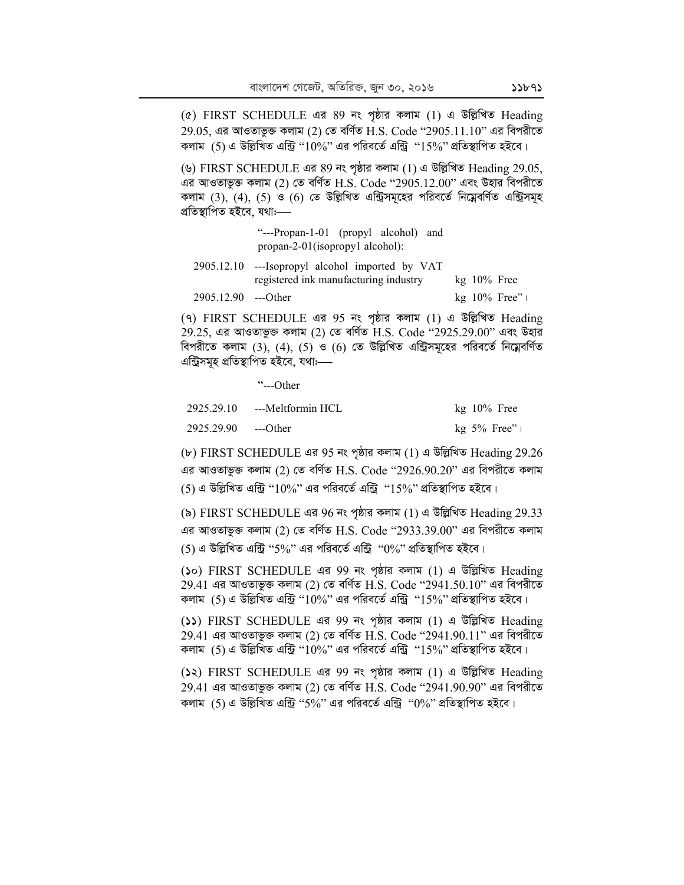(৫) FIRST SCHEDULE এর 89 নং পৃষ্ঠার কলাম (1) এ উল্লিখিত Heading 29.05, এর আওতাভুক্ত কলাম (2) তে বর্ণিত H.S. Code "2905.11.10" এর বিপরীতে কলাম (5) এ উল্লিখিত এন্ট্রি "10%" এর পরিবর্তে এন্ট্রি "15%" প্রতিস্থাপিত হইবে।

(৬) FIRST SCHEDULE এর 89 নং পৃষ্ঠার কলাম (1) এ উল্লিখিত Heading 29.05, এর আওতাভুক্ত কলাম (2) তে বর্ণিত H.S. Code "2905.12.00" এবং উহার বিপরীতে কলাম (3), (4), (5) ও (6) তে উল্লিখিত এন্ট্রিসমূহের পরিবর্তে নিম্নেবর্ণিত এন্ট্রিসমূহ প্রতিস্থাপিত হইবে, যথা:—

| | | | | |
|---|---|---|---|---|
| | "---Propan-1-01 (propyl alcohol) and propan-2-01(isopropy1 alcohol): | | | |
| 2905.12.10 | ---Isopropyl alcohol imported by VAT registered ink manufacturing industry | kg | 10% | Free |
| 2905.12.90 | ---Other | kg | 10% | Free"। |

(৭) FIRST SCHEDULE এর 95 নং পৃষ্ঠার কলাম (1) এ উল্লিখিত Heading 29.25, এর আওতাভুক্ত কলাম (2) তে বর্ণিত H.S. Code "2925.29.00" এবং উহার বিপরীতে কলাম (3), (4), (5) ও (6) তে উল্লিখিত এন্ট্রিসমূহের পরিবর্তে নিম্নেবর্ণিত এন্ট্রিসমূহ প্রতিস্থাপিত হইবে, যথা:—

| | | | | |
|---|---|---|---|---|
| | "---Other | | | |
| 2925.29.10 | ---Meltformin HCL | kg | 10% | Free |
| 2925.29.90 | ---Other | kg | 5% | Free"। |

(৮) FIRST SCHEDULE এর 95 নং পৃষ্ঠার কলাম (1) এ উল্লিখিত Heading 29.26 এর আওতাভুক্ত কলাম (2) তে বর্ণিত H.S. Code "2926.90.20" এর বিপরীতে কলাম (5) এ উল্লিখিত এন্ট্রি "10%" এর পরিবর্তে এন্ট্রি "15%" প্রতিস্থাপিত হইবে।

(৯) FIRST SCHEDULE এর 96 নং পৃষ্ঠার কলাম (1) এ উল্লিখিত Heading 29.33 এর আওতাভুক্ত কলাম (2) তে বর্ণিত H.S. Code "2933.39.00" এর বিপরীতে কলাম (5) এ উল্লিখিত এন্ট্রি "5%" এর পরিবর্তে এন্ট্রি "0%" প্রতিস্থাপিত হইবে।

(১০) FIRST SCHEDULE এর 99 নং পৃষ্ঠার কলাম (1) এ উল্লিখিত Heading 29.41 এর আওতাভুক্ত কলাম (2) তে বর্ণিত H.S. Code "2941.50.10" এর বিপরীতে কলাম (5) এ উল্লিখিত এন্ট্রি "10%" এর পরিবর্তে এন্ট্রি "15%" প্রতিস্থাপিত হইবে।

(১১) FIRST SCHEDULE এর 99 নং পৃষ্ঠার কলাম (1) এ উল্লিখিত Heading 29.41 এর আওতাভুক্ত কলাম (2) তে বর্ণিত H.S. Code "2941.90.11" এর বিপরীতে কলাম (5) এ উল্লিখিত এন্ট্রি "10%" এর পরিবর্তে এন্ট্রি "15%" প্রতিস্থাপিত হইবে।

(১২) FIRST SCHEDULE এর 99 নং পৃষ্ঠার কলাম (1) এ উল্লিখিত Heading 29.41 এর আওতাভুক্ত কলাম (2) তে বর্ণিত H.S. Code "2941.90.90" এর বিপরীতে কলাম (5) এ উল্লিখিত এন্ট্রি "5%" এর পরিবর্তে এন্ট্রি "0%" প্রতিস্থাপিত হইবে।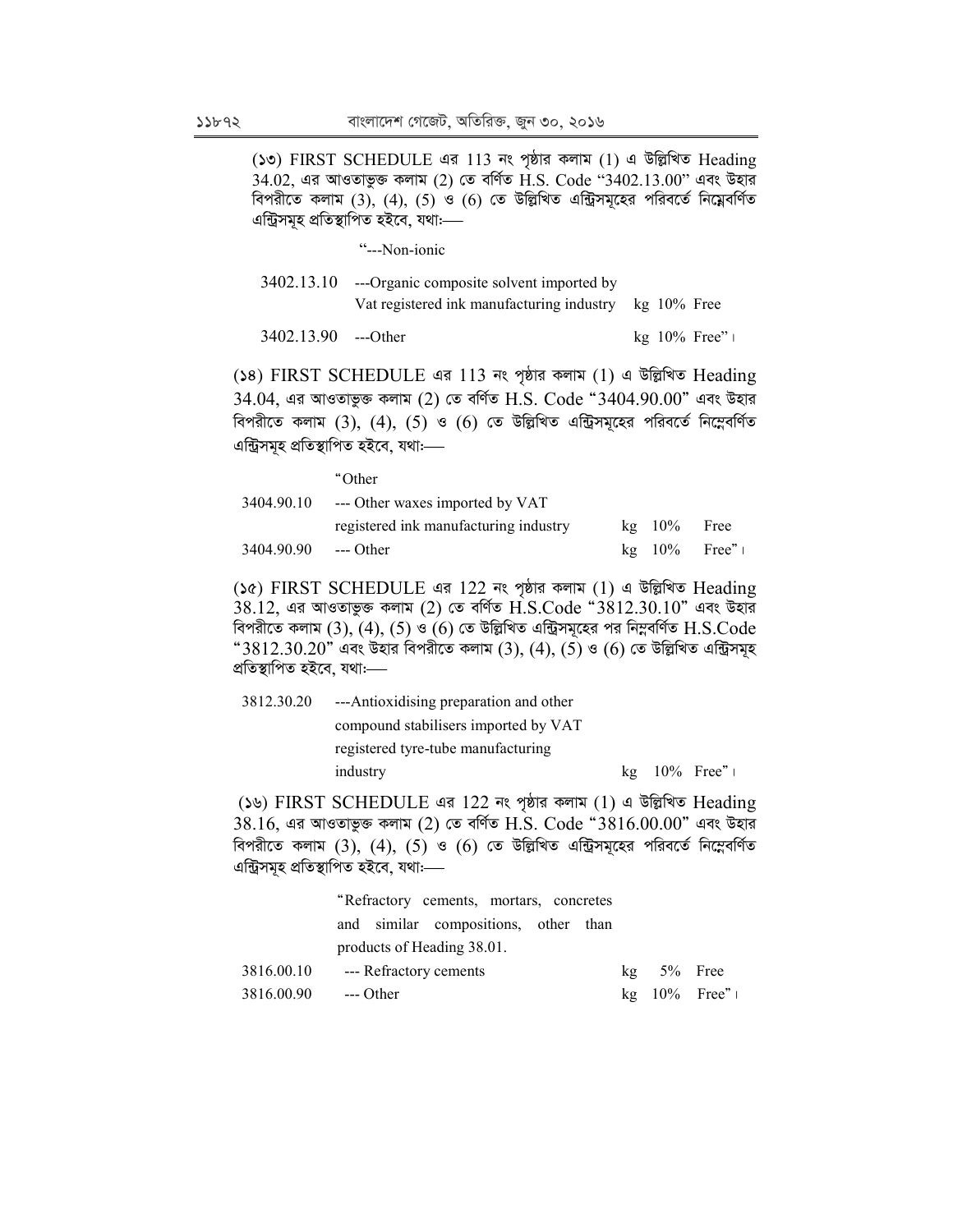(১৩) FIRST SCHEDULE এর 113 নং পৃষ্ঠার কলাম (1) এ উল্লিখিত Heading 34.02, এর আওতাভুক্ত কলাম (2) তে বর্ণিত H.S. Code "3402.13.00" এবং উহার বিপরীতে কলাম (3), (4), (5) ও (6) তে উল্লিখিত এন্ট্রিসমূহের পরিবর্তে নিম্নেবর্ণিত এন্ট্রিসমূহ প্রতিস্থাপিত হইবে, যথা:—

| | | | | |
|---|---|---|---|---|
| | "---Non-ionic | | | |
| 3402.13.10 | ---Organic composite solvent imported by Vat registered ink manufacturing industry | kg | 10% | Free |
| 3402.13.90 | ---Other | kg | 10% | Free"। |

(১৪) FIRST SCHEDULE এর 113 নং পৃষ্ঠার কলাম (1) এ উল্লিখিত Heading 34.04, এর আওতাভুক্ত কলাম (2) তে বর্ণিত H.S. Code "3404.90.00" এবং উহার বিপরীতে কলাম (3), (4), (5) ও (6) তে উল্লিখিত এন্ট্রিসমূহের পরিবর্তে নিম্নেবর্ণিত এন্ট্রিসমূহ প্রতিস্থাপিত হইবে, যথা:—

| | | | | |
|---|---|---|---|---|
| | "Other | | | |
| 3404.90.10 | --- Other waxes imported by VAT registered ink manufacturing industry | kg | 10% | Free |
| 3404.90.90 | --- Other | kg | 10% | Free"। |

(১৫) FIRST SCHEDULE এর 122 নং পৃষ্ঠার কলাম (1) এ উল্লিখিত Heading 38.12, এর আওতাভুক্ত কলাম (2) তে বর্ণিত H.S.Code "3812.30.10" এবং উহার বিপরীতে কলাম (3), (4), (5) ও (6) তে উল্লিখিত এন্ট্রিসমূহের পর নিম্নবর্ণিত H.S.Code "3812.30.20" এবং উহার বিপরীতে কলাম (3), (4), (5) ও (6) তে উল্লিখিত এন্ট্রিসমূহ প্রতিস্থাপিত হইবে, যথা:—

| | | | | |
|---|---|---|---|---|
| 3812.30.20 | ---Antioxidising preparation and other compound stabilisers imported by VAT registered tyre-tube manufacturing industry | kg | 10% | Free"। |

(১৬) FIRST SCHEDULE এর 122 নং পৃষ্ঠার কলাম (1) এ উল্লিখিত Heading 38.16, এর আওতাভুক্ত কলাম (2) তে বর্ণিত H.S. Code "3816.00.00" এবং উহার বিপরীতে কলাম (3), (4), (5) ও (6) তে উল্লিখিত এন্ট্রিসমূহের পরিবর্তে নিম্নেবর্ণিত এন্ট্রিসমূহ প্রতিস্থাপিত হইবে, যথা:—

| | | | | |
|---|---|---|---|---|
| | "Refractory cements, mortars, concretes and similar compositions, other than products of Heading 38.01. | | | |
| 3816.00.10 | --- Refractory cements | kg | 5% | Free |
| 3816.00.90 | --- Other | kg | 10% | Free"। |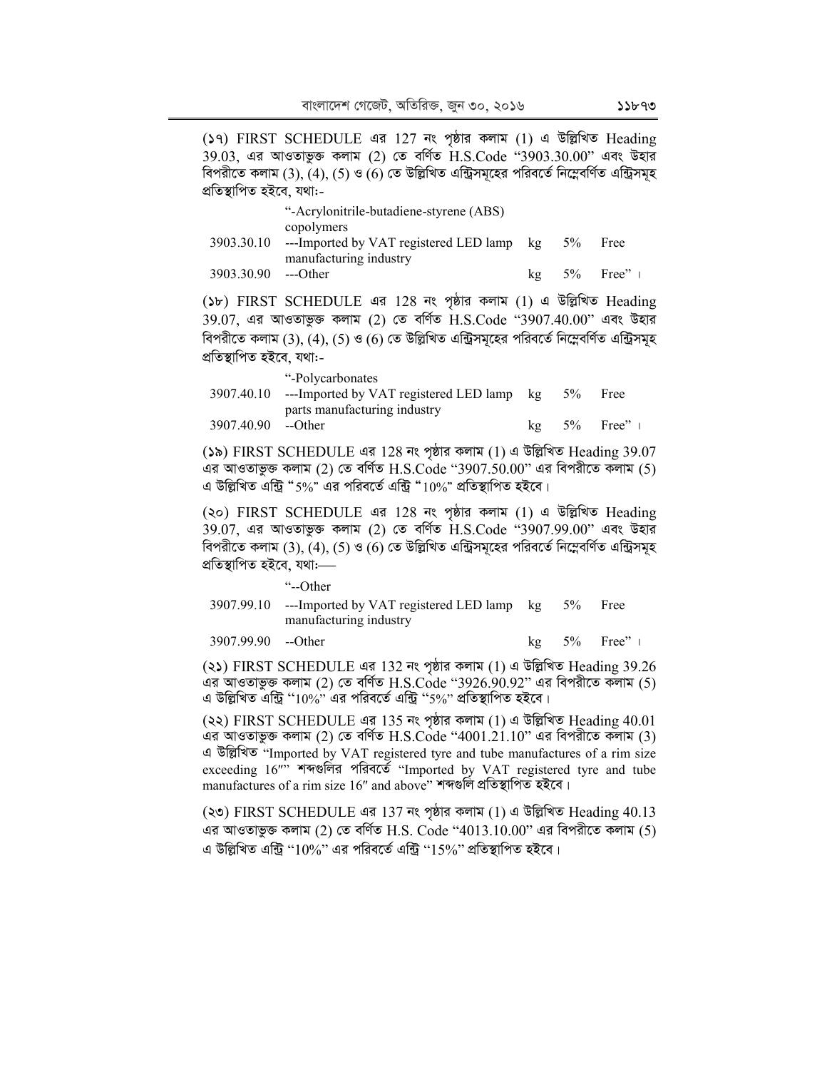(১৭) FIRST SCHEDULE এর 127 নং পৃষ্ঠার কলাম (1) এ উল্লিখিত Heading 39.03, এর আওতাভুক্ত কলাম (2) তে বর্ণিত H.S.Code "3903.30.00" এবং উহার বিপরীতে কলাম (3), (4), (5) ও (6) তে উল্লিখিত এন্ট্রিসমূহের পরিবর্তে নিম্নেবর্ণিত এন্ট্রিসমূহ প্রতিস্থাপিত হইবে, যথা:-

| | | | | |
|---|---|---|---|---|
| | "-Acrylonitrile-butadiene-styrene (ABS) copolymers | | | |
| 3903.30.10 | ---Imported by VAT registered LED lamp manufacturing industry | kg | 5% | Free |
| 3903.30.90 | ---Other | kg | 5% | Free" । |

(১৮) FIRST SCHEDULE এর 128 নং পৃষ্ঠার কলাম (1) এ উল্লিখিত Heading 39.07, এর আওতাভুক্ত কলাম (2) তে বর্ণিত H.S.Code "3907.40.00" এবং উহার বিপরীতে কলাম (3), (4), (5) ও (6) তে উল্লিখিত এন্ট্রিসমূহের পরিবর্তে নিম্নেবর্ণিত এন্ট্রিসমূহ প্রতিস্থাপিত হইবে, যথা:-

| | | | | |
|---|---|---|---|---|
| | "-Polycarbonates | | | |
| 3907.40.10 | ---Imported by VAT registered LED lamp parts manufacturing industry | kg | 5% | Free |
| 3907.40.90 | --Other | kg | 5% | Free" । |

(১৯) FIRST SCHEDULE এর 128 নং পৃষ্ঠার কলাম (1) এ উল্লিখিত Heading 39.07 এর আওতাভুক্ত কলাম (2) তে বর্ণিত H.S.Code "3907.50.00" এর বিপরীতে কলাম (5) এ উল্লিখিত এন্ট্রি "5%" এর পরিবর্তে এন্ট্রি "10%" প্রতিস্থাপিত হইবে।

(২০) FIRST SCHEDULE এর 128 নং পৃষ্ঠার কলাম (1) এ উল্লিখিত Heading 39.07, এর আওতাভুক্ত কলাম (2) তে বর্ণিত H.S.Code "3907.99.00" এবং উহার বিপরীতে কলাম (3), (4), (5) ও (6) তে উল্লিখিত এন্ট্রিসমূহের পরিবর্তে নিম্নেবর্ণিত এন্ট্রিসমূহ প্রতিস্থাপিত হইবে, যথা:—

| | | | | |
|---|---|---|---|---|
| | "--Other | | | |
| 3907.99.10 | ---Imported by VAT registered LED lamp manufacturing industry | kg | 5% | Free |
| 3907.99.90 | --Other | kg | 5% | Free" । |

(২১) FIRST SCHEDULE এর 132 নং পৃষ্ঠার কলাম (1) এ উল্লিখিত Heading 39.26 এর আওতাভুক্ত কলাম (2) তে বর্ণিত H.S.Code "3926.90.92" এর বিপরীতে কলাম (5) এ উল্লিখিত এন্ট্রি "10%" এর পরিবর্তে এন্ট্রি "5%" প্রতিস্থাপিত হইবে।

(২২) FIRST SCHEDULE এর 135 নং পৃষ্ঠার কলাম (1) এ উল্লিখিত Heading 40.01 এর আওতাভুক্ত কলাম (2) তে বর্ণিত H.S.Code "4001.21.10" এর বিপরীতে কলাম (3) এ উল্লিখিত "Imported by VAT registered tyre and tube manufactures of a rim size exceeding 16″" শব্দগুলির পরিবর্তে "Imported by VAT registered tyre and tube manufactures of a rim size 16″ and above" শব্দগুলি প্রতিস্থাপিত হইবে।

(২৩) FIRST SCHEDULE এর 137 নং পৃষ্ঠার কলাম (1) এ উল্লিখিত Heading 40.13 এর আওতাভুক্ত কলাম (2) তে বর্ণিত H.S. Code "4013.10.00" এর বিপরীতে কলাম (5) এ উল্লিখিত এন্ট্রি "10%" এর পরিবর্তে এন্ট্রি "15%" প্রতিস্থাপিত হইবে।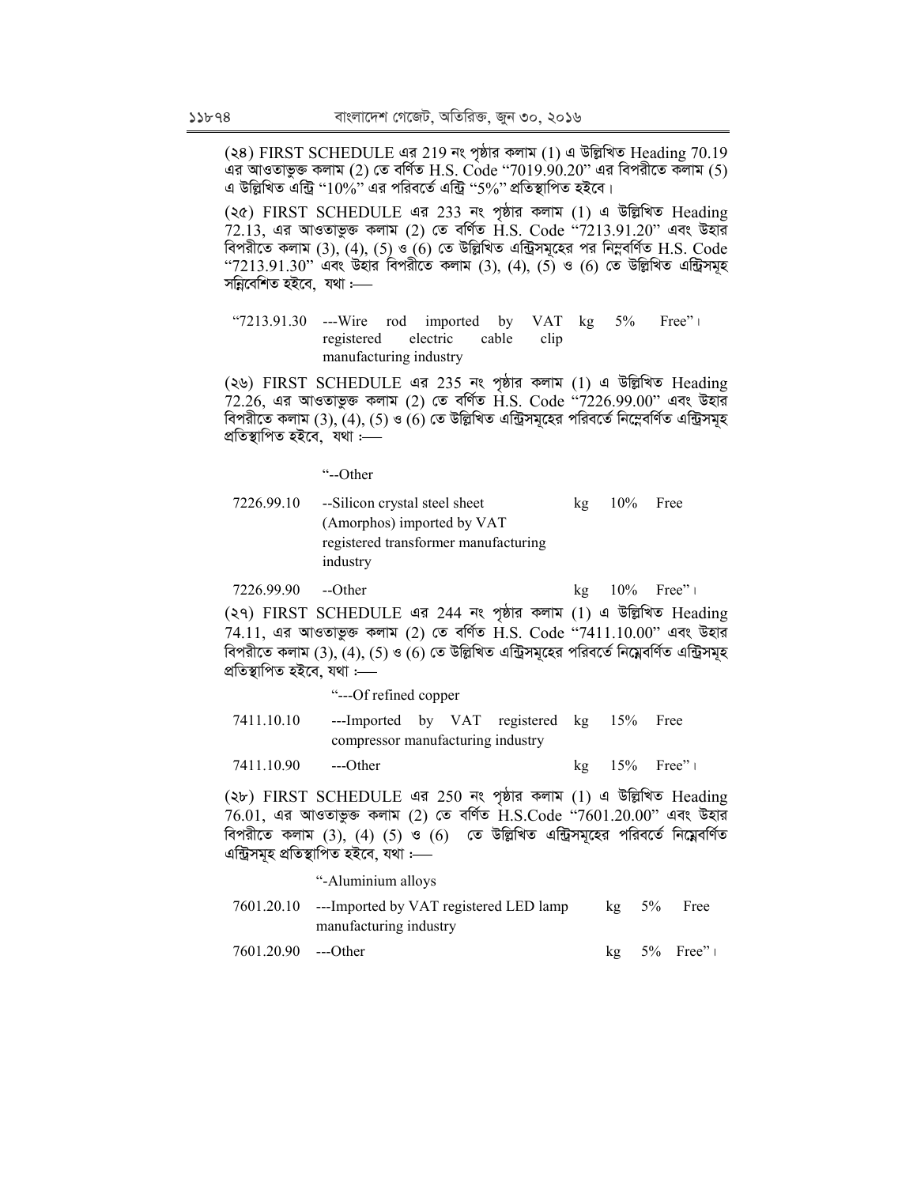(২৪) FIRST SCHEDULE এর 219 নং পৃষ্ঠার কলাম (1) এ উল্লিখিত Heading 70.19 এর আওতাভুক্ত কলাম (2) তে বর্ণিত H.S. Code "7019.90.20" এর বিপরীতে কলাম (5) এ উল্লিখিত এন্ট্রি "10%" এর পরিবর্তে এন্ট্রি "5%" প্রতিস্থাপিত হইবে।

(২৫) FIRST SCHEDULE এর 233 নং পৃষ্ঠার কলাম (1) এ উল্লিখিত Heading 72.13, এর আওতাভুক্ত কলাম (2) তে বর্ণিত H.S. Code "7213.91.20" এবং উহার বিপরীতে কলাম (3), (4), (5) ও (6) তে উল্লিখিত এন্ট্রিসমূহের পর নিম্নবর্ণিত H.S. Code "7213.91.30" এবং উহার বিপরীতে কলাম (3), (4), (5) ও (6) তে উল্লিখিত এন্ট্রিসমূহ সন্নিবেশিত হইবে, যথা :—

| | | | | |
|---|---|---|---|---|
| "7213.91.30 | ---Wire rod imported by VAT registered electric cable clip manufacturing industry | kg | 5% | Free"। |

(২৬) FIRST SCHEDULE এর 235 নং পৃষ্ঠার কলাম (1) এ উল্লিখিত Heading 72.26, এর আওতাভুক্ত কলাম (2) তে বর্ণিত H.S. Code "7226.99.00" এবং উহার বিপরীতে কলাম (3), (4), (5) ও (6) তে উল্লিখিত এন্ট্রিসমূহের পরিবর্তে নিম্নেবর্ণিত এন্ট্রিসমূহ প্রতিস্থাপিত হইবে, যথা :—

| | | | | |
|---|---|---|---|---|
| | "--Other | | | |
| 7226.99.10 | --Silicon crystal steel sheet (Amorphos) imported by VAT registered transformer manufacturing industry | kg | 10% | Free |
| 7226.99.90 | --Other | kg | 10% | Free"। |

(২৭) FIRST SCHEDULE এর 244 নং পৃষ্ঠার কলাম (1) এ উল্লিখিত Heading 74.11, এর আওতাভুক্ত কলাম (2) তে বর্ণিত H.S. Code "7411.10.00" এবং উহার বিপরীতে কলাম (3), (4), (5) ও (6) তে উল্লিখিত এন্ট্রিসমূহের পরিবর্তে নিম্নেবর্ণিত এন্ট্রিসমূহ প্রতিস্থাপিত হইবে, যথা :—

| | | | | |
|---|---|---|---|---|
| | "---Of refined copper | | | |
| 7411.10.10 | ---Imported by VAT registered compressor manufacturing industry | kg | 15% | Free |
| 7411.10.90 | ---Other | kg | 15% | Free"। |

(২৮) FIRST SCHEDULE এর 250 নং পৃষ্ঠার কলাম (1) এ উল্লিখিত Heading 76.01, এর আওতাভুক্ত কলাম (2) তে বর্ণিত H.S.Code "7601.20.00" এবং উহার বিপরীতে কলাম (3), (4) (5) ও (6) তে উল্লিখিত এন্ট্রিসমূহের পরিবর্তে নিম্নেবর্ণিত এন্ট্রিসমূহ প্রতিস্থাপিত হইবে, যথা :—

| | | | | |
|---|---|---|---|---|
| | "-Aluminium alloys | | | |
| 7601.20.10 | ---Imported by VAT registered LED lamp manufacturing industry | kg | 5% | Free |
| 7601.20.90 | ---Other | kg | 5% | Free"। |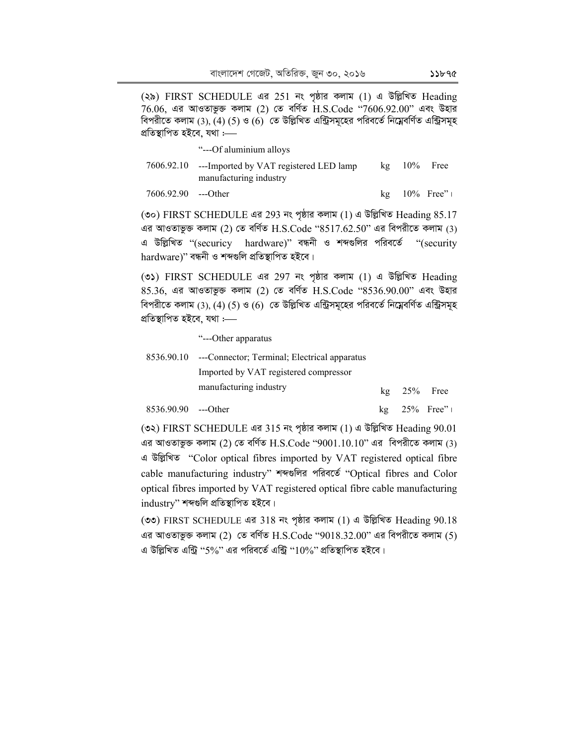(২৯) FIRST SCHEDULE এর 251 নং পৃষ্ঠার কলাম (1) এ উল্লিখিত Heading 76.06, এর আওতাভুক্ত কলাম (2) তে বর্ণিত H.S.Code "7606.92.00" এবং উহার বিপরীতে কলাম (3), (4) (5) ও (6) তে উল্লিখিত এন্ট্রিসমূহের পরিবর্তে নিম্নেবর্ণিত এন্ট্রিসমূহ প্রতিস্থাপিত হইবে, যথা :—

| | | | | |
|---|---|---|---|---|
| | "---Of aluminium alloys | | | |
| 7606.92.10 | ---Imported by VAT registered LED lamp manufacturing industry | kg | 10% | Free |
| 7606.92.90 | ---Other | kg | 10% | Free"। |

(৩০) FIRST SCHEDULE এর 293 নং পৃষ্ঠার কলাম (1) এ উল্লিখিত Heading 85.17 এর আওতাভুক্ত কলাম (2) তে বর্ণিত H.S.Code "8517.62.50" এর বিপরীতে কলাম (3) এ উল্লিখিত "(securicy hardware)" বন্ধনী ও শব্দগুলির পরিবর্তে "(security hardware)" বন্ধনী ও শব্দগুলি প্রতিস্থাপিত হইবে।

(৩১) FIRST SCHEDULE এর 297 নং পৃষ্ঠার কলাম (1) এ উল্লিখিত Heading 85.36, এর আওতাভুক্ত কলাম (2) তে বর্ণিত H.S.Code "8536.90.00" এবং উহার বিপরীতে কলাম (3), (4) (5) ও (6) তে উল্লিখিত এন্ট্রিসমূহের পরিবর্তে নিম্নেবর্ণিত এন্ট্রিসমূহ প্রতিস্থাপিত হইবে, যথা :—

| | | | | |
|---|---|---|---|---|
| | "---Other apparatus | | | |
| 8536.90.10 | ---Connector; Terminal; Electrical apparatus Imported by VAT registered compressor manufacturing industry | kg | 25% | Free |
| 8536.90.90 | ---Other | kg | 25% | Free"। |

(৩২) FIRST SCHEDULE এর 315 নং পৃষ্ঠার কলাম (1) এ উল্লিখিত Heading 90.01 এর আওতাভুক্ত কলাম (2) তে বর্ণিত H.S.Code "9001.10.10" এর বিপরীতে কলাম (3) এ উল্লিখিত "Color optical fibres imported by VAT registered optical fibre cable manufacturing industry" শব্দগুলির পরিবর্তে "Optical fibres and Color optical fibres imported by VAT registered optical fibre cable manufacturing industry" শব্দগুলি প্রতিস্থাপিত হইবে।

(৩৩) FIRST SCHEDULE এর 318 নং পৃষ্ঠার কলাম (1) এ উল্লিখিত Heading 90.18 এর আওতাভুক্ত কলাম (2) তে বর্ণিত H.S.Code "9018.32.00" এর বিপরীতে কলাম (5) এ উল্লিখিত এন্ট্রি "5%" এর পরিবর্তে এন্ট্রি "10%" প্রতিস্থাপিত হইবে।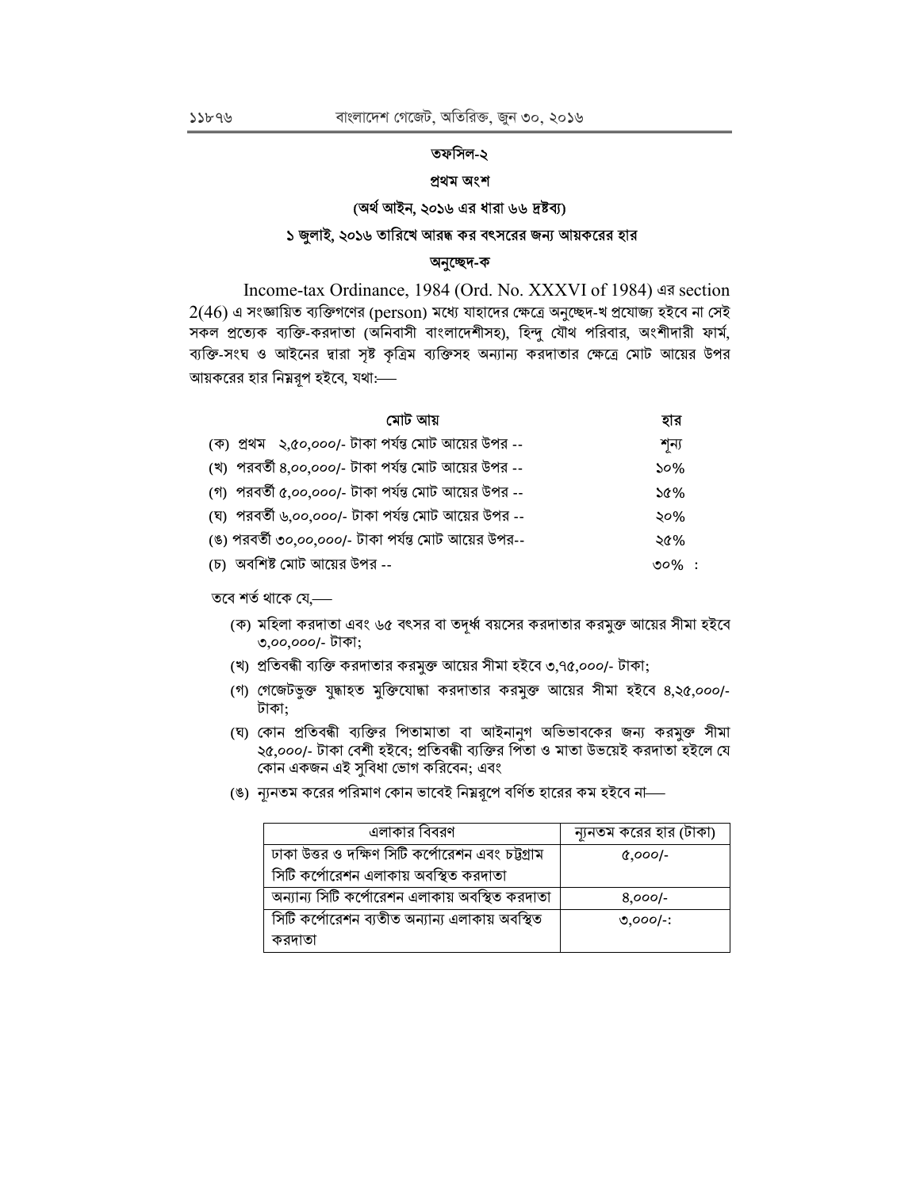## তফসিল-২

### প্রথম অংশ

**(অর্থ আইন, ২০১৬ এর ধারা ৬৬ দ্রষ্টব্য)**

**১ জুলাই, ২০১৬ তারিখে আরব্ধ কর বৎসরের জন্য আয়করের হার**

**অনুচ্ছেদ-ক**

Income-tax Ordinance, 1984 (Ord. No. XXXVI of 1984) এর section 2(46) এ সংজ্ঞায়িত ব্যক্তিগণের (person) মধ্যে যাহাদের ক্ষেত্রে অনুচ্ছেদ-খ প্রযোজ্য হইবে না সেই সকল প্রত্যেক ব্যক্তি-করদাতা (অনিবাসী বাংলাদেশীসহ), হিন্দু যৌথ পরিবার, অংশীদারী ফার্ম, ব্যক্তি-সংঘ ও আইনের দ্বারা সৃষ্ট কৃত্রিম ব্যক্তিসহ অন্যান্য করদাতার ক্ষেত্রে মোট আয়ের উপর আয়করের হার নিম্নরূপ হইবে, যথা:—

| মোট আয় | হার |
|---|---|
| (ক) প্রথম ২,৫০,০০০/- টাকা পর্যন্ত মোট আয়ের উপর -- | শূন্য |
| (খ) পরবর্তী ৪,০০,০০০/- টাকা পর্যন্ত মোট আয়ের উপর -- | ১০% |
| (গ) পরবর্তী ৫,০০,০০০/- টাকা পর্যন্ত মোট আয়ের উপর -- | ১৫% |
| (ঘ) পরবর্তী ৬,০০,০০০/- টাকা পর্যন্ত মোট আয়ের উপর -- | ২০% |
| (ঙ) পরবর্তী ৩০,০০,০০০/- টাকা পর্যন্ত মোট আয়ের উপর-- | ২৫% |
| (চ) অবশিষ্ট মোট আয়ের উপর -- | ৩০% : |

তবে শর্ত থাকে যে,—

(ক) মহিলা করদাতা এবং ৬৫ বৎসর বা তদূর্ধ্ব বয়সের করদাতার করমুক্ত আয়ের সীমা হইবে ৩,০০,০০০/- টাকা;

(খ) প্রতিবন্ধী ব্যক্তি করদাতার করমুক্ত আয়ের সীমা হইবে ৩,৭৫,০০০/- টাকা;

(গ) গেজেটভুক্ত যুদ্ধাহত মুক্তিযোদ্ধা করদাতার করমুক্ত আয়ের সীমা হইবে ৪,২৫,০০০/- টাকা;

(ঘ) কোন প্রতিবন্ধী ব্যক্তির পিতামাতা বা আইনানুগ অভিভাবকের জন্য করমুক্ত সীমা ২৫,০০০/- টাকা বেশী হইবে; প্রতিবন্ধী ব্যক্তির পিতা ও মাতা উভয়েই করদাতা হইলে যে কোন একজন এই সুবিধা ভোগ করিবেন; এবং

(ঙ) ন্যূনতম করের পরিমাণ কোন ভাবেই নিম্নরূপে বর্ণিত হারের কম হইবে না—

| এলাকার বিবরণ | ন্যূনতম করের হার (টাকা) |
|---|---|
| ঢাকা উত্তর ও দক্ষিণ সিটি কর্পোরেশন এবং চট্টগ্রাম সিটি কর্পোরেশন এলাকায় অবস্থিত করদাতা | ৫,০০০/- |
| অন্যান্য সিটি কর্পোরেশন এলাকায় অবস্থিত করদাতা | ৪,০০০/- |
| সিটি কর্পোরেশন ব্যতীত অন্যান্য এলাকায় অবস্থিত করদাতা | ৩,০০০/-: |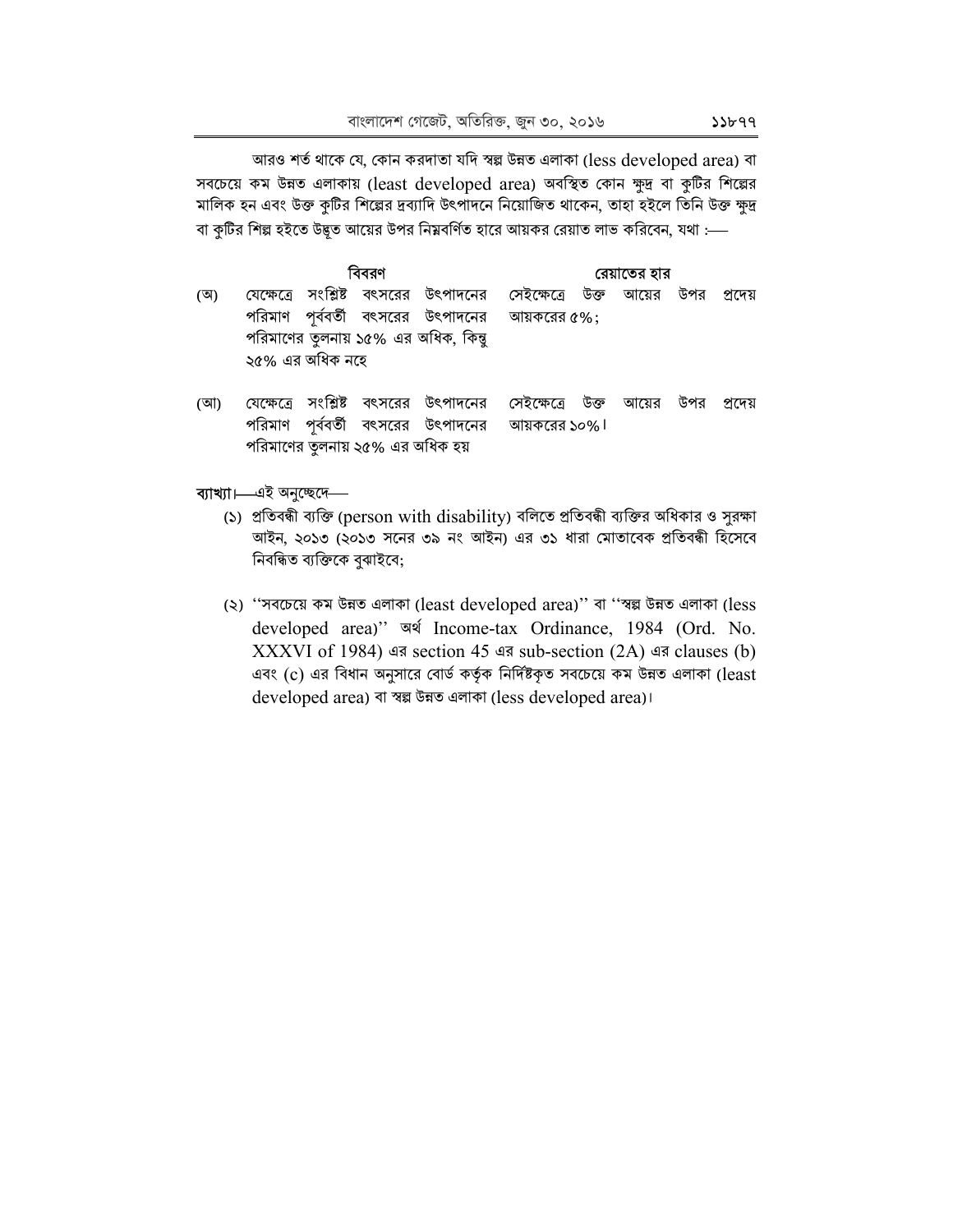আরও শর্ত থাকে যে, কোন করদাতা যদি স্বল্প উন্নত এলাকা (less developed area) বা সবচেয়ে কম উন্নত এলাকায় (least developed area) অবস্থিত কোন ক্ষুদ্র বা কুটির শিল্পের মালিক হন এবং উক্ত কুটির শিল্পের দ্রব্যাদি উৎপাদনে নিয়োজিত থাকেন, তাহা হইলে তিনি উক্ত ক্ষুদ্র বা কুটির শিল্প হইতে উদ্ভূত আয়ের উপর নিম্নবর্ণিত হারে আয়কর রেয়াত লাভ করিবেন, যথা :—

| | বিবরণ | রেয়াতের হার |
|---|---|---|
| (অ) | যেক্ষেত্রে সংশ্লিষ্ট বৎসরের উৎপাদনের পরিমাণ পূর্ববর্তী বৎসরের উৎপাদনের পরিমাণের তুলনায় ১৫% এর অধিক, কিন্তু ২৫% এর অধিক নহে | সেইক্ষেত্রে উক্ত আয়ের উপর প্রদেয় আয়করের ৫%; |
| (আ) | যেক্ষেত্রে সংশ্লিষ্ট বৎসরের উৎপাদনের পরিমাণ পূর্ববর্তী বৎসরের উৎপাদনের পরিমাণের তুলনায় ২৫% এর অধিক হয় | সেইক্ষেত্রে উক্ত আয়ের উপর প্রদেয় আয়করের ১০%। |

ব্যাখ্যা।—এই অনুচ্ছেদে—

(১) প্রতিবন্ধী ব্যক্তি (person with disability) বলিতে প্রতিবন্ধী ব্যক্তির অধিকার ও সুরক্ষা আইন, ২০১৩ (২০১৩ সনের ৩৯ নং আইন) এর ৩১ ধারা মোতাবেক প্রতিবন্ধী হিসেবে নিবন্ধিত ব্যক্তিকে বুঝাইবে;

(২) ''সবচেয়ে কম উন্নত এলাকা (least developed area)'' বা ''স্বল্প উন্নত এলাকা (less developed area)'' অর্থ Income-tax Ordinance, 1984 (Ord. No. XXXVI of 1984) এর section 45 এর sub-section (2A) এর clauses (b) এবং (c) এর বিধান অনুসারে বোর্ড কর্তৃক নির্দিষ্টকৃত সবচেয়ে কম উন্নত এলাকা (least developed area) বা স্বল্প উন্নত এলাকা (less developed area)।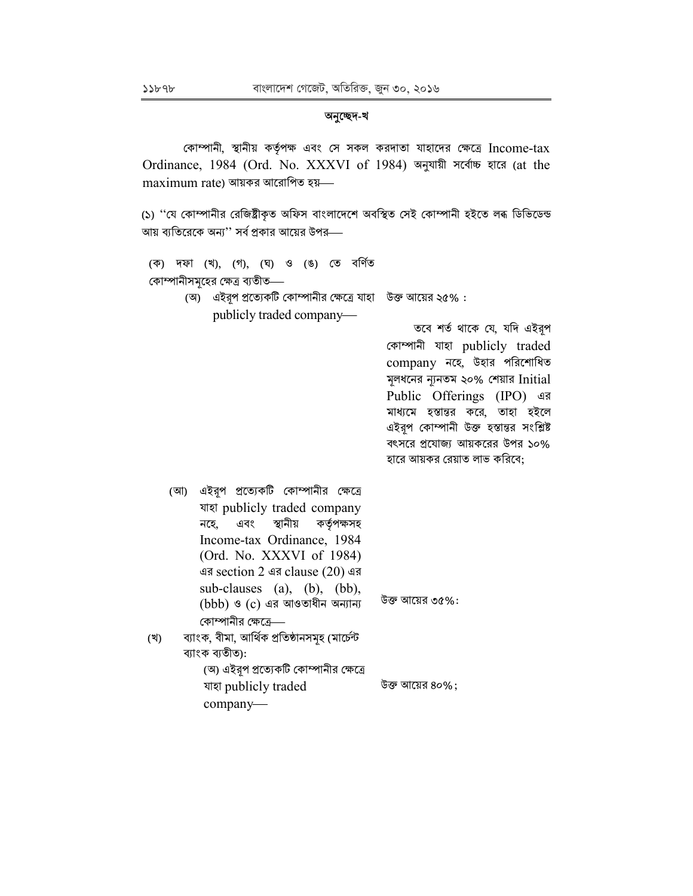## অনুচ্ছেদ-খ

কোম্পানী, স্থানীয় কর্তৃপক্ষ এবং সে সকল করদাতা যাহাদের ক্ষেত্রে Income-tax Ordinance, 1984 (Ord. No. XXXVI of 1984) অনুযায়ী সর্বোচ্চ হারে (at the maximum rate) আয়কর আরোপিত হয়—

(১) ''যে কোম্পানীর রেজিষ্ট্রীকৃত অফিস বাংলাদেশে অবস্থিত সেই কোম্পানী হইতে লব্ধ ডিভিডেন্ড আয় ব্যতিরেকে অন্য'' সর্ব প্রকার আয়ের উপর—

| | |
|---|---|
| (ক) দফা (খ), (গ), (ঘ) ও (ঙ) তে বর্ণিত কোম্পানীসমূহের ক্ষেত্র ব্যতীত— | |
| (অ) এইরূপ প্রত্যেকটি কোম্পানীর ক্ষেত্রে যাহা publicly traded company— | উক্ত আয়ের ২৫% : তবে শর্ত থাকে যে, যদি এইরূপ কোম্পানী যাহা publicly traded company নহে, উহার পরিশোধিত মূলধনের ন্যূনতম ২০% শেয়ার Initial Public Offerings (IPO) এর মাধ্যমে হস্তান্তর করে, তাহা হইলে এইরূপ কোম্পানী উক্ত হস্তান্তর সংশ্লিষ্ট বৎসরে প্রযোজ্য আয়করের উপর ১০% হারে আয়কর রেয়াত লাভ করিবে; |
| (আ) এইরূপ প্রত্যেকটি কোম্পানীর ক্ষেত্রে যাহা publicly traded company নহে, এবং স্থানীয় কর্তৃপক্ষসহ Income-tax Ordinance, 1984 (Ord. No. XXXVI of 1984) এর section 2 এর clause (20) এর sub-clauses (a), (b), (bb), (bbb) ও (c) এর আওতাধীন অন্যান্য কোম্পানীর ক্ষেত্রে— | উক্ত আয়ের ৩৫%: |
| (খ) ব্যাংক, বীমা, আর্থিক প্রতিষ্ঠানসমূহ (মার্চেন্ট ব্যাংক ব্যতীত): | |
| (অ) এইরূপ প্রত্যেকটি কোম্পানীর ক্ষেত্রে যাহা publicly traded company— | উক্ত আয়ের ৪০%; |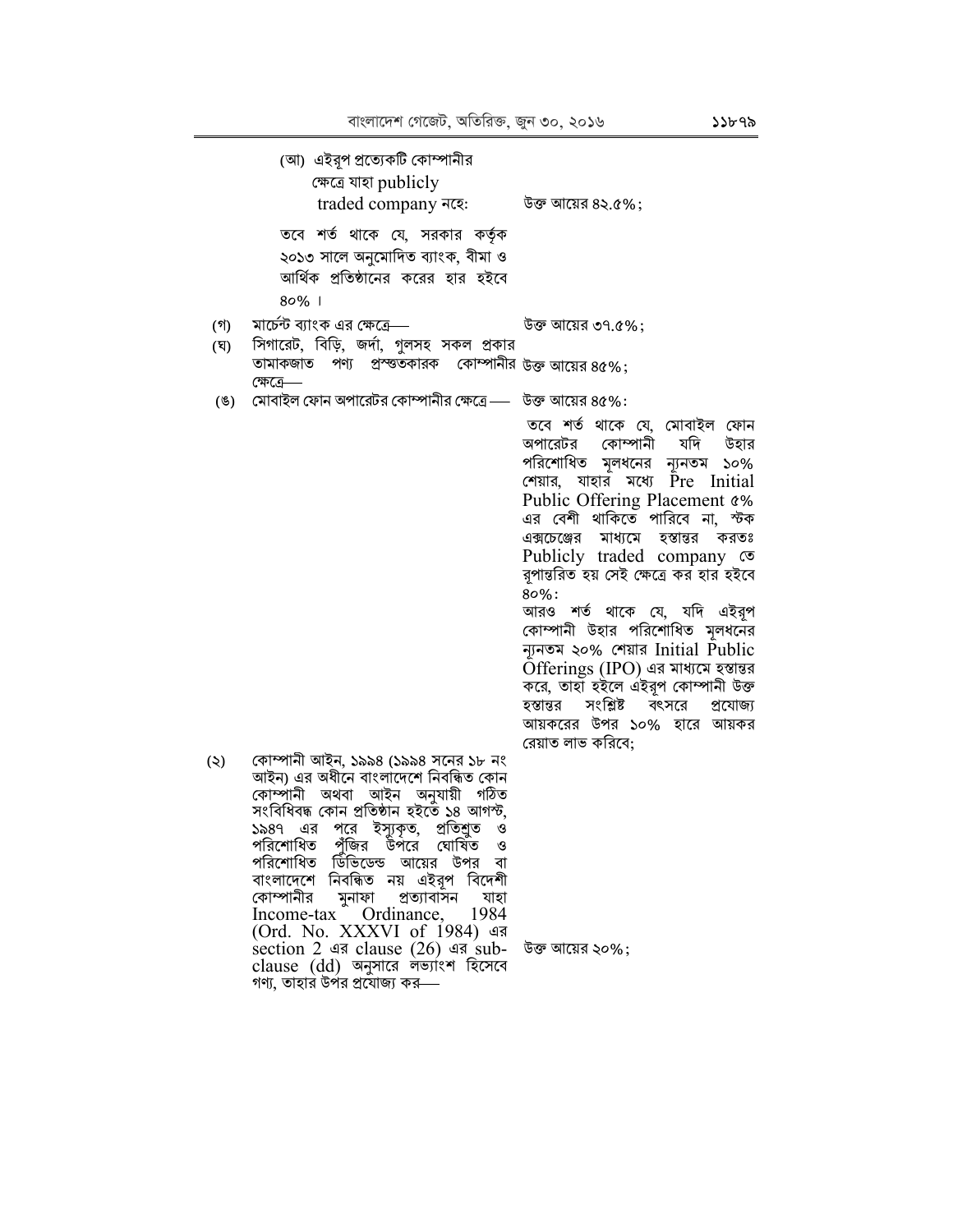| | | |
|---|---|---|
| | (আ) এইরূপ প্রত্যেকটি কোম্পানীর ক্ষেত্রে যাহা publicly traded company নহে: | উক্ত আয়ের ৪২.৫%; |
| | তবে শর্ত থাকে যে, সরকার কর্তৃক ২০১৩ সালে অনুমোদিত ব্যাংক, বীমা ও আর্থিক প্রতিষ্ঠানের করের হার হইবে ৪০% । | |
| (গ) | মার্চেন্ট ব্যাংক এর ক্ষেত্রে— | উক্ত আয়ের ৩৭.৫%; |
| (ঘ) | সিগারেট, বিড়ি, জর্দা, গুলসহ সকল প্রকার তামাকজাত পণ্য প্রস্তুতকারক কোম্পানীর ক্ষেত্রে— | উক্ত আয়ের ৪৫%; |
| (ঙ) | মোবাইল ফোন অপারেটর কোম্পানীর ক্ষেত্রে — | উক্ত আয়ের ৪৫%: তবে শর্ত থাকে যে, মোবাইল ফোন অপারেটর কোম্পানী যদি উহার পরিশোধিত মূলধনের ন্যূনতম ১০% শেয়ার, যাহার মধ্যে Pre Initial Public Offering Placement ৫% এর বেশী থাকিতে পারিবে না, স্টক এক্সচেঞ্জের মাধ্যমে হস্তান্তর করতঃ Publicly traded company তে রূপান্তরিত হয় সেই ক্ষেত্রে কর হার হইবে ৪০%: আরও শর্ত থাকে যে, যদি এইরূপ কোম্পানী উহার পরিশোধিত মূলধনের ন্যূনতম ২০% শেয়ার Initial Public Offerings (IPO) এর মাধ্যমে হস্তান্তর করে, তাহা হইলে এইরূপ কোম্পানী উক্ত হস্তান্তর সংশ্লিষ্ট বৎসরে প্রযোজ্য আয়করের উপর ১০% হারে আয়কর রেয়াত লাভ করিবে; |
| (২) | কোম্পানী আইন, ১৯৯৪ (১৯৯৪ সনের ১৮ নং আইন) এর অধীনে বাংলাদেশে নিবন্ধিত কোন কোম্পানী অথবা আইন অনুযায়ী গঠিত সংবিধিবদ্ধ কোন প্রতিষ্ঠান হইতে ১৪ আগস্ট, ১৯৪৭ এর পরে ইস্যুকৃত, প্রতিশ্রুত ও পরিশোধিত পুঁজির উপরে ঘোষিত ও পরিশোধিত ডিভিডেন্ড আয়ের উপর বা বাংলাদেশে নিবন্ধিত নয় এইরূপ বিদেশী কোম্পানীর মুনাফা প্রত্যাবাসন যাহা Income-tax Ordinance, 1984 (Ord. No. XXXVI of 1984) এর section 2 এর clause (26) এর sub-clause (dd) অনুসারে লভ্যাংশ হিসেবে গণ্য, তাহার উপর প্রযোজ্য কর— | উক্ত আয়ের ২০%; |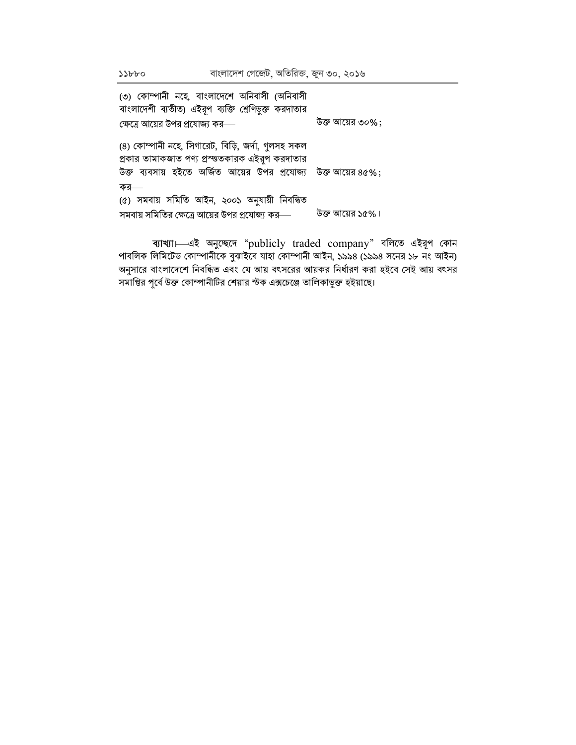| | |
|---|---|
| (৩) কোম্পানী নহে, বাংলাদেশে অনিবাসী (অনিবাসী বাংলাদেশী ব্যতীত) এইরূপ ব্যক্তি শ্রেণিভুক্ত করদাতার ক্ষেত্রে আয়ের উপর প্রযোজ্য কর— | উক্ত আয়ের ৩০%; |
| (৪) কোম্পানী নহে, সিগারেট, বিড়ি, জর্দা, গুলসহ সকল প্রকার তামাকজাত পণ্য প্রস্তুতকারক এইরূপ করদাতার উক্ত ব্যবসায় হইতে অর্জিত আয়ের উপর প্রযোজ্য কর— | উক্ত আয়ের ৪৫%; |
| (৫) সমবায় সমিতি আইন, ২০০১ অনুযায়ী নিবন্ধিত সমবায় সমিতির ক্ষেত্রে আয়ের উপর প্রযোজ্য কর— | উক্ত আয়ের ১৫%। |

**ব্যাখ্যা।**—এই অনুচ্ছেদে "publicly traded company" বলিতে এইরূপ কোন পাবলিক লিমিটেড কোম্পানীকে বুঝাইবে যাহা কোম্পানী আইন, ১৯৯৪ (১৯৯৪ সনের ১৮ নং আইন) অনুসারে বাংলাদেশে নিবন্ধিত এবং যে আয় বৎসরের আয়কর নির্ধারণ করা হইবে সেই আয় বৎসর সমাপ্তির পূর্বে উক্ত কোম্পানীটির শেয়ার স্টক এক্সচেঞ্জে তালিকাভুক্ত হইয়াছে।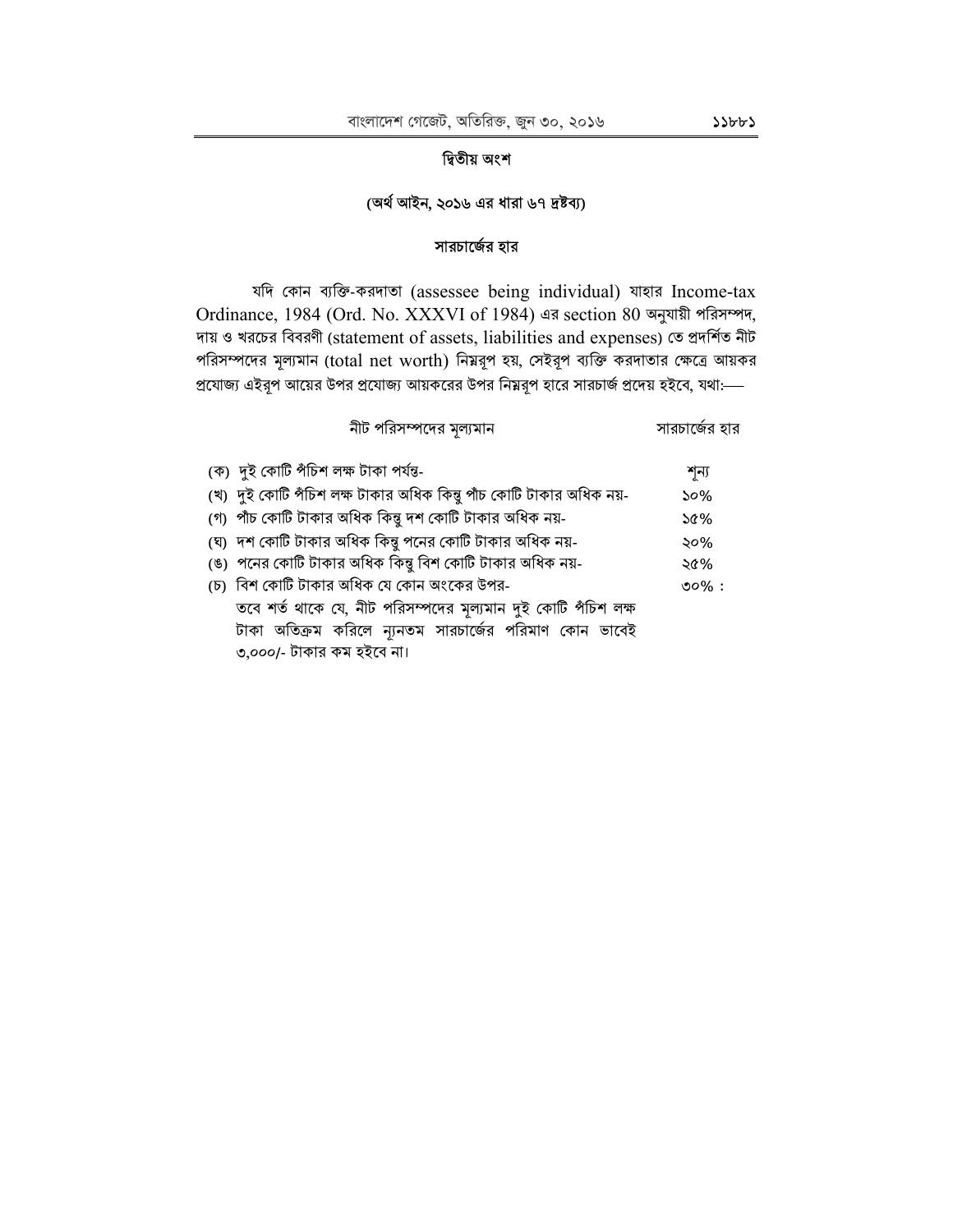## দ্বিতীয় অংশ

**(অর্থ আইন, ২০১৬ এর ধারা ৬৭ দ্রষ্টব্য)**

### সারচার্জের হার

যদি কোন ব্যক্তি-করদাতা (assessee being individual) যাহার Income-tax Ordinance, 1984 (Ord. No. XXXVI of 1984) এর section 80 অনুযায়ী পরিসম্পদ, দায় ও খরচের বিবরণী (statement of assets, liabilities and expenses) তে প্রদর্শিত নীট পরিসম্পদের মূল্যমান (total net worth) নিম্নরূপ হয়, সেইরূপ ব্যক্তি করদাতার ক্ষেত্রে আয়কর প্রযোজ্য এইরূপ আয়ের উপর প্রযোজ্য আয়করের উপর নিম্নরূপ হারে সারচার্জ প্রদেয় হইবে, যথা:—

| নীট পরিসম্পদের মূল্যমান | সারচার্জের হার |
|---|---|
| (ক) দুই কোটি পঁচিশ লক্ষ টাকা পর্যন্ত- | শূন্য |
| (খ) দুই কোটি পঁচিশ লক্ষ টাকার অধিক কিন্তু পাঁচ কোটি টাকার অধিক নয়- | ১০% |
| (গ) পাঁচ কোটি টাকার অধিক কিন্তু দশ কোটি টাকার অধিক নয়- | ১৫% |
| (ঘ) দশ কোটি টাকার অধিক কিন্তু পনের কোটি টাকার অধিক নয়- | ২০% |
| (ঙ) পনের কোটি টাকার অধিক কিন্তু বিশ কোটি টাকার অধিক নয়- | ২৫% |
| (চ) বিশ কোটি টাকার অধিক যে কোন অংকের উপর- | ৩০% : |

তবে শর্ত থাকে যে, নীট পরিসম্পদের মূল্যমান দুই কোটি পঁচিশ লক্ষ টাকা অতিক্রম করিলে ন্যূনতম সারচার্জের পরিমাণ কোন ভাবেই ৩,০০০/- টাকার কম হইবে না।